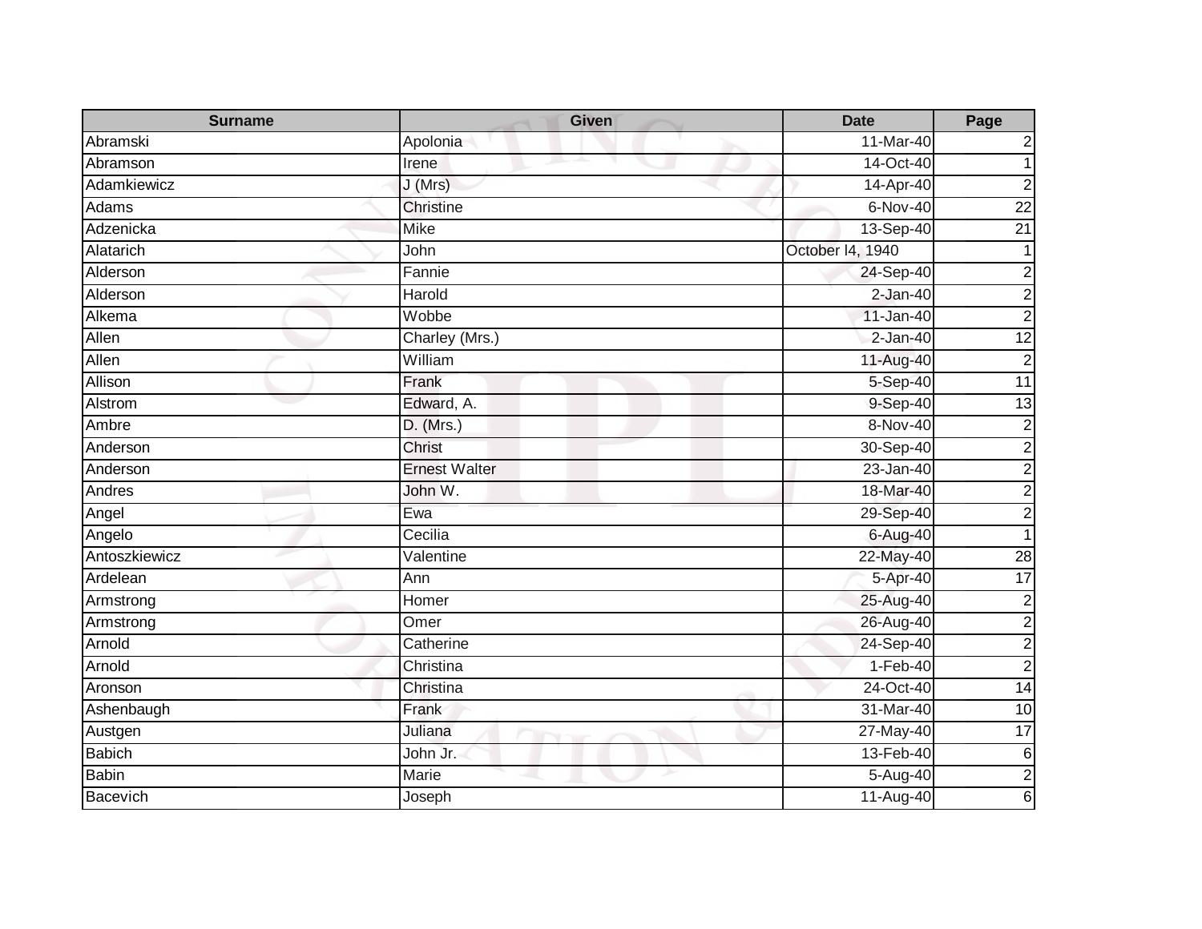| Surname | Given | Date | Page |
|---|---|---|---|
| Abramski | Apolonia | 11-Mar-40 | 2 |
| Abramson | Irene | 14-Oct-40 | 1 |
| Adamkiewicz | J (Mrs) | 14-Apr-40 | 2 |
| Adams | Christine | 6-Nov-40 | 22 |
| Adzenicka | Mike | 13-Sep-40 | 21 |
| Alatarich | John | October l4, 1940 | 1 |
| Alderson | Fannie | 24-Sep-40 | 2 |
| Alderson | Harold | 2-Jan-40 | 2 |
| Alkema | Wobbe | 11-Jan-40 | 2 |
| Allen | Charley (Mrs.) | 2-Jan-40 | 12 |
| Allen | William | 11-Aug-40 | 2 |
| Allison | Frank | 5-Sep-40 | 11 |
| Alstrom | Edward, A. | 9-Sep-40 | 13 |
| Ambre | D. (Mrs.) | 8-Nov-40 | 2 |
| Anderson | Christ | 30-Sep-40 | 2 |
| Anderson | Ernest Walter | 23-Jan-40 | 2 |
| Andres | John W. | 18-Mar-40 | 2 |
| Angel | Ewa | 29-Sep-40 | 2 |
| Angelo | Cecilia | 6-Aug-40 | 1 |
| Antoszkiewicz | Valentine | 22-May-40 | 28 |
| Ardelean | Ann | 5-Apr-40 | 17 |
| Armstrong | Homer | 25-Aug-40 | 2 |
| Armstrong | Omer | 26-Aug-40 | 2 |
| Arnold | Catherine | 24-Sep-40 | 2 |
| Arnold | Christina | 1-Feb-40 | 2 |
| Aronson | Christina | 24-Oct-40 | 14 |
| Ashenbaugh | Frank | 31-Mar-40 | 10 |
| Austgen | Juliana | 27-May-40 | 17 |
| Babich | John Jr. | 13-Feb-40 | 6 |
| Babin | Marie | 5-Aug-40 | 2 |
| Bacevich | Joseph | 11-Aug-40 | 6 |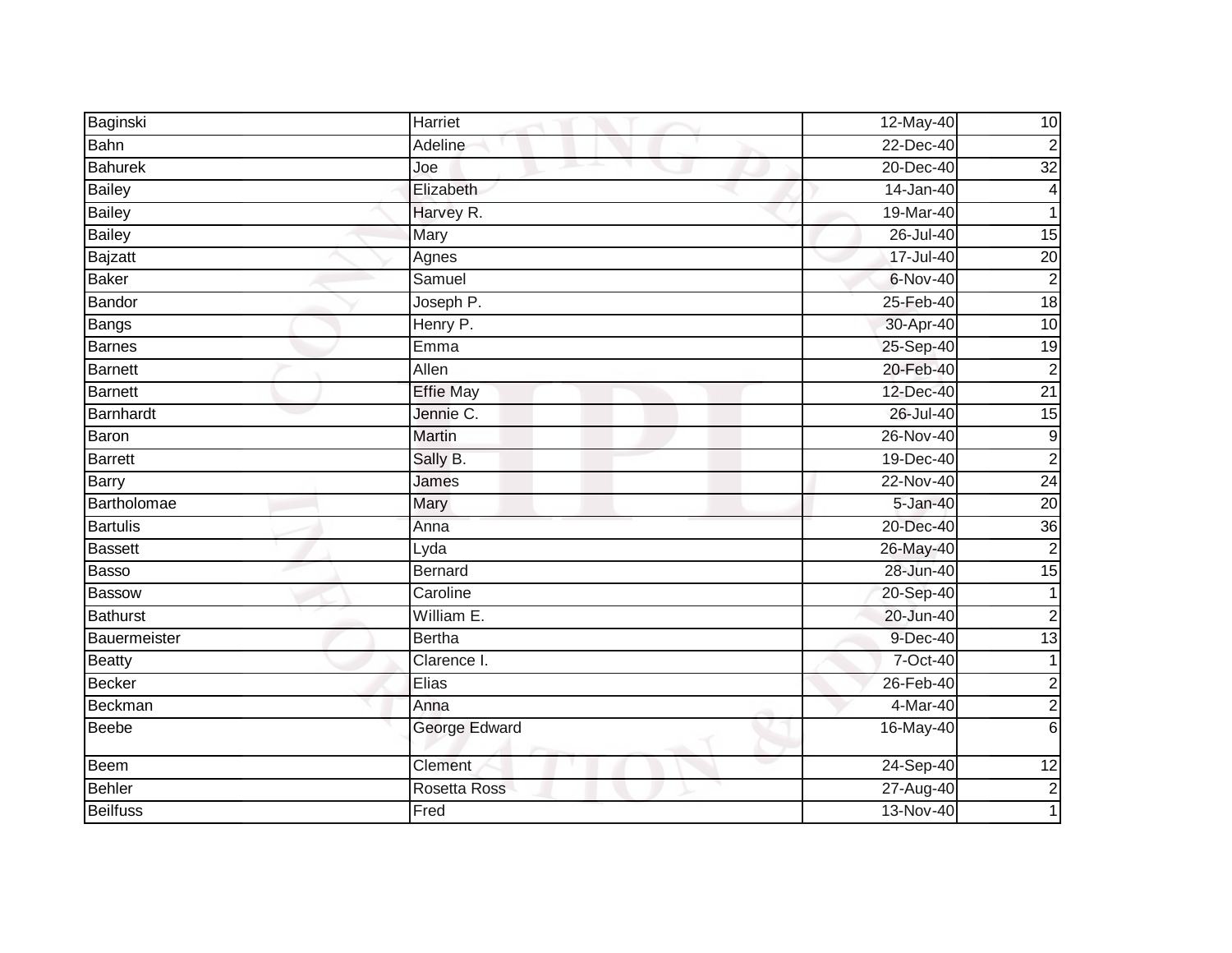| | | | |
|---|---|---|---|
| Baginski | Harriet | 12-May-40 | 10 |
| Bahn | Adeline | 22-Dec-40 | 2 |
| Bahurek | Joe | 20-Dec-40 | 32 |
| Bailey | Elizabeth | 14-Jan-40 | 4 |
| Bailey | Harvey R. | 19-Mar-40 | 1 |
| Bailey | Mary | 26-Jul-40 | 15 |
| Bajzatt | Agnes | 17-Jul-40 | 20 |
| Baker | Samuel | 6-Nov-40 | 2 |
| Bandor | Joseph P. | 25-Feb-40 | 18 |
| Bangs | Henry P. | 30-Apr-40 | 10 |
| Barnes | Emma | 25-Sep-40 | 19 |
| Barnett | Allen | 20-Feb-40 | 2 |
| Barnett | Effie May | 12-Dec-40 | 21 |
| Barnhardt | Jennie C. | 26-Jul-40 | 15 |
| Baron | Martin | 26-Nov-40 | 9 |
| Barrett | Sally B. | 19-Dec-40 | 2 |
| Barry | James | 22-Nov-40 | 24 |
| Bartholomae | Mary | 5-Jan-40 | 20 |
| Bartulis | Anna | 20-Dec-40 | 36 |
| Bassett | Lyda | 26-May-40 | 2 |
| Basso | Bernard | 28-Jun-40 | 15 |
| Bassow | Caroline | 20-Sep-40 | 1 |
| Bathurst | William E. | 20-Jun-40 | 2 |
| Bauermeister | Bertha | 9-Dec-40 | 13 |
| Beatty | Clarence I. | 7-Oct-40 | 1 |
| Becker | Elias | 26-Feb-40 | 2 |
| Beckman | Anna | 4-Mar-40 | 2 |
| Beebe | George Edward | 16-May-40 | 6 |
| Beem | Clement | 24-Sep-40 | 12 |
| Behler | Rosetta Ross | 27-Aug-40 | 2 |
| Beilfuss | Fred | 13-Nov-40 | 1 |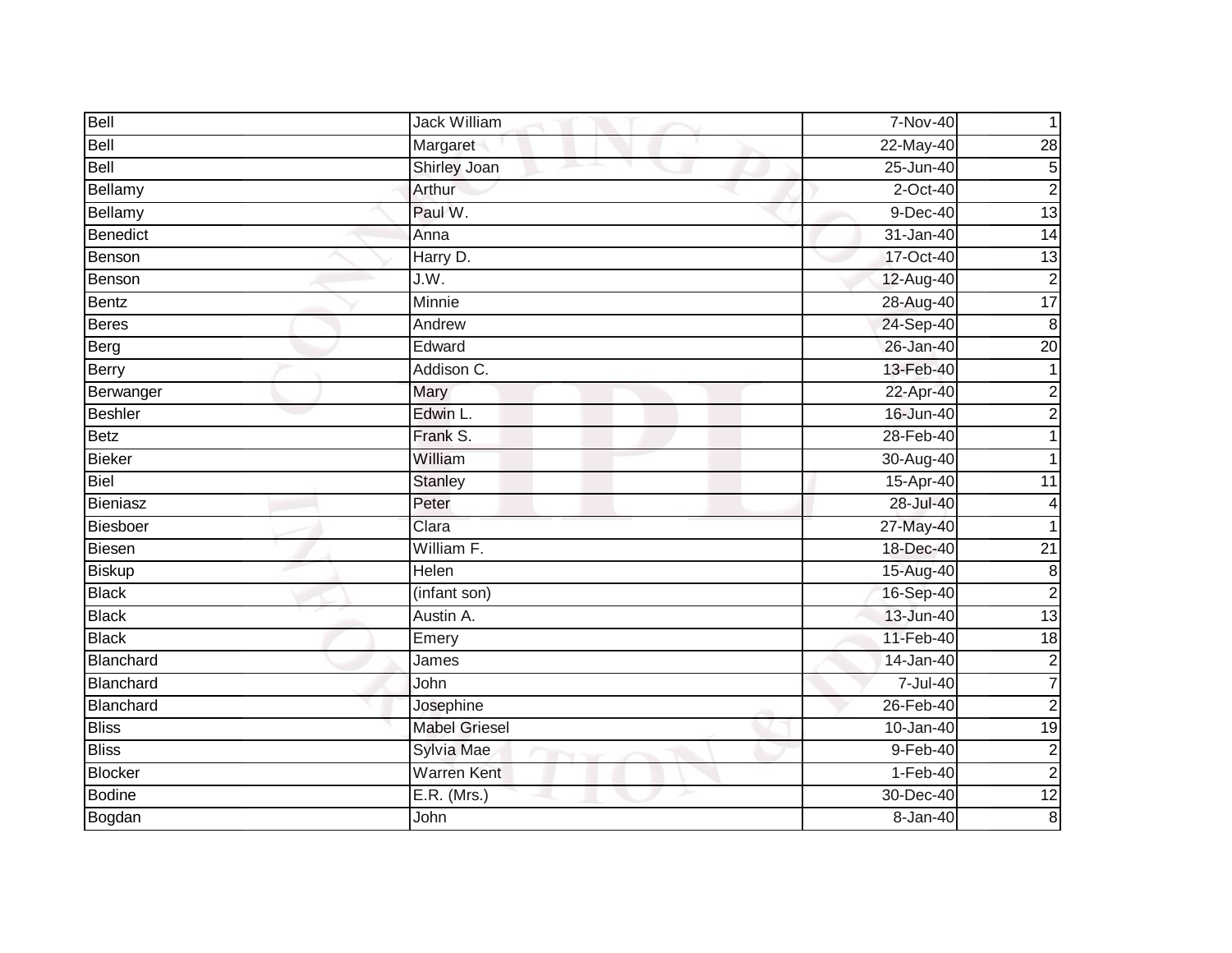| Bell | Jack William | 7-Nov-40 | 1 |
|---|---|---|---|
| Bell | Margaret | 22-May-40 | 28 |
| Bell | Shirley Joan | 25-Jun-40 | 5 |
| Bellamy | Arthur | 2-Oct-40 | 2 |
| Bellamy | Paul W. | 9-Dec-40 | 13 |
| Benedict | Anna | 31-Jan-40 | 14 |
| Benson | Harry D. | 17-Oct-40 | 13 |
| Benson | J.W. | 12-Aug-40 | 2 |
| Bentz | Minnie | 28-Aug-40 | 17 |
| Beres | Andrew | 24-Sep-40 | 8 |
| Berg | Edward | 26-Jan-40 | 20 |
| Berry | Addison C. | 13-Feb-40 | 1 |
| Berwanger | Mary | 22-Apr-40 | 2 |
| Beshler | Edwin L. | 16-Jun-40 | 2 |
| Betz | Frank S. | 28-Feb-40 | 1 |
| Bieker | William | 30-Aug-40 | 1 |
| Biel | Stanley | 15-Apr-40 | 11 |
| Bieniasz | Peter | 28-Jul-40 | 4 |
| Biesboer | Clara | 27-May-40 | 1 |
| Biesen | William F. | 18-Dec-40 | 21 |
| Biskup | Helen | 15-Aug-40 | 8 |
| Black | (infant son) | 16-Sep-40 | 2 |
| Black | Austin A. | 13-Jun-40 | 13 |
| Black | Emery | 11-Feb-40 | 18 |
| Blanchard | James | 14-Jan-40 | 2 |
| Blanchard | John | 7-Jul-40 | 7 |
| Blanchard | Josephine | 26-Feb-40 | 2 |
| Bliss | Mabel Griesel | 10-Jan-40 | 19 |
| Bliss | Sylvia Mae | 9-Feb-40 | 2 |
| Blocker | Warren Kent | 1-Feb-40 | 2 |
| Bodine | E.R. (Mrs.) | 30-Dec-40 | 12 |
| Bogdan | John | 8-Jan-40 | 8 |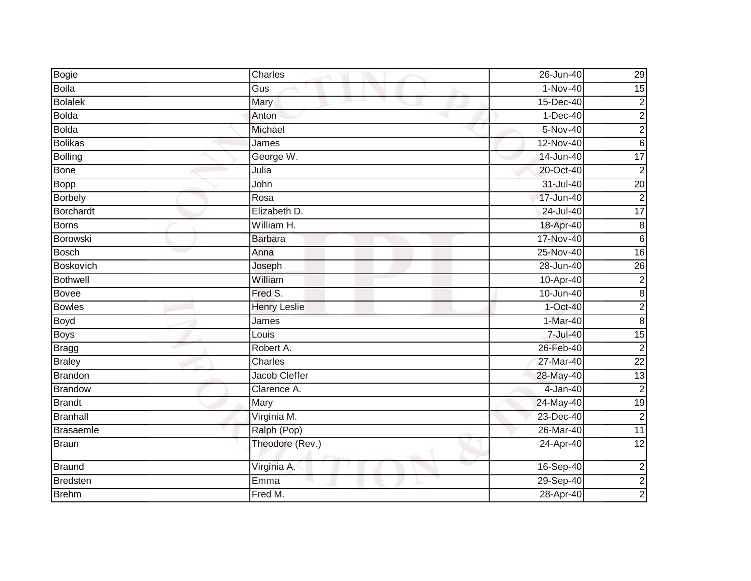| Bogie | Charles | 26-Jun-40 | 29 |
|---|---|---|---|
| Boila | Gus | 1-Nov-40 | 15 |
| Bolalek | Mary | 15-Dec-40 | 2 |
| Bolda | Anton | 1-Dec-40 | 2 |
| Bolda | Michael | 5-Nov-40 | 2 |
| Bolikas | James | 12-Nov-40 | 6 |
| Bolling | George W. | 14-Jun-40 | 17 |
| Bone | Julia | 20-Oct-40 | 2 |
| Bopp | John | 31-Jul-40 | 20 |
| Borbely | Rosa | 17-Jun-40 | 2 |
| Borchardt | Elizabeth D. | 24-Jul-40 | 17 |
| Borns | William H. | 18-Apr-40 | 8 |
| Borowski | Barbara | 17-Nov-40 | 6 |
| Bosch | Anna | 25-Nov-40 | 16 |
| Boskovich | Joseph | 28-Jun-40 | 26 |
| Bothwell | William | 10-Apr-40 | 2 |
| Bovee | Fred S. | 10-Jun-40 | 8 |
| Bowles | Henry Leslie | 1-Oct-40 | 2 |
| Boyd | James | 1-Mar-40 | 8 |
| Boys | Louis | 7-Jul-40 | 15 |
| Bragg | Robert A. | 26-Feb-40 | 2 |
| Braley | Charles | 27-Mar-40 | 22 |
| Brandon | Jacob Cleffer | 28-May-40 | 13 |
| Brandow | Clarence A. | 4-Jan-40 | 2 |
| Brandt | Mary | 24-May-40 | 19 |
| Branhall | Virginia M. | 23-Dec-40 | 2 |
| Brasaemle | Ralph (Pop) | 26-Mar-40 | 11 |
| Braun | Theodore (Rev.) | 24-Apr-40 | 12 |
| Braund | Virginia A. | 16-Sep-40 | 2 |
| Bredsten | Emma | 29-Sep-40 | 2 |
| Brehm | Fred M. | 28-Apr-40 | 2 |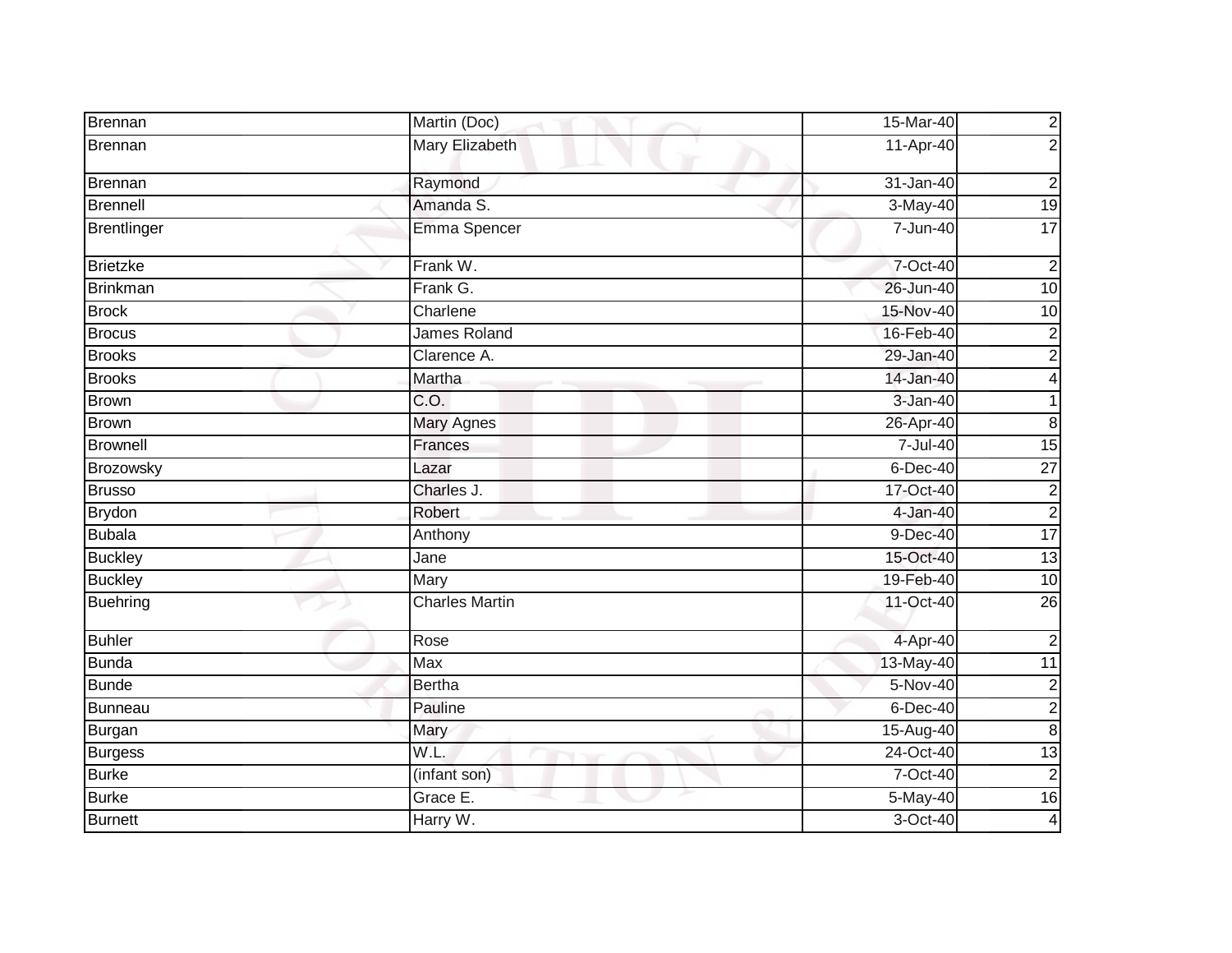| | | | |
|---|---|---|---|
| Brennan | Martin (Doc) | 15-Mar-40 | 2 |
| Brennan | Mary Elizabeth | 11-Apr-40 | 2 |
| Brennan | Raymond | 31-Jan-40 | 2 |
| Brennell | Amanda S. | 3-May-40 | 19 |
| Brentlinger | Emma Spencer | 7-Jun-40 | 17 |
| Brietzke | Frank W. | 7-Oct-40 | 2 |
| Brinkman | Frank G. | 26-Jun-40 | 10 |
| Brock | Charlene | 15-Nov-40 | 10 |
| Brocus | James Roland | 16-Feb-40 | 2 |
| Brooks | Clarence A. | 29-Jan-40 | 2 |
| Brooks | Martha | 14-Jan-40 | 4 |
| Brown | C.O. | 3-Jan-40 | 1 |
| Brown | Mary Agnes | 26-Apr-40 | 8 |
| Brownell | Frances | 7-Jul-40 | 15 |
| Brozowsky | Lazar | 6-Dec-40 | 27 |
| Brusso | Charles J. | 17-Oct-40 | 2 |
| Brydon | Robert | 4-Jan-40 | 2 |
| Bubala | Anthony | 9-Dec-40 | 17 |
| Buckley | Jane | 15-Oct-40 | 13 |
| Buckley | Mary | 19-Feb-40 | 10 |
| Buehring | Charles Martin | 11-Oct-40 | 26 |
| Buhler | Rose | 4-Apr-40 | 2 |
| Bunda | Max | 13-May-40 | 11 |
| Bunde | Bertha | 5-Nov-40 | 2 |
| Bunneau | Pauline | 6-Dec-40 | 2 |
| Burgan | Mary | 15-Aug-40 | 8 |
| Burgess | W.L. | 24-Oct-40 | 13 |
| Burke | (infant son) | 7-Oct-40 | 2 |
| Burke | Grace E. | 5-May-40 | 16 |
| Burnett | Harry W. | 3-Oct-40 | 4 |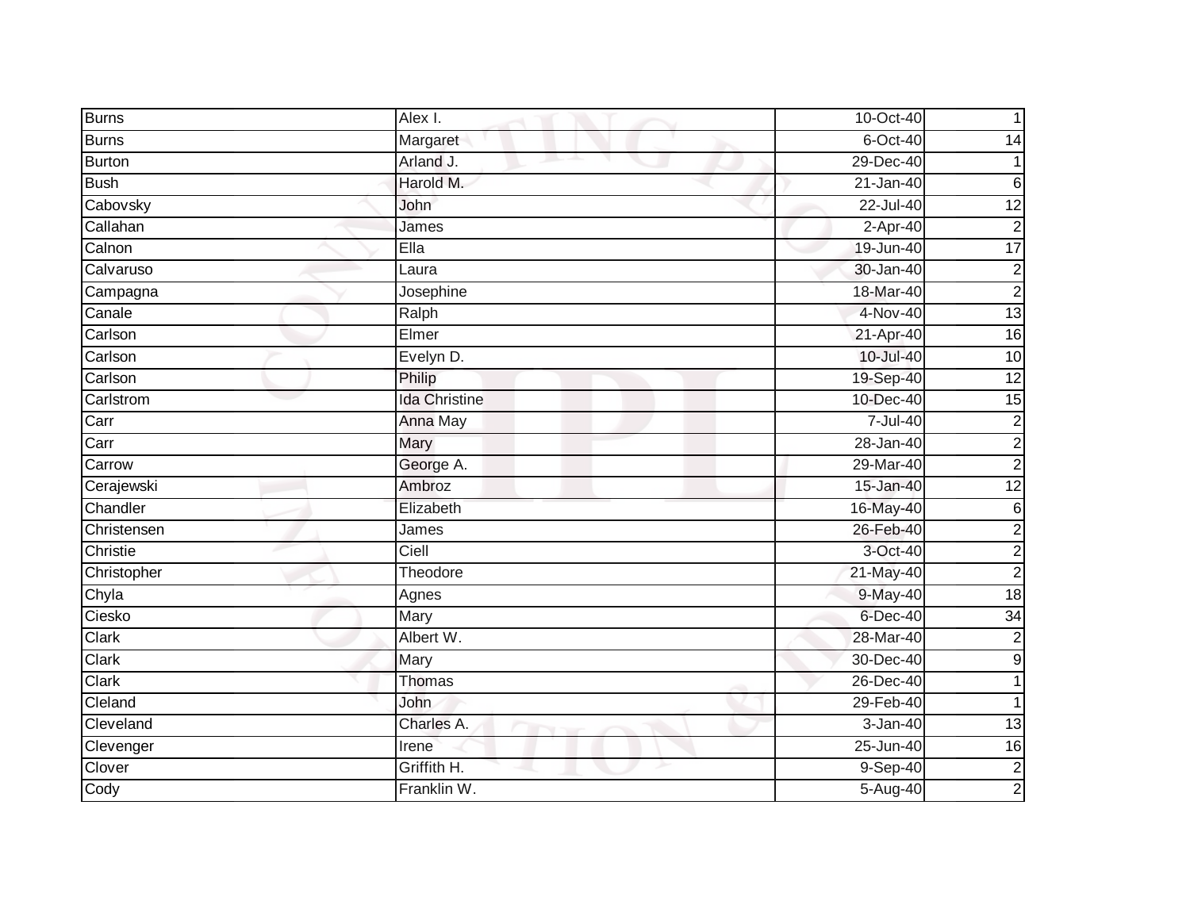| Burns | Alex I. | 10-Oct-40 | 1 |
|---|---|---|---|
| Burns | Margaret | 6-Oct-40 | 14 |
| Burton | Arland J. | 29-Dec-40 | 1 |
| Bush | Harold M. | 21-Jan-40 | 6 |
| Cabovsky | John | 22-Jul-40 | 12 |
| Callahan | James | 2-Apr-40 | 2 |
| Calnon | Ella | 19-Jun-40 | 17 |
| Calvaruso | Laura | 30-Jan-40 | 2 |
| Campagna | Josephine | 18-Mar-40 | 2 |
| Canale | Ralph | 4-Nov-40 | 13 |
| Carlson | Elmer | 21-Apr-40 | 16 |
| Carlson | Evelyn D. | 10-Jul-40 | 10 |
| Carlson | Philip | 19-Sep-40 | 12 |
| Carlstrom | Ida Christine | 10-Dec-40 | 15 |
| Carr | Anna May | 7-Jul-40 | 2 |
| Carr | Mary | 28-Jan-40 | 2 |
| Carrow | George A. | 29-Mar-40 | 2 |
| Cerajewski | Ambroz | 15-Jan-40 | 12 |
| Chandler | Elizabeth | 16-May-40 | 6 |
| Christensen | James | 26-Feb-40 | 2 |
| Christie | Ciell | 3-Oct-40 | 2 |
| Christopher | Theodore | 21-May-40 | 2 |
| Chyla | Agnes | 9-May-40 | 18 |
| Ciesko | Mary | 6-Dec-40 | 34 |
| Clark | Albert W. | 28-Mar-40 | 2 |
| Clark | Mary | 30-Dec-40 | 9 |
| Clark | Thomas | 26-Dec-40 | 1 |
| Cleland | John | 29-Feb-40 | 1 |
| Cleveland | Charles A. | 3-Jan-40 | 13 |
| Clevenger | Irene | 25-Jun-40 | 16 |
| Clover | Griffith H. | 9-Sep-40 | 2 |
| Cody | Franklin W. | 5-Aug-40 | 2 |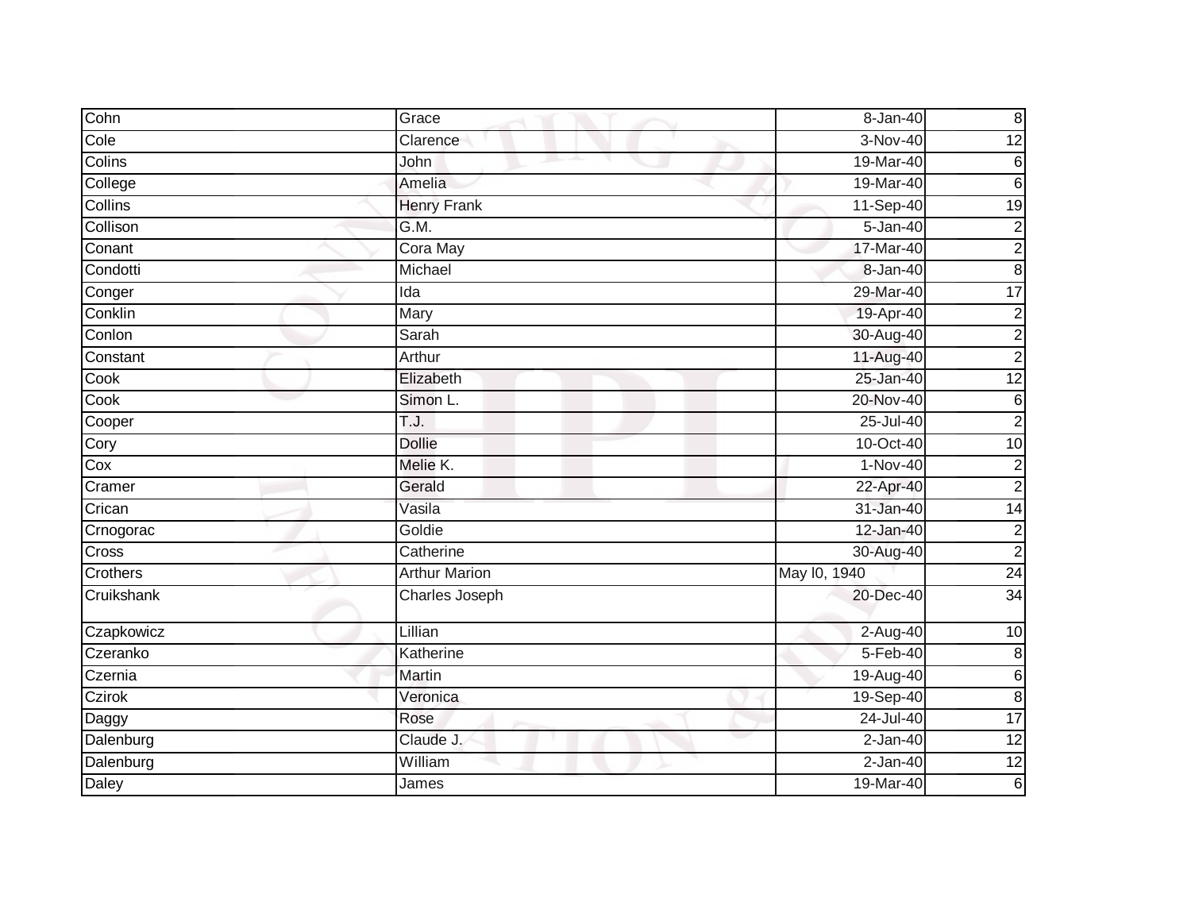| | | | |
|---|---|---|---|
| Cohn | Grace | 8-Jan-40 | 8 |
| Cole | Clarence | 3-Nov-40 | 12 |
| Colins | John | 19-Mar-40 | 6 |
| College | Amelia | 19-Mar-40 | 6 |
| Collins | Henry Frank | 11-Sep-40 | 19 |
| Collison | G.M. | 5-Jan-40 | 2 |
| Conant | Cora May | 17-Mar-40 | 2 |
| Condotti | Michael | 8-Jan-40 | 8 |
| Conger | Ida | 29-Mar-40 | 17 |
| Conklin | Mary | 19-Apr-40 | 2 |
| Conlon | Sarah | 30-Aug-40 | 2 |
| Constant | Arthur | 11-Aug-40 | 2 |
| Cook | Elizabeth | 25-Jan-40 | 12 |
| Cook | Simon L. | 20-Nov-40 | 6 |
| Cooper | T.J. | 25-Jul-40 | 2 |
| Cory | Dollie | 10-Oct-40 | 10 |
| Cox | Melie K. | 1-Nov-40 | 2 |
| Cramer | Gerald | 22-Apr-40 | 2 |
| Crican | Vasila | 31-Jan-40 | 14 |
| Crnogorac | Goldie | 12-Jan-40 | 2 |
| Cross | Catherine | 30-Aug-40 | 2 |
| Crothers | Arthur Marion | May l0, 1940 | 24 |
| Cruikshank | Charles Joseph | 20-Dec-40 | 34 |
| Czapkowicz | Lillian | 2-Aug-40 | 10 |
| Czeranko | Katherine | 5-Feb-40 | 8 |
| Czernia | Martin | 19-Aug-40 | 6 |
| Czirok | Veronica | 19-Sep-40 | 8 |
| Daggy | Rose | 24-Jul-40 | 17 |
| Dalenburg | Claude J. | 2-Jan-40 | 12 |
| Dalenburg | William | 2-Jan-40 | 12 |
| Daley | James | 19-Mar-40 | 6 |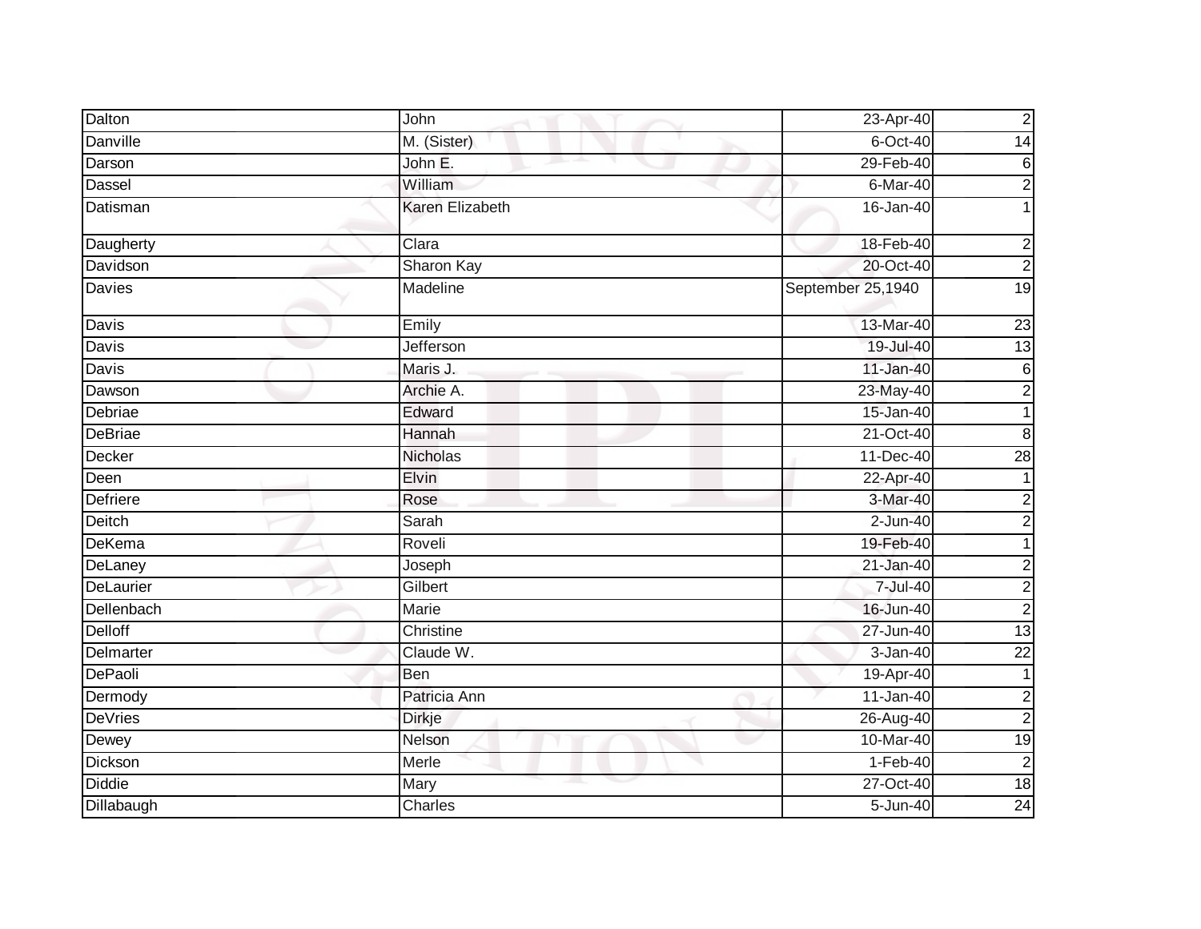| | | | |
|---|---|---|---|
| Dalton | John | 23-Apr-40 | 2 |
| Danville | M. (Sister) | 6-Oct-40 | 14 |
| Darson | John E. | 29-Feb-40 | 6 |
| Dassel | William | 6-Mar-40 | 2 |
| Datisman | Karen Elizabeth | 16-Jan-40 | 1 |
| Daugherty | Clara | 18-Feb-40 | 2 |
| Davidson | Sharon Kay | 20-Oct-40 | 2 |
| Davies | Madeline | September 25,1940 | 19 |
| Davis | Emily | 13-Mar-40 | 23 |
| Davis | Jefferson | 19-Jul-40 | 13 |
| Davis | Maris J. | 11-Jan-40 | 6 |
| Dawson | Archie A. | 23-May-40 | 2 |
| Debriae | Edward | 15-Jan-40 | 1 |
| DeBriae | Hannah | 21-Oct-40 | 8 |
| Decker | Nicholas | 11-Dec-40 | 28 |
| Deen | Elvin | 22-Apr-40 | 1 |
| Defriere | Rose | 3-Mar-40 | 2 |
| Deitch | Sarah | 2-Jun-40 | 2 |
| DeKema | Roveli | 19-Feb-40 | 1 |
| DeLaney | Joseph | 21-Jan-40 | 2 |
| DeLaurier | Gilbert | 7-Jul-40 | 2 |
| Dellenbach | Marie | 16-Jun-40 | 2 |
| Delloff | Christine | 27-Jun-40 | 13 |
| Delmarter | Claude W. | 3-Jan-40 | 22 |
| DePaoli | Ben | 19-Apr-40 | 1 |
| Dermody | Patricia Ann | 11-Jan-40 | 2 |
| DeVries | Dirkje | 26-Aug-40 | 2 |
| Dewey | Nelson | 10-Mar-40 | 19 |
| Dickson | Merle | 1-Feb-40 | 2 |
| Diddie | Mary | 27-Oct-40 | 18 |
| Dillabaugh | Charles | 5-Jun-40 | 24 |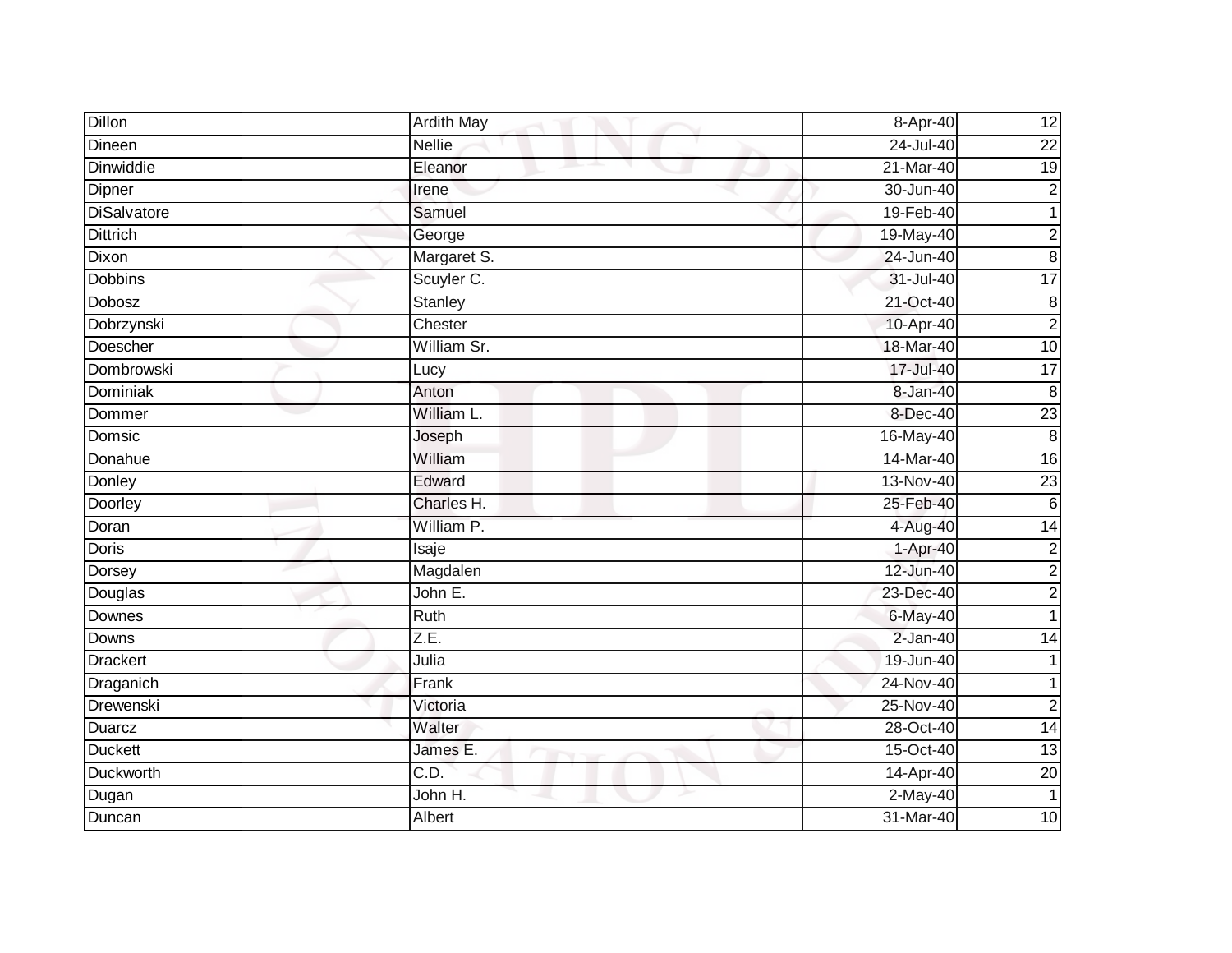| Dillon | Ardith May | 8-Apr-40 | 12 |
|---|---|---|---|
| Dineen | Nellie | 24-Jul-40 | 22 |
| Dinwiddie | Eleanor | 21-Mar-40 | 19 |
| Dipner | Irene | 30-Jun-40 | 2 |
| DiSalvatore | Samuel | 19-Feb-40 | 1 |
| Dittrich | George | 19-May-40 | 2 |
| Dixon | Margaret S. | 24-Jun-40 | 8 |
| Dobbins | Scuyler C. | 31-Jul-40 | 17 |
| Dobosz | Stanley | 21-Oct-40 | 8 |
| Dobrzynski | Chester | 10-Apr-40 | 2 |
| Doescher | William Sr. | 18-Mar-40 | 10 |
| Dombrowski | Lucy | 17-Jul-40 | 17 |
| Dominiak | Anton | 8-Jan-40 | 8 |
| Dommer | William L. | 8-Dec-40 | 23 |
| Domsic | Joseph | 16-May-40 | 8 |
| Donahue | William | 14-Mar-40 | 16 |
| Donley | Edward | 13-Nov-40 | 23 |
| Doorley | Charles H. | 25-Feb-40 | 6 |
| Doran | William P. | 4-Aug-40 | 14 |
| Doris | Isaje | 1-Apr-40 | 2 |
| Dorsey | Magdalen | 12-Jun-40 | 2 |
| Douglas | John E. | 23-Dec-40 | 2 |
| Downes | Ruth | 6-May-40 | 1 |
| Downs | Z.E. | 2-Jan-40 | 14 |
| Drackert | Julia | 19-Jun-40 | 1 |
| Draganich | Frank | 24-Nov-40 | 1 |
| Drewenski | Victoria | 25-Nov-40 | 2 |
| Duarcz | Walter | 28-Oct-40 | 14 |
| Duckett | James E. | 15-Oct-40 | 13 |
| Duckworth | C.D. | 14-Apr-40 | 20 |
| Dugan | John H. | 2-May-40 | 1 |
| Duncan | Albert | 31-Mar-40 | 10 |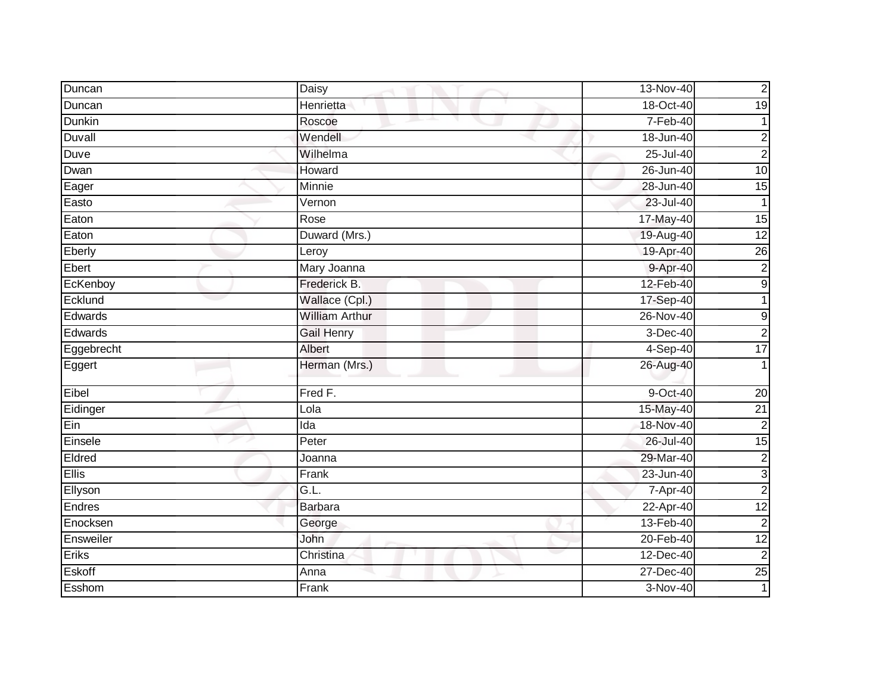| | | | |
|---|---|---|---|
| Duncan | Daisy | 13-Nov-40 | 2 |
| Duncan | Henrietta | 18-Oct-40 | 19 |
| Dunkin | Roscoe | 7-Feb-40 | 1 |
| Duvall | Wendell | 18-Jun-40 | 2 |
| Duve | Wilhelma | 25-Jul-40 | 2 |
| Dwan | Howard | 26-Jun-40 | 10 |
| Eager | Minnie | 28-Jun-40 | 15 |
| Easto | Vernon | 23-Jul-40 | 1 |
| Eaton | Rose | 17-May-40 | 15 |
| Eaton | Duward (Mrs.) | 19-Aug-40 | 12 |
| Eberly | Leroy | 19-Apr-40 | 26 |
| Ebert | Mary Joanna | 9-Apr-40 | 2 |
| EcKenboy | Frederick B. | 12-Feb-40 | 9 |
| Ecklund | Wallace (Cpl.) | 17-Sep-40 | 1 |
| Edwards | William Arthur | 26-Nov-40 | 9 |
| Edwards | Gail Henry | 3-Dec-40 | 2 |
| Eggebrecht | Albert | 4-Sep-40 | 17 |
| Eggert | Herman (Mrs.) | 26-Aug-40 | 1 |
| Eibel | Fred F. | 9-Oct-40 | 20 |
| Eidinger | Lola | 15-May-40 | 21 |
| Ein | Ida | 18-Nov-40 | 2 |
| Einsele | Peter | 26-Jul-40 | 15 |
| Eldred | Joanna | 29-Mar-40 | 2 |
| Ellis | Frank | 23-Jun-40 | 3 |
| Ellyson | G.L. | 7-Apr-40 | 2 |
| Endres | Barbara | 22-Apr-40 | 12 |
| Enocksen | George | 13-Feb-40 | 2 |
| Ensweiler | John | 20-Feb-40 | 12 |
| Eriks | Christina | 12-Dec-40 | 2 |
| Eskoff | Anna | 27-Dec-40 | 25 |
| Esshom | Frank | 3-Nov-40 | 1 |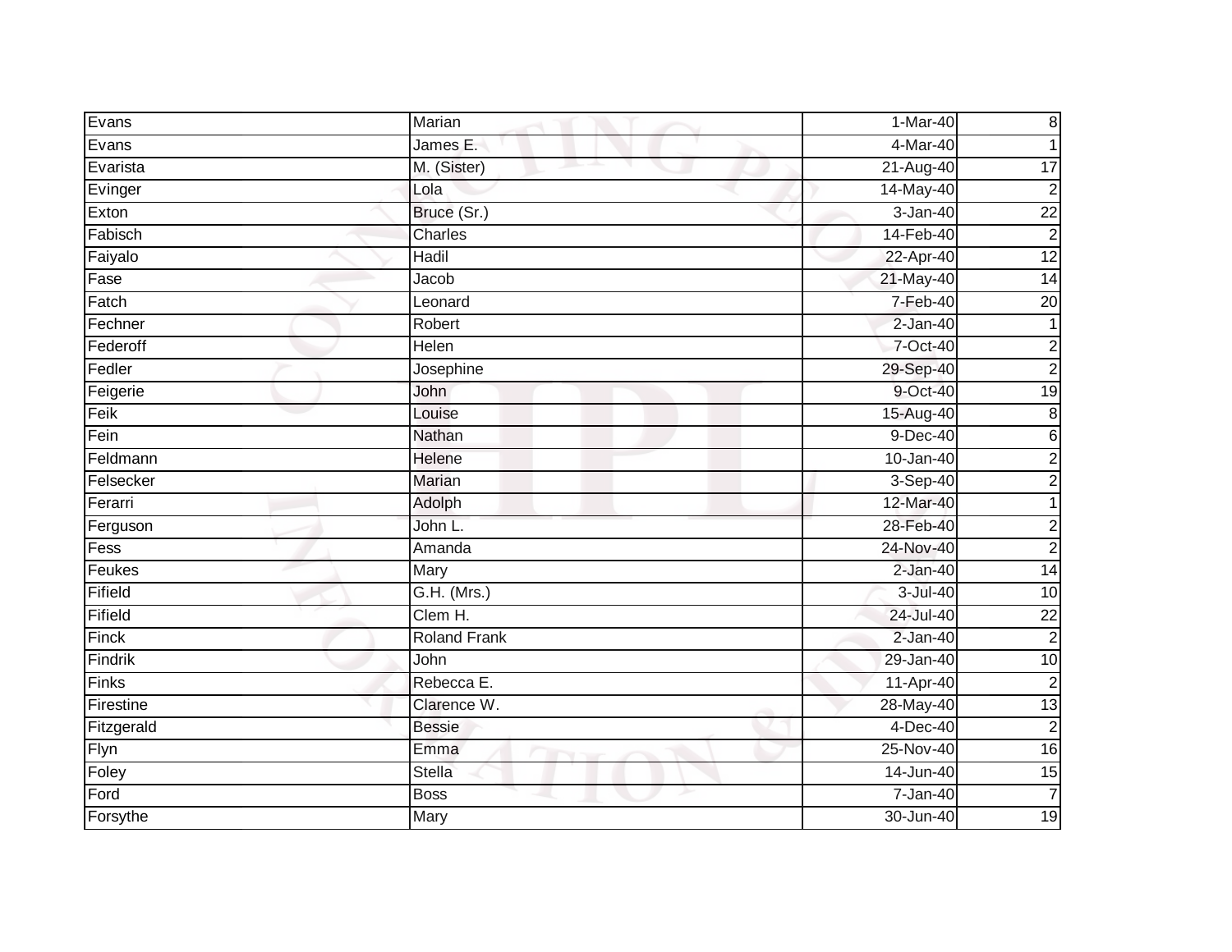| Evans | Marian | 1-Mar-40 | 8 |
|---|---|---|---|
| Evans | James E. | 4-Mar-40 | 1 |
| Evarista | M. (Sister) | 21-Aug-40 | 17 |
| Evinger | Lola | 14-May-40 | 2 |
| Exton | Bruce (Sr.) | 3-Jan-40 | 22 |
| Fabisch | Charles | 14-Feb-40 | 2 |
| Faiyalo | Hadil | 22-Apr-40 | 12 |
| Fase | Jacob | 21-May-40 | 14 |
| Fatch | Leonard | 7-Feb-40 | 20 |
| Fechner | Robert | 2-Jan-40 | 1 |
| Federoff | Helen | 7-Oct-40 | 2 |
| Fedler | Josephine | 29-Sep-40 | 2 |
| Feigerie | John | 9-Oct-40 | 19 |
| Feik | Louise | 15-Aug-40 | 8 |
| Fein | Nathan | 9-Dec-40 | 6 |
| Feldmann | Helene | 10-Jan-40 | 2 |
| Felsecker | Marian | 3-Sep-40 | 2 |
| Ferarri | Adolph | 12-Mar-40 | 1 |
| Ferguson | John L. | 28-Feb-40 | 2 |
| Fess | Amanda | 24-Nov-40 | 2 |
| Feukes | Mary | 2-Jan-40 | 14 |
| Fifield | G.H. (Mrs.) | 3-Jul-40 | 10 |
| Fifield | Clem H. | 24-Jul-40 | 22 |
| Finck | Roland Frank | 2-Jan-40 | 2 |
| Findrik | John | 29-Jan-40 | 10 |
| Finks | Rebecca E. | 11-Apr-40 | 2 |
| Firestine | Clarence W. | 28-May-40 | 13 |
| Fitzgerald | Bessie | 4-Dec-40 | 2 |
| Flyn | Emma | 25-Nov-40 | 16 |
| Foley | Stella | 14-Jun-40 | 15 |
| Ford | Boss | 7-Jan-40 | 7 |
| Forsythe | Mary | 30-Jun-40 | 19 |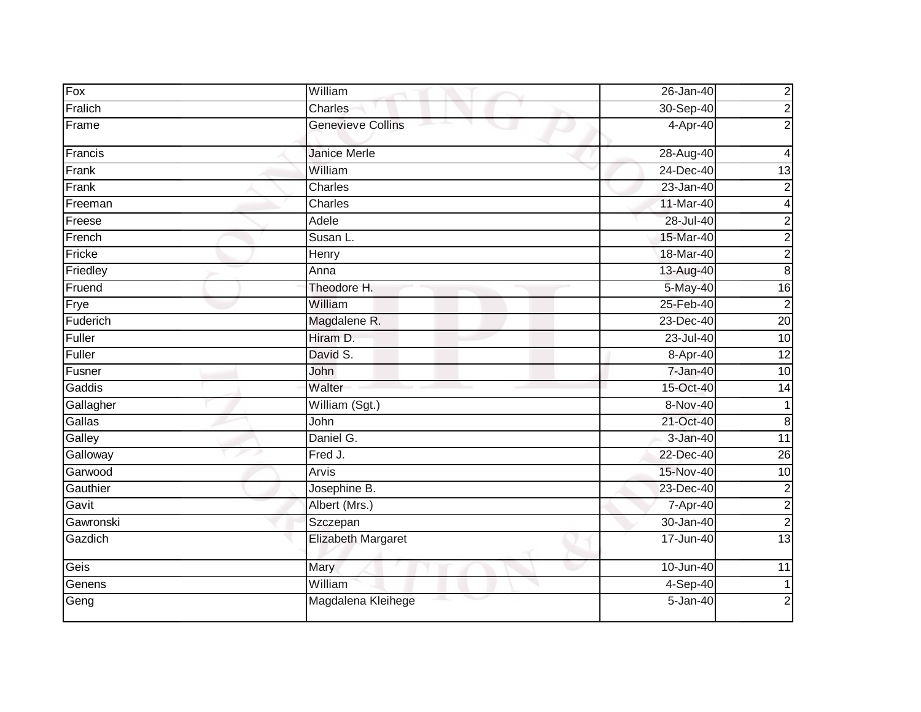| | | | |
|---|---|---|---|
| Fox | William | 26-Jan-40 | 2 |
| Fralich | Charles | 30-Sep-40 | 2 |
| Frame | Genevieve Collins | 4-Apr-40 | 2 |
| Francis | Janice Merle | 28-Aug-40 | 4 |
| Frank | William | 24-Dec-40 | 13 |
| Frank | Charles | 23-Jan-40 | 2 |
| Freeman | Charles | 11-Mar-40 | 4 |
| Freese | Adele | 28-Jul-40 | 2 |
| French | Susan L. | 15-Mar-40 | 2 |
| Fricke | Henry | 18-Mar-40 | 2 |
| Friedley | Anna | 13-Aug-40 | 8 |
| Fruend | Theodore H. | 5-May-40 | 16 |
| Frye | William | 25-Feb-40 | 2 |
| Fuderich | Magdalene R. | 23-Dec-40 | 20 |
| Fuller | Hiram D. | 23-Jul-40 | 10 |
| Fuller | David S. | 8-Apr-40 | 12 |
| Fusner | John | 7-Jan-40 | 10 |
| Gaddis | Walter | 15-Oct-40 | 14 |
| Gallagher | William (Sgt.) | 8-Nov-40 | 1 |
| Gallas | John | 21-Oct-40 | 8 |
| Galley | Daniel G. | 3-Jan-40 | 11 |
| Galloway | Fred J. | 22-Dec-40 | 26 |
| Garwood | Arvis | 15-Nov-40 | 10 |
| Gauthier | Josephine B. | 23-Dec-40 | 2 |
| Gavit | Albert (Mrs.) | 7-Apr-40 | 2 |
| Gawronski | Szczepan | 30-Jan-40 | 2 |
| Gazdich | Elizabeth Margaret | 17-Jun-40 | 13 |
| Geis | Mary | 10-Jun-40 | 11 |
| Genens | William | 4-Sep-40 | 1 |
| Geng | Magdalena Kleihege | 5-Jan-40 | 2 |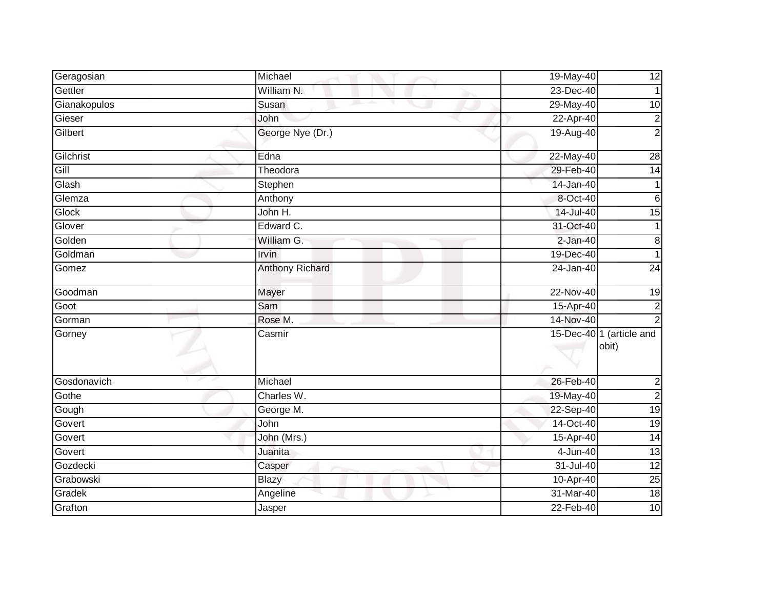| Geragosian | Michael | 19-May-40 | 12 |
|---|---|---|---|
| Gettler | William N. | 23-Dec-40 | 1 |
| Gianakopulos | Susan | 29-May-40 | 10 |
| Gieser | John | 22-Apr-40 | 2 |
| Gilbert | George Nye (Dr.) | 19-Aug-40 | 2 |
| Gilchrist | Edna | 22-May-40 | 28 |
| Gill | Theodora | 29-Feb-40 | 14 |
| Glash | Stephen | 14-Jan-40 | 1 |
| Glemza | Anthony | 8-Oct-40 | 6 |
| Glock | John H. | 14-Jul-40 | 15 |
| Glover | Edward C. | 31-Oct-40 | 1 |
| Golden | William G. | 2-Jan-40 | 8 |
| Goldman | Irvin | 19-Dec-40 | 1 |
| Gomez | Anthony Richard | 24-Jan-40 | 24 |
| Goodman | Mayer | 22-Nov-40 | 19 |
| Goot | Sam | 15-Apr-40 | 2 |
| Gorman | Rose M. | 14-Nov-40 | 2 |
| Gorney | Casmir | 15-Dec-40 | 1 (article and obit) |
| Gosdonavich | Michael | 26-Feb-40 | 2 |
| Gothe | Charles W. | 19-May-40 | 2 |
| Gough | George M. | 22-Sep-40 | 19 |
| Govert | John | 14-Oct-40 | 19 |
| Govert | John (Mrs.) | 15-Apr-40 | 14 |
| Govert | Juanita | 4-Jun-40 | 13 |
| Gozdecki | Casper | 31-Jul-40 | 12 |
| Grabowski | Blazy | 10-Apr-40 | 25 |
| Gradek | Angeline | 31-Mar-40 | 18 |
| Grafton | Jasper | 22-Feb-40 | 10 |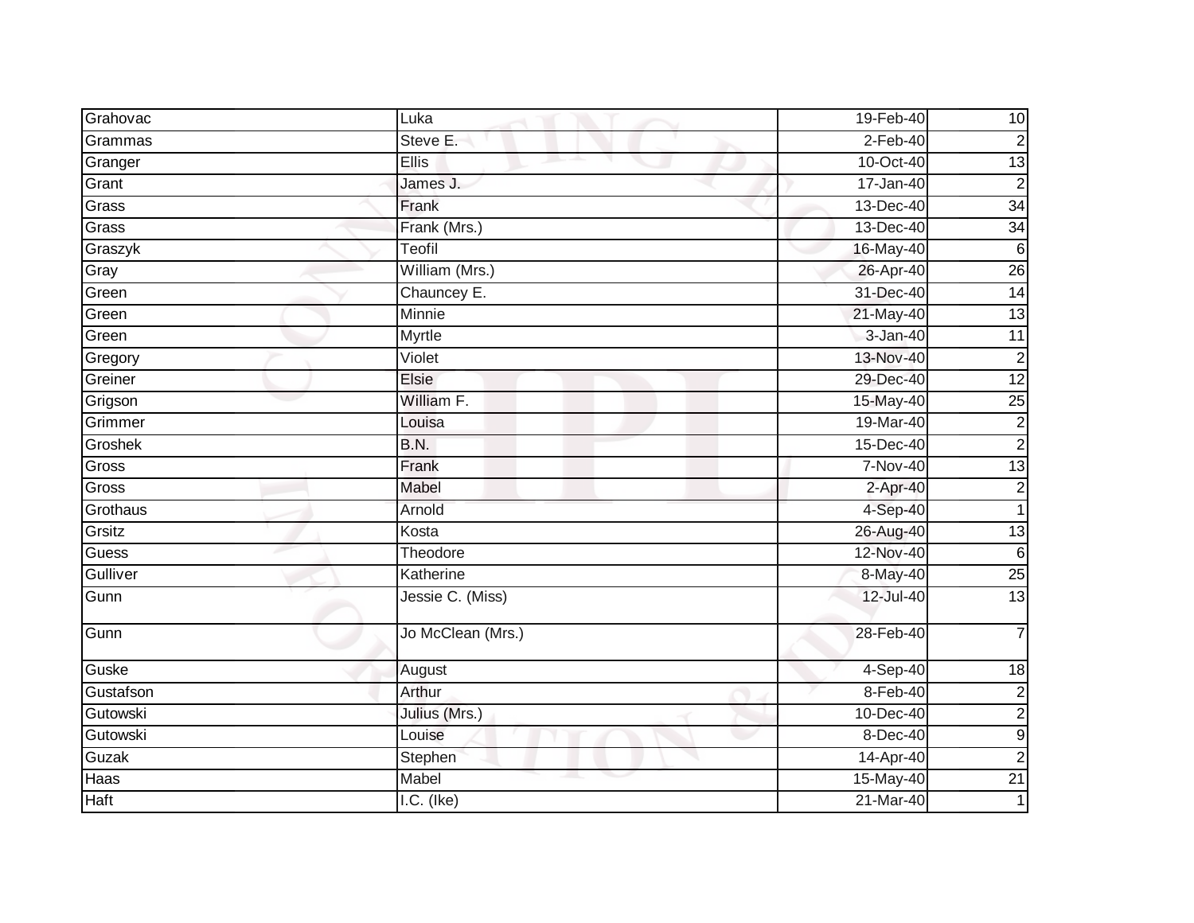| Grahovac | Luka | 19-Feb-40 | 10 |
|---|---|---|---|
| Grammas | Steve E. | 2-Feb-40 | 2 |
| Granger | Ellis | 10-Oct-40 | 13 |
| Grant | James J. | 17-Jan-40 | 2 |
| Grass | Frank | 13-Dec-40 | 34 |
| Grass | Frank (Mrs.) | 13-Dec-40 | 34 |
| Graszyk | Teofil | 16-May-40 | 6 |
| Gray | William (Mrs.) | 26-Apr-40 | 26 |
| Green | Chauncey E. | 31-Dec-40 | 14 |
| Green | Minnie | 21-May-40 | 13 |
| Green | Myrtle | 3-Jan-40 | 11 |
| Gregory | Violet | 13-Nov-40 | 2 |
| Greiner | Elsie | 29-Dec-40 | 12 |
| Grigson | William F. | 15-May-40 | 25 |
| Grimmer | Louisa | 19-Mar-40 | 2 |
| Groshek | B.N. | 15-Dec-40 | 2 |
| Gross | Frank | 7-Nov-40 | 13 |
| Gross | Mabel | 2-Apr-40 | 2 |
| Grothaus | Arnold | 4-Sep-40 | 1 |
| Grsitz | Kosta | 26-Aug-40 | 13 |
| Guess | Theodore | 12-Nov-40 | 6 |
| Gulliver | Katherine | 8-May-40 | 25 |
| Gunn | Jessie C. (Miss) | 12-Jul-40 | 13 |
| Gunn | Jo McClean (Mrs.) | 28-Feb-40 | 7 |
| Guske | August | 4-Sep-40 | 18 |
| Gustafson | Arthur | 8-Feb-40 | 2 |
| Gutowski | Julius (Mrs.) | 10-Dec-40 | 2 |
| Gutowski | Louise | 8-Dec-40 | 9 |
| Guzak | Stephen | 14-Apr-40 | 2 |
| Haas | Mabel | 15-May-40 | 21 |
| Haft | I.C. (Ike) | 21-Mar-40 | 1 |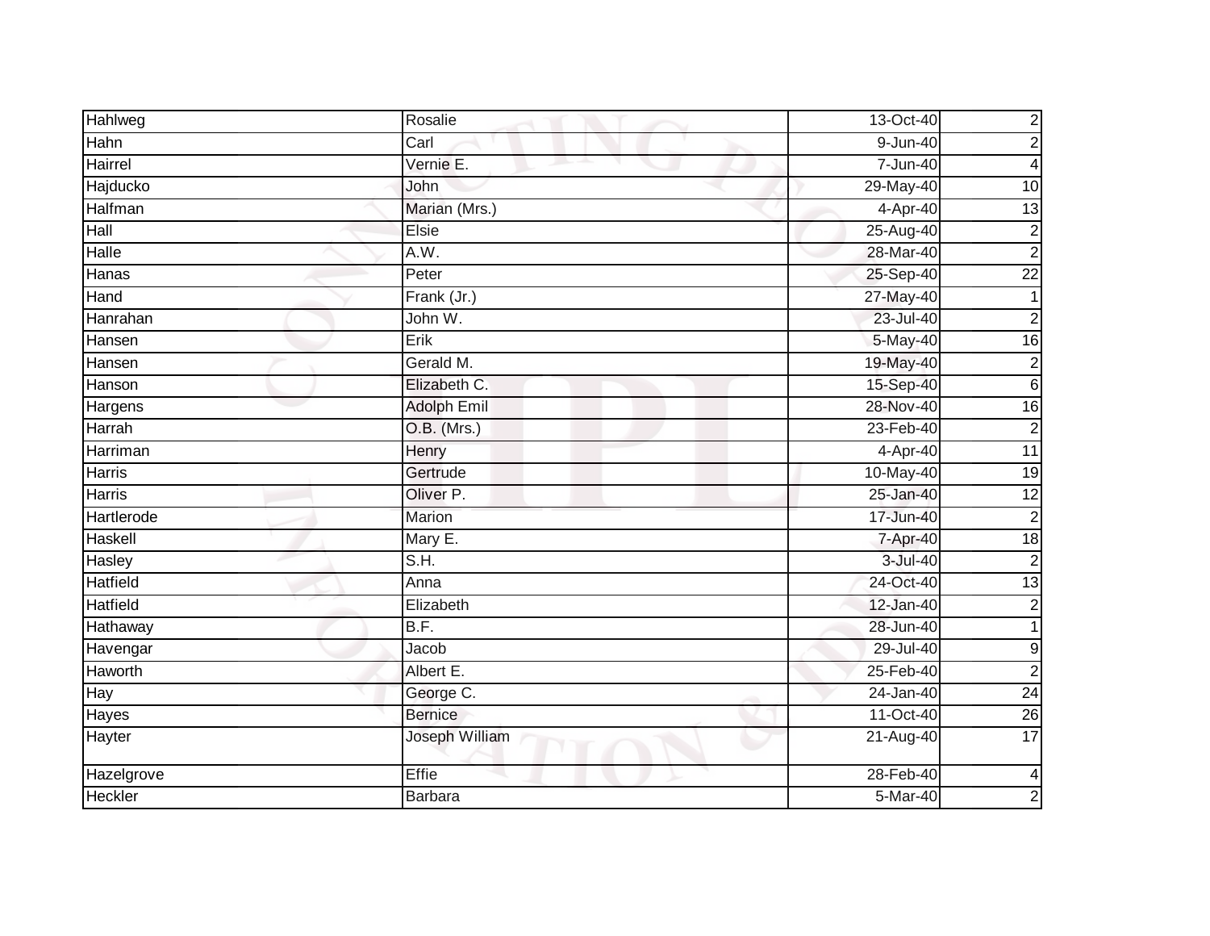| Hahlweg | Rosalie | 13-Oct-40 | 2 |
|---|---|---|---|
| Hahn | Carl | 9-Jun-40 | 2 |
| Hairrel | Vernie E. | 7-Jun-40 | 4 |
| Hajducko | John | 29-May-40 | 10 |
| Halfman | Marian (Mrs.) | 4-Apr-40 | 13 |
| Hall | Elsie | 25-Aug-40 | 2 |
| Halle | A.W. | 28-Mar-40 | 2 |
| Hanas | Peter | 25-Sep-40 | 22 |
| Hand | Frank (Jr.) | 27-May-40 | 1 |
| Hanrahan | John W. | 23-Jul-40 | 2 |
| Hansen | Erik | 5-May-40 | 16 |
| Hansen | Gerald M. | 19-May-40 | 2 |
| Hanson | Elizabeth C. | 15-Sep-40 | 6 |
| Hargens | Adolph Emil | 28-Nov-40 | 16 |
| Harrah | O.B. (Mrs.) | 23-Feb-40 | 2 |
| Harriman | Henry | 4-Apr-40 | 11 |
| Harris | Gertrude | 10-May-40 | 19 |
| Harris | Oliver P. | 25-Jan-40 | 12 |
| Hartlerode | Marion | 17-Jun-40 | 2 |
| Haskell | Mary E. | 7-Apr-40 | 18 |
| Hasley | S.H. | 3-Jul-40 | 2 |
| Hatfield | Anna | 24-Oct-40 | 13 |
| Hatfield | Elizabeth | 12-Jan-40 | 2 |
| Hathaway | B.F. | 28-Jun-40 | 1 |
| Havengar | Jacob | 29-Jul-40 | 9 |
| Haworth | Albert E. | 25-Feb-40 | 2 |
| Hay | George C. | 24-Jan-40 | 24 |
| Hayes | Bernice | 11-Oct-40 | 26 |
| Hayter | Joseph William | 21-Aug-40 | 17 |
| Hazelgrove | Effie | 28-Feb-40 | 4 |
| Heckler | Barbara | 5-Mar-40 | 2 |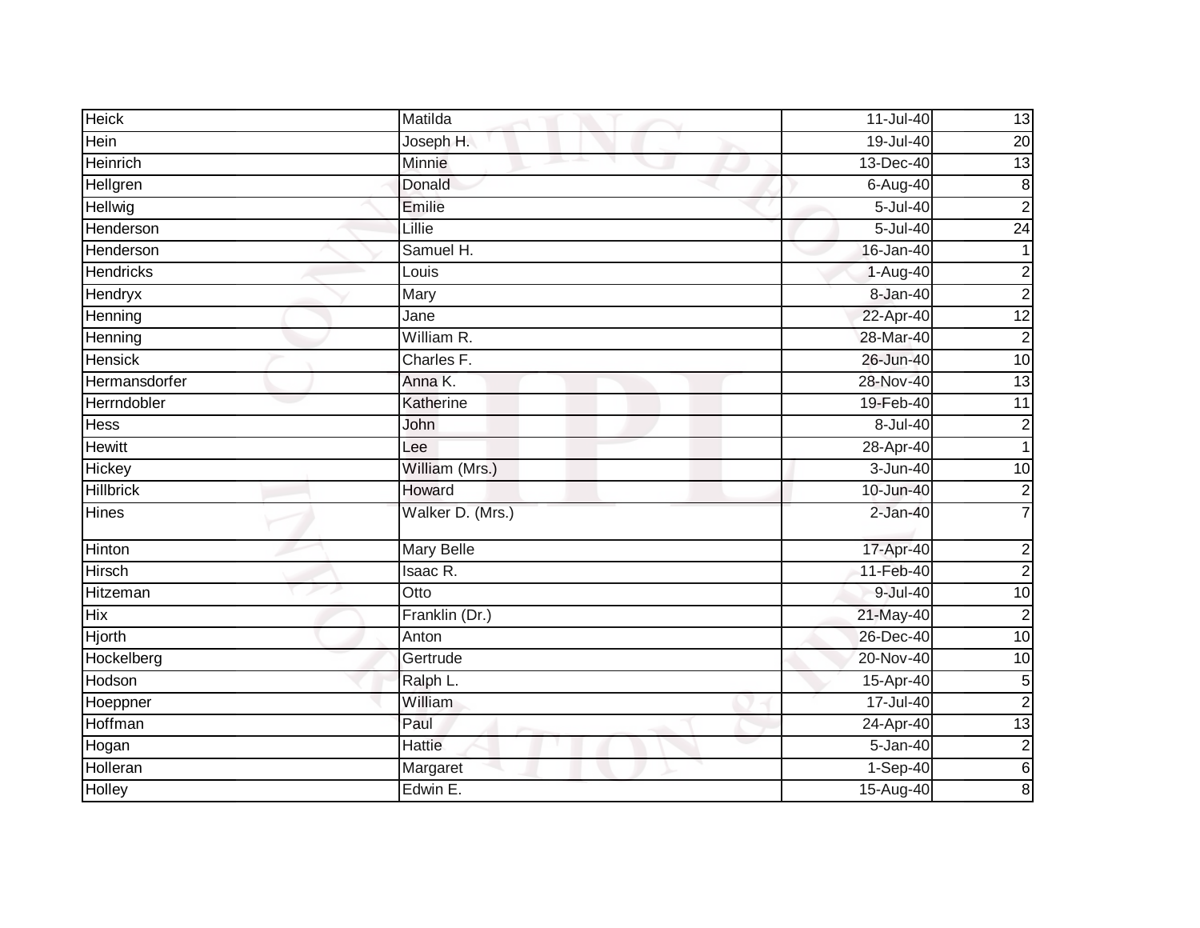| Heick | Matilda | 11-Jul-40 | 13 |
|---|---|---|---|
| Hein | Joseph H. | 19-Jul-40 | 20 |
| Heinrich | Minnie | 13-Dec-40 | 13 |
| Hellgren | Donald | 6-Aug-40 | 8 |
| Hellwig | Emilie | 5-Jul-40 | 2 |
| Henderson | Lillie | 5-Jul-40 | 24 |
| Henderson | Samuel H. | 16-Jan-40 | 1 |
| Hendricks | Louis | 1-Aug-40 | 2 |
| Hendryx | Mary | 8-Jan-40 | 2 |
| Henning | Jane | 22-Apr-40 | 12 |
| Henning | William R. | 28-Mar-40 | 2 |
| Hensick | Charles F. | 26-Jun-40 | 10 |
| Hermansdorfer | Anna K. | 28-Nov-40 | 13 |
| Herrndobler | Katherine | 19-Feb-40 | 11 |
| Hess | John | 8-Jul-40 | 2 |
| Hewitt | Lee | 28-Apr-40 | 1 |
| Hickey | William (Mrs.) | 3-Jun-40 | 10 |
| Hillbrick | Howard | 10-Jun-40 | 2 |
| Hines | Walker D. (Mrs.) | 2-Jan-40 | 7 |
| Hinton | Mary Belle | 17-Apr-40 | 2 |
| Hirsch | Isaac R. | 11-Feb-40 | 2 |
| Hitzeman | Otto | 9-Jul-40 | 10 |
| Hix | Franklin (Dr.) | 21-May-40 | 2 |
| Hjorth | Anton | 26-Dec-40 | 10 |
| Hockelberg | Gertrude | 20-Nov-40 | 10 |
| Hodson | Ralph L. | 15-Apr-40 | 5 |
| Hoeppner | William | 17-Jul-40 | 2 |
| Hoffman | Paul | 24-Apr-40 | 13 |
| Hogan | Hattie | 5-Jan-40 | 2 |
| Holleran | Margaret | 1-Sep-40 | 6 |
| Holley | Edwin E. | 15-Aug-40 | 8 |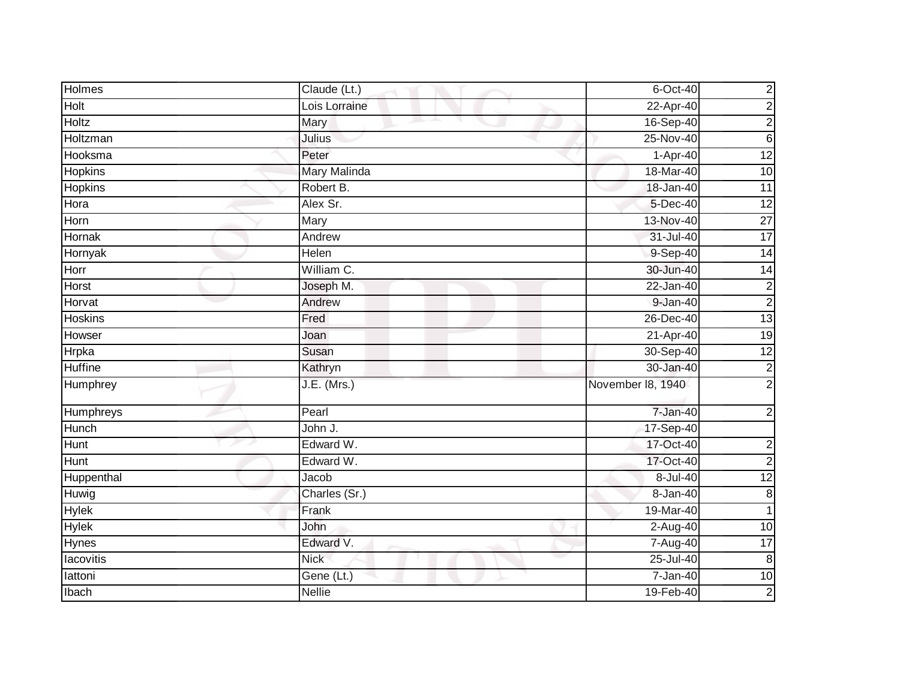| | | | |
|---|---|---|---|
| Holmes | Claude (Lt.) | 6-Oct-40 | 2 |
| Holt | Lois Lorraine | 22-Apr-40 | 2 |
| Holtz | Mary | 16-Sep-40 | 2 |
| Holtzman | Julius | 25-Nov-40 | 6 |
| Hooksma | Peter | 1-Apr-40 | 12 |
| Hopkins | Mary Malinda | 18-Mar-40 | 10 |
| Hopkins | Robert B. | 18-Jan-40 | 11 |
| Hora | Alex Sr. | 5-Dec-40 | 12 |
| Horn | Mary | 13-Nov-40 | 27 |
| Hornak | Andrew | 31-Jul-40 | 17 |
| Hornyak | Helen | 9-Sep-40 | 14 |
| Horr | William C. | 30-Jun-40 | 14 |
| Horst | Joseph M. | 22-Jan-40 | 2 |
| Horvat | Andrew | 9-Jan-40 | 2 |
| Hoskins | Fred | 26-Dec-40 | 13 |
| Howser | Joan | 21-Apr-40 | 19 |
| Hrpka | Susan | 30-Sep-40 | 12 |
| Huffine | Kathryn | 30-Jan-40 | 2 |
| Humphrey | J.E. (Mrs.) | November l8, 1940 | 2 |
| Humphreys | Pearl | 7-Jan-40 | 2 |
| Hunch | John J. | 17-Sep-40 | |
| Hunt | Edward W. | 17-Oct-40 | 2 |
| Hunt | Edward W. | 17-Oct-40 | 2 |
| Huppenthal | Jacob | 8-Jul-40 | 12 |
| Huwig | Charles (Sr.) | 8-Jan-40 | 8 |
| Hylek | Frank | 19-Mar-40 | 1 |
| Hylek | John | 2-Aug-40 | 10 |
| Hynes | Edward V. | 7-Aug-40 | 17 |
| Iacovitis | Nick | 25-Jul-40 | 8 |
| Iattoni | Gene (Lt.) | 7-Jan-40 | 10 |
| Ibach | Nellie | 19-Feb-40 | 2 |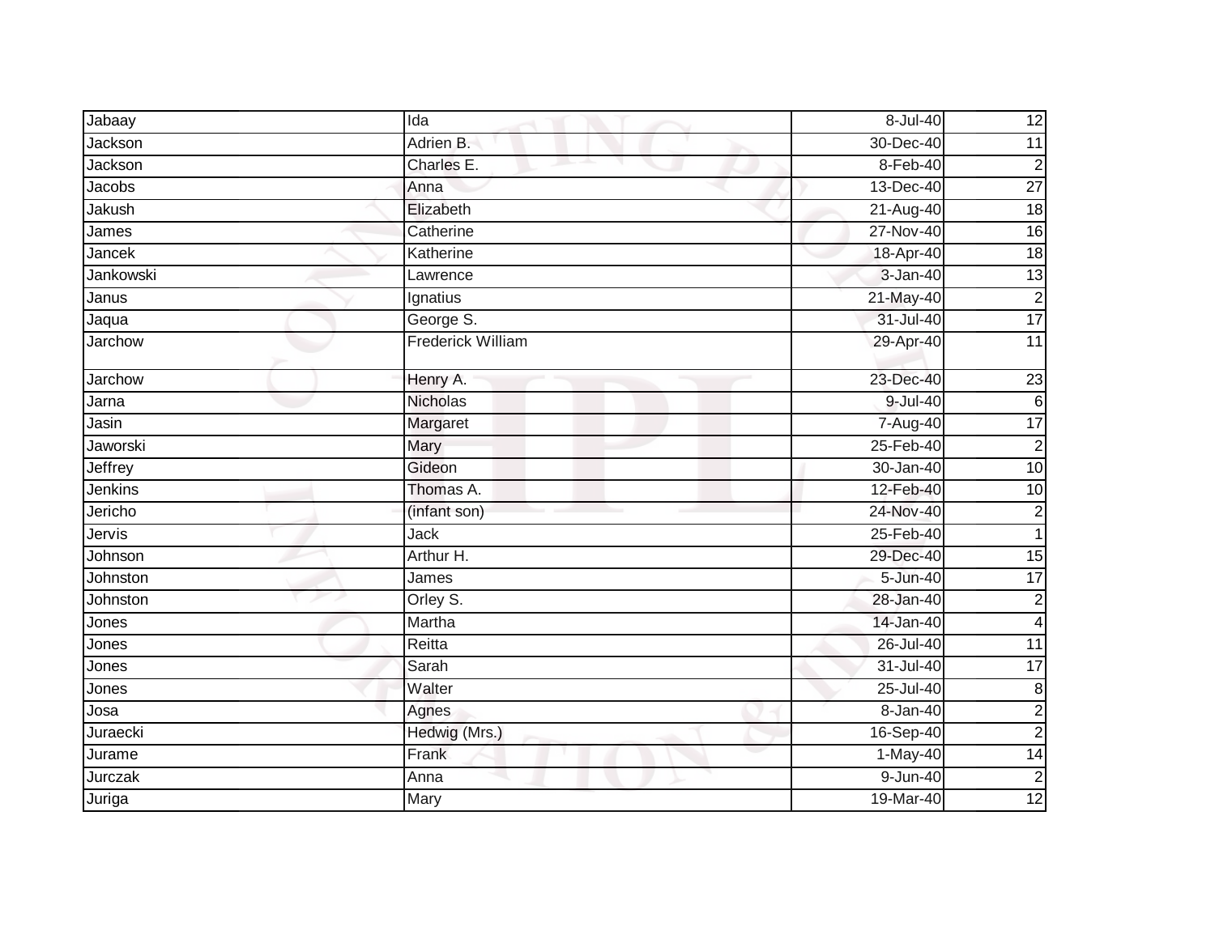| Jabaay | Ida | 8-Jul-40 | 12 |
|---|---|---|---|
| Jackson | Adrien B. | 30-Dec-40 | 11 |
| Jackson | Charles E. | 8-Feb-40 | 2 |
| Jacobs | Anna | 13-Dec-40 | 27 |
| Jakush | Elizabeth | 21-Aug-40 | 18 |
| James | Catherine | 27-Nov-40 | 16 |
| Jancek | Katherine | 18-Apr-40 | 18 |
| Jankowski | Lawrence | 3-Jan-40 | 13 |
| Janus | Ignatius | 21-May-40 | 2 |
| Jaqua | George S. | 31-Jul-40 | 17 |
| Jarchow | Frederick William | 29-Apr-40 | 11 |
| Jarchow | Henry A. | 23-Dec-40 | 23 |
| Jarna | Nicholas | 9-Jul-40 | 6 |
| Jasin | Margaret | 7-Aug-40 | 17 |
| Jaworski | Mary | 25-Feb-40 | 2 |
| Jeffrey | Gideon | 30-Jan-40 | 10 |
| Jenkins | Thomas A. | 12-Feb-40 | 10 |
| Jericho | (infant son) | 24-Nov-40 | 2 |
| Jervis | Jack | 25-Feb-40 | 1 |
| Johnson | Arthur H. | 29-Dec-40 | 15 |
| Johnston | James | 5-Jun-40 | 17 |
| Johnston | Orley S. | 28-Jan-40 | 2 |
| Jones | Martha | 14-Jan-40 | 4 |
| Jones | Reitta | 26-Jul-40 | 11 |
| Jones | Sarah | 31-Jul-40 | 17 |
| Jones | Walter | 25-Jul-40 | 8 |
| Josa | Agnes | 8-Jan-40 | 2 |
| Juraecki | Hedwig (Mrs.) | 16-Sep-40 | 2 |
| Jurame | Frank | 1-May-40 | 14 |
| Jurczak | Anna | 9-Jun-40 | 2 |
| Juriga | Mary | 19-Mar-40 | 12 |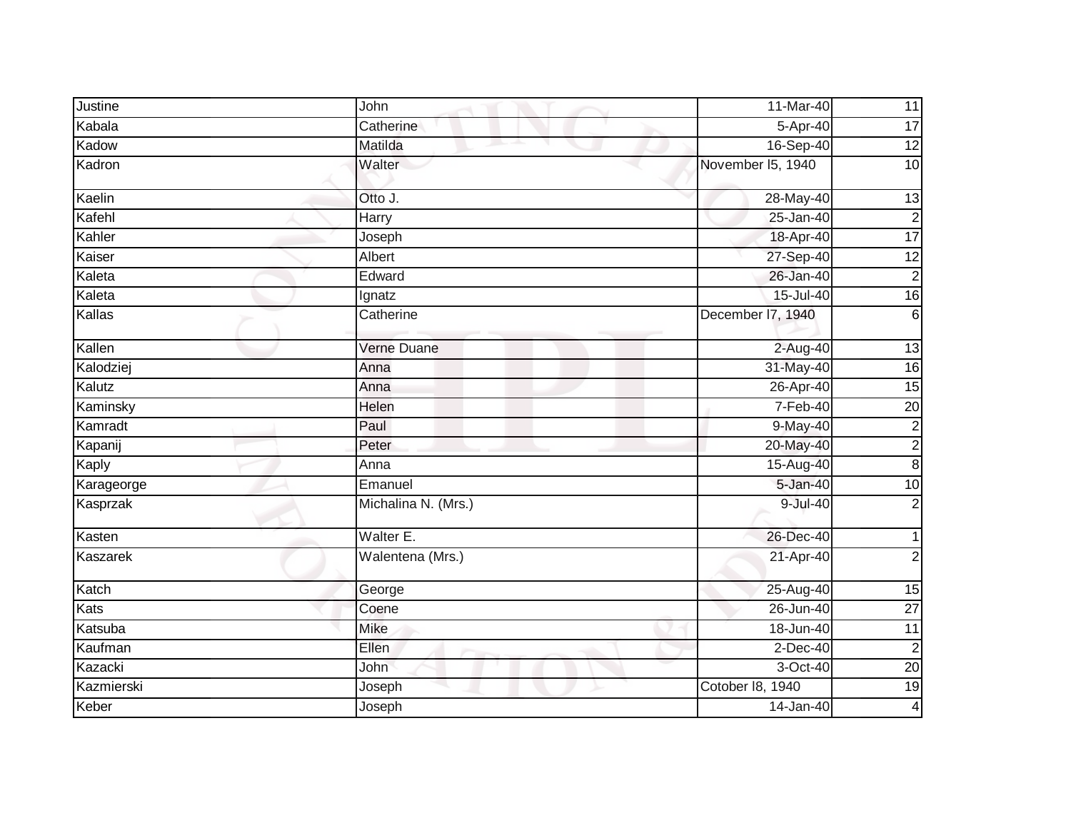| | | | |
|---|---|---|---|
| Justine | John | 11-Mar-40 | 11 |
| Kabala | Catherine | 5-Apr-40 | 17 |
| Kadow | Matilda | 16-Sep-40 | 12 |
| Kadron | Walter | November l5, 1940 | 10 |
| Kaelin | Otto J. | 28-May-40 | 13 |
| Kafehl | Harry | 25-Jan-40 | 2 |
| Kahler | Joseph | 18-Apr-40 | 17 |
| Kaiser | Albert | 27-Sep-40 | 12 |
| Kaleta | Edward | 26-Jan-40 | 2 |
| Kaleta | Ignatz | 15-Jul-40 | 16 |
| Kallas | Catherine | December l7, 1940 | 6 |
| Kallen | Verne Duane | 2-Aug-40 | 13 |
| Kalodziej | Anna | 31-May-40 | 16 |
| Kalutz | Anna | 26-Apr-40 | 15 |
| Kaminsky | Helen | 7-Feb-40 | 20 |
| Kamradt | Paul | 9-May-40 | 2 |
| Kapanij | Peter | 20-May-40 | 2 |
| Kaply | Anna | 15-Aug-40 | 8 |
| Karageorge | Emanuel | 5-Jan-40 | 10 |
| Kasprzak | Michalina N. (Mrs.) | 9-Jul-40 | 2 |
| Kasten | Walter E. | 26-Dec-40 | 1 |
| Kaszarek | Walentena (Mrs.) | 21-Apr-40 | 2 |
| Katch | George | 25-Aug-40 | 15 |
| Kats | Coene | 26-Jun-40 | 27 |
| Katsuba | Mike | 18-Jun-40 | 11 |
| Kaufman | Ellen | 2-Dec-40 | 2 |
| Kazacki | John | 3-Oct-40 | 20 |
| Kazmierski | Joseph | Cotober l8, 1940 | 19 |
| Keber | Joseph | 14-Jan-40 | 4 |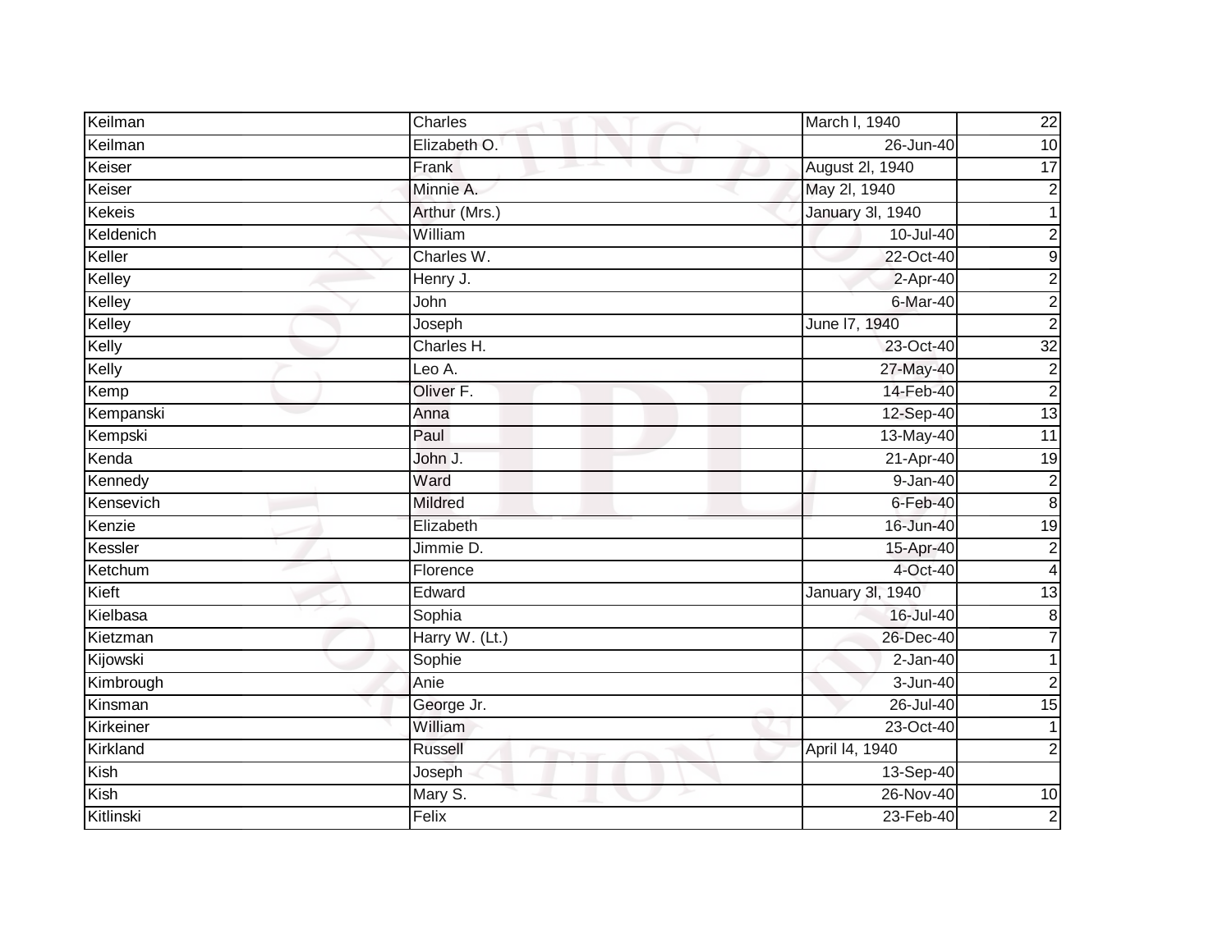| Keilman | Charles | March l, 1940 | 22 |
|---|---|---|---|
| Keilman | Elizabeth O. | 26-Jun-40 | 10 |
| Keiser | Frank | August 2l, 1940 | 17 |
| Keiser | Minnie A. | May 2l, 1940 | 2 |
| Kekeis | Arthur (Mrs.) | January 3l, 1940 | 1 |
| Keldenich | William | 10-Jul-40 | 2 |
| Keller | Charles W. | 22-Oct-40 | 9 |
| Kelley | Henry J. | 2-Apr-40 | 2 |
| Kelley | John | 6-Mar-40 | 2 |
| Kelley | Joseph | June l7, 1940 | 2 |
| Kelly | Charles H. | 23-Oct-40 | 32 |
| Kelly | Leo A. | 27-May-40 | 2 |
| Kemp | Oliver F. | 14-Feb-40 | 2 |
| Kempanski | Anna | 12-Sep-40 | 13 |
| Kempski | Paul | 13-May-40 | 11 |
| Kenda | John J. | 21-Apr-40 | 19 |
| Kennedy | Ward | 9-Jan-40 | 2 |
| Kensevich | Mildred | 6-Feb-40 | 8 |
| Kenzie | Elizabeth | 16-Jun-40 | 19 |
| Kessler | Jimmie D. | 15-Apr-40 | 2 |
| Ketchum | Florence | 4-Oct-40 | 4 |
| Kieft | Edward | January 3l, 1940 | 13 |
| Kielbasa | Sophia | 16-Jul-40 | 8 |
| Kietzman | Harry W. (Lt.) | 26-Dec-40 | 7 |
| Kijowski | Sophie | 2-Jan-40 | 1 |
| Kimbrough | Anie | 3-Jun-40 | 2 |
| Kinsman | George Jr. | 26-Jul-40 | 15 |
| Kirkeiner | William | 23-Oct-40 | 1 |
| Kirkland | Russell | April l4, 1940 | 2 |
| Kish | Joseph | 13-Sep-40 | |
| Kish | Mary S. | 26-Nov-40 | 10 |
| Kitlinski | Felix | 23-Feb-40 | 2 |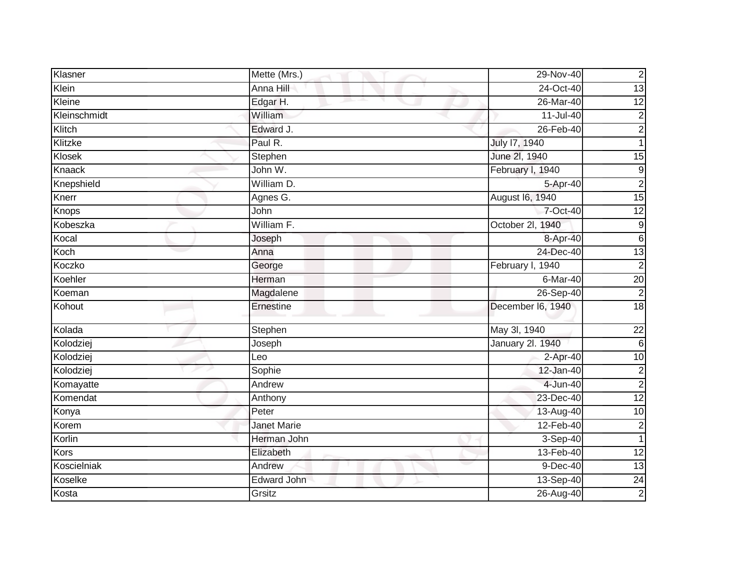| | | | |
|---|---|---|---|
| Klasner | Mette (Mrs.) | 29-Nov-40 | 2 |
| Klein | Anna Hill | 24-Oct-40 | 13 |
| Kleine | Edgar H. | 26-Mar-40 | 12 |
| Kleinschmidt | William | 11-Jul-40 | 2 |
| Klitch | Edward J. | 26-Feb-40 | 2 |
| Klitzke | Paul R. | July l7, 1940 | 1 |
| Klosek | Stephen | June 2l, 1940 | 15 |
| Knaack | John W. | February l, 1940 | 9 |
| Knepshield | William D. | 5-Apr-40 | 2 |
| Knerr | Agnes G. | August l6, 1940 | 15 |
| Knops | John | 7-Oct-40 | 12 |
| Kobeszka | William F. | October 2l, 1940 | 9 |
| Kocal | Joseph | 8-Apr-40 | 6 |
| Koch | Anna | 24-Dec-40 | 13 |
| Koczko | George | February l, 1940 | 2 |
| Koehler | Herman | 6-Mar-40 | 20 |
| Koeman | Magdalene | 26-Sep-40 | 2 |
| Kohout | Ernestine | December l6, 1940 | 18 |
| Kolada | Stephen | May 3l, 1940 | 22 |
| Kolodziej | Joseph | January 2l. 1940 | 6 |
| Kolodziej | Leo | 2-Apr-40 | 10 |
| Kolodziej | Sophie | 12-Jan-40 | 2 |
| Komayatte | Andrew | 4-Jun-40 | 2 |
| Komendat | Anthony | 23-Dec-40 | 12 |
| Konya | Peter | 13-Aug-40 | 10 |
| Korem | Janet Marie | 12-Feb-40 | 2 |
| Korlin | Herman John | 3-Sep-40 | 1 |
| Kors | Elizabeth | 13-Feb-40 | 12 |
| Koscielniak | Andrew | 9-Dec-40 | 13 |
| Koselke | Edward John | 13-Sep-40 | 24 |
| Kosta | Grsitz | 26-Aug-40 | 2 |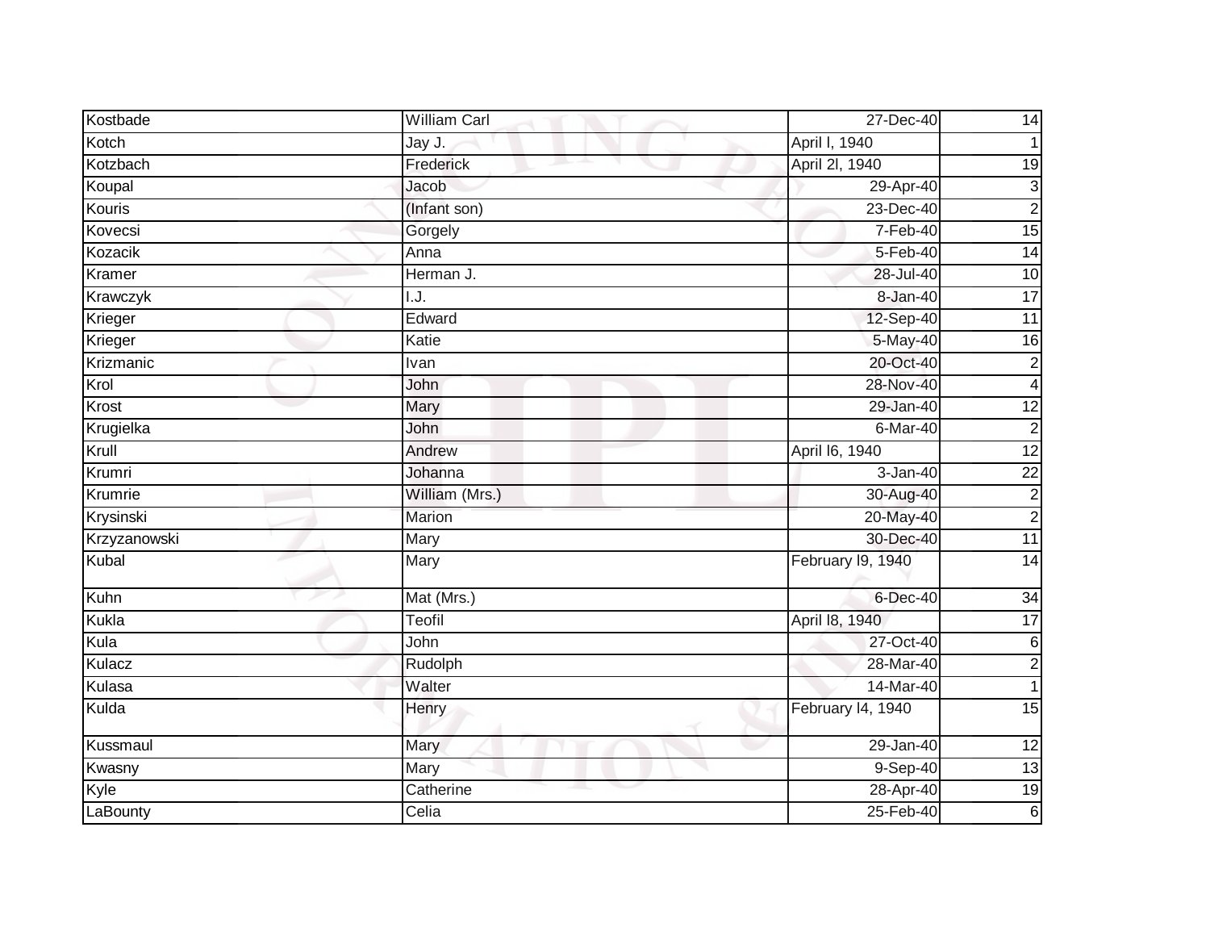| | | | |
|---|---|---|---|
| Kostbade | William Carl | 27-Dec-40 | 14 |
| Kotch | Jay J. | April l, 1940 | 1 |
| Kotzbach | Frederick | April 2l, 1940 | 19 |
| Koupal | Jacob | 29-Apr-40 | 3 |
| Kouris | (Infant son) | 23-Dec-40 | 2 |
| Kovecsi | Gorgely | 7-Feb-40 | 15 |
| Kozacik | Anna | 5-Feb-40 | 14 |
| Kramer | Herman J. | 28-Jul-40 | 10 |
| Krawczyk | I.J. | 8-Jan-40 | 17 |
| Krieger | Edward | 12-Sep-40 | 11 |
| Krieger | Katie | 5-May-40 | 16 |
| Krizmanic | Ivan | 20-Oct-40 | 2 |
| Krol | John | 28-Nov-40 | 4 |
| Krost | Mary | 29-Jan-40 | 12 |
| Krugielka | John | 6-Mar-40 | 2 |
| Krull | Andrew | April l6, 1940 | 12 |
| Krumri | Johanna | 3-Jan-40 | 22 |
| Krumrie | William (Mrs.) | 30-Aug-40 | 2 |
| Krysinski | Marion | 20-May-40 | 2 |
| Krzyzanowski | Mary | 30-Dec-40 | 11 |
| Kubal | Mary | February l9, 1940 | 14 |
| Kuhn | Mat (Mrs.) | 6-Dec-40 | 34 |
| Kukla | Teofil | April l8, 1940 | 17 |
| Kula | John | 27-Oct-40 | 6 |
| Kulacz | Rudolph | 28-Mar-40 | 2 |
| Kulasa | Walter | 14-Mar-40 | 1 |
| Kulda | Henry | February l4, 1940 | 15 |
| Kussmaul | Mary | 29-Jan-40 | 12 |
| Kwasny | Mary | 9-Sep-40 | 13 |
| Kyle | Catherine | 28-Apr-40 | 19 |
| LaBounty | Celia | 25-Feb-40 | 6 |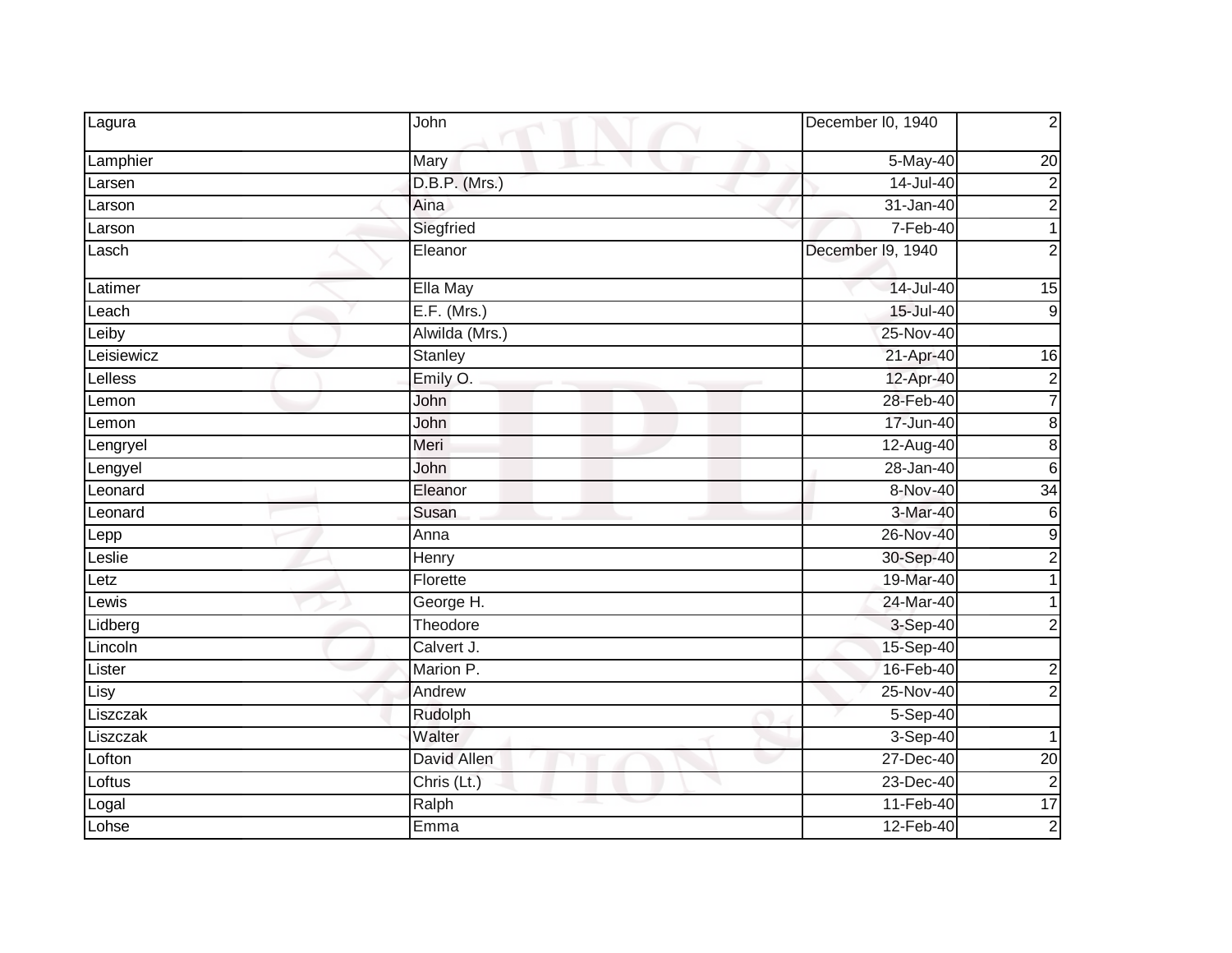| Lagura | John | December l0, 1940 | 2 |
|---|---|---|---|
| Lamphier | Mary | 5-May-40 | 20 |
| Larsen | D.B.P. (Mrs.) | 14-Jul-40 | 2 |
| Larson | Aina | 31-Jan-40 | 2 |
| Larson | Siegfried | 7-Feb-40 | 1 |
| Lasch | Eleanor | December l9, 1940 | 2 |
| Latimer | Ella May | 14-Jul-40 | 15 |
| Leach | E.F. (Mrs.) | 15-Jul-40 | 9 |
| Leiby | Alwilda (Mrs.) | 25-Nov-40 | |
| Leisiewicz | Stanley | 21-Apr-40 | 16 |
| Lelless | Emily O. | 12-Apr-40 | 2 |
| Lemon | John | 28-Feb-40 | 7 |
| Lemon | John | 17-Jun-40 | 8 |
| Lengryel | Meri | 12-Aug-40 | 8 |
| Lengyel | John | 28-Jan-40 | 6 |
| Leonard | Eleanor | 8-Nov-40 | 34 |
| Leonard | Susan | 3-Mar-40 | 6 |
| Lepp | Anna | 26-Nov-40 | 9 |
| Leslie | Henry | 30-Sep-40 | 2 |
| Letz | Florette | 19-Mar-40 | 1 |
| Lewis | George H. | 24-Mar-40 | 1 |
| Lidberg | Theodore | 3-Sep-40 | 2 |
| Lincoln | Calvert J. | 15-Sep-40 | |
| Lister | Marion P. | 16-Feb-40 | 2 |
| Lisy | Andrew | 25-Nov-40 | 2 |
| Liszczak | Rudolph | 5-Sep-40 | |
| Liszczak | Walter | 3-Sep-40 | 1 |
| Lofton | David Allen | 27-Dec-40 | 20 |
| Loftus | Chris (Lt.) | 23-Dec-40 | 2 |
| Logal | Ralph | 11-Feb-40 | 17 |
| Lohse | Emma | 12-Feb-40 | 2 |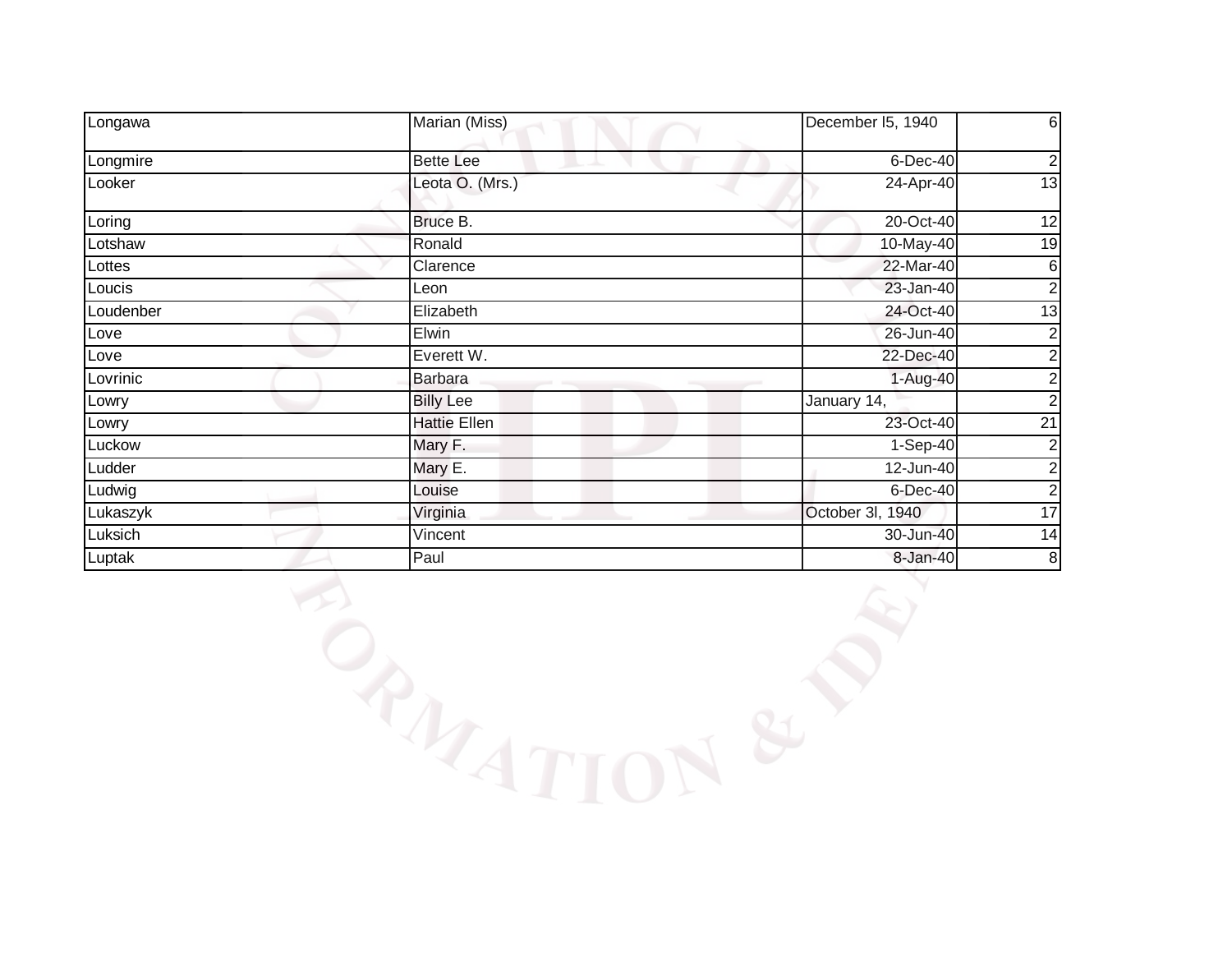| | | | |
|---|---|---|---|
| Longawa | Marian (Miss) | December l5, 1940 | 6 |
| Longmire | Bette Lee | 6-Dec-40 | 2 |
| Looker | Leota O. (Mrs.) | 24-Apr-40 | 13 |
| Loring | Bruce B. | 20-Oct-40 | 12 |
| Lotshaw | Ronald | 10-May-40 | 19 |
| Lottes | Clarence | 22-Mar-40 | 6 |
| Loucis | Leon | 23-Jan-40 | 2 |
| Loudenber | Elizabeth | 24-Oct-40 | 13 |
| Love | Elwin | 26-Jun-40 | 2 |
| Love | Everett W. | 22-Dec-40 | 2 |
| Lovrinic | Barbara | 1-Aug-40 | 2 |
| Lowry | Billy Lee | January 14, | 2 |
| Lowry | Hattie Ellen | 23-Oct-40 | 21 |
| Luckow | Mary F. | 1-Sep-40 | 2 |
| Ludder | Mary E. | 12-Jun-40 | 2 |
| Ludwig | Louise | 6-Dec-40 | 2 |
| Lukaszyk | Virginia | October 3l, 1940 | 17 |
| Luksich | Vincent | 30-Jun-40 | 14 |
| Luptak | Paul | 8-Jan-40 | 8 |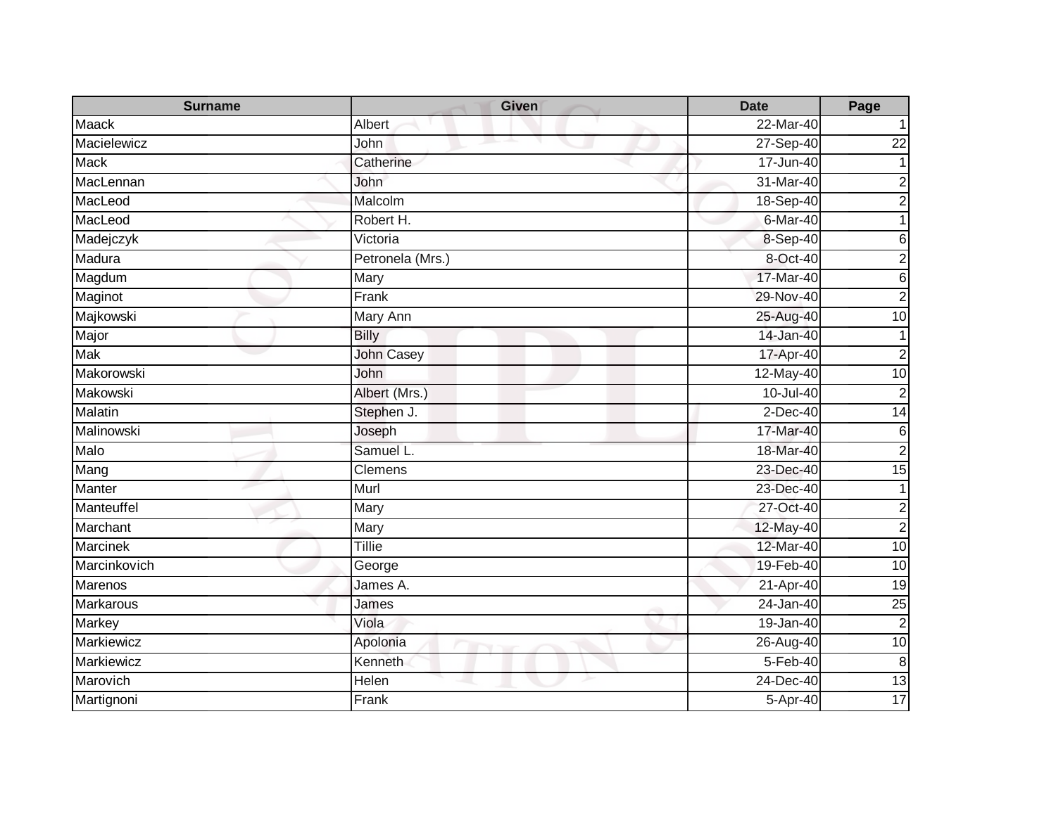| Surname | Given | Date | Page |
|---|---|---|---|
| Maack | Albert | 22-Mar-40 | 1 |
| Macielewicz | John | 27-Sep-40 | 22 |
| Mack | Catherine | 17-Jun-40 | 1 |
| MacLennan | John | 31-Mar-40 | 2 |
| MacLeod | Malcolm | 18-Sep-40 | 2 |
| MacLeod | Robert H. | 6-Mar-40 | 1 |
| Madejczyk | Victoria | 8-Sep-40 | 6 |
| Madura | Petronela (Mrs.) | 8-Oct-40 | 2 |
| Magdum | Mary | 17-Mar-40 | 6 |
| Maginot | Frank | 29-Nov-40 | 2 |
| Majkowski | Mary Ann | 25-Aug-40 | 10 |
| Major | Billy | 14-Jan-40 | 1 |
| Mak | John Casey | 17-Apr-40 | 2 |
| Makorowski | John | 12-May-40 | 10 |
| Makowski | Albert (Mrs.) | 10-Jul-40 | 2 |
| Malatin | Stephen J. | 2-Dec-40 | 14 |
| Malinowski | Joseph | 17-Mar-40 | 6 |
| Malo | Samuel L. | 18-Mar-40 | 2 |
| Mang | Clemens | 23-Dec-40 | 15 |
| Manter | Murl | 23-Dec-40 | 1 |
| Manteuffel | Mary | 27-Oct-40 | 2 |
| Marchant | Mary | 12-May-40 | 2 |
| Marcinek | Tillie | 12-Mar-40 | 10 |
| Marcinkovich | George | 19-Feb-40 | 10 |
| Marenos | James A. | 21-Apr-40 | 19 |
| Markarous | James | 24-Jan-40 | 25 |
| Markey | Viola | 19-Jan-40 | 2 |
| Markiewicz | Apolonia | 26-Aug-40 | 10 |
| Markiewicz | Kenneth | 5-Feb-40 | 8 |
| Marovich | Helen | 24-Dec-40 | 13 |
| Martignoni | Frank | 5-Apr-40 | 17 |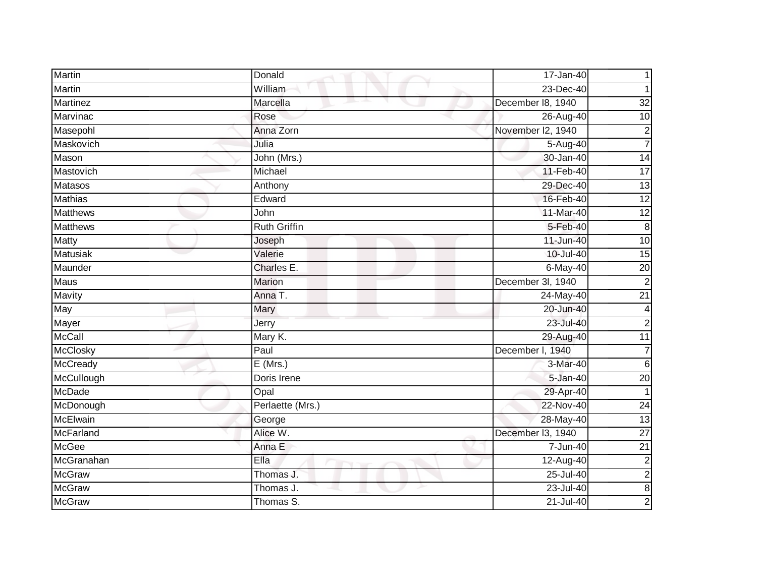| Martin | Donald | 17-Jan-40 | 1 |
|---|---|---|---|
| Martin | William | 23-Dec-40 | 1 |
| Martinez | Marcella | December l8, 1940 | 32 |
| Marvinac | Rose | 26-Aug-40 | 10 |
| Masepohl | Anna Zorn | November l2, 1940 | 2 |
| Maskovich | Julia | 5-Aug-40 | 7 |
| Mason | John (Mrs.) | 30-Jan-40 | 14 |
| Mastovich | Michael | 11-Feb-40 | 17 |
| Matasos | Anthony | 29-Dec-40 | 13 |
| Mathias | Edward | 16-Feb-40 | 12 |
| Matthews | John | 11-Mar-40 | 12 |
| Matthews | Ruth Griffin | 5-Feb-40 | 8 |
| Matty | Joseph | 11-Jun-40 | 10 |
| Matusiak | Valerie | 10-Jul-40 | 15 |
| Maunder | Charles E. | 6-May-40 | 20 |
| Maus | Marion | December 3l, 1940 | 2 |
| Mavity | Anna T. | 24-May-40 | 21 |
| May | Mary | 20-Jun-40 | 4 |
| Mayer | Jerry | 23-Jul-40 | 2 |
| McCall | Mary K. | 29-Aug-40 | 11 |
| McClosky | Paul | December l, 1940 | 7 |
| McCready | E (Mrs.) | 3-Mar-40 | 6 |
| McCullough | Doris Irene | 5-Jan-40 | 20 |
| McDade | Opal | 29-Apr-40 | 1 |
| McDonough | Perlaette (Mrs.) | 22-Nov-40 | 24 |
| McElwain | George | 28-May-40 | 13 |
| McFarland | Alice W. | December l3, 1940 | 27 |
| McGee | Anna E | 7-Jun-40 | 21 |
| McGranahan | Ella | 12-Aug-40 | 2 |
| McGraw | Thomas J. | 25-Jul-40 | 2 |
| McGraw | Thomas J. | 23-Jul-40 | 8 |
| McGraw | Thomas S. | 21-Jul-40 | 2 |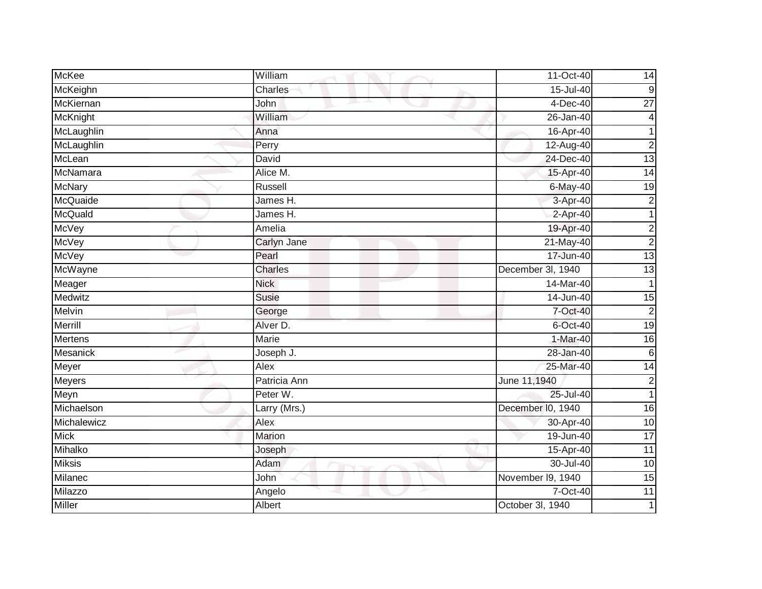| McKee | William | 11-Oct-40 | 14 |
|---|---|---|---|
| McKeighn | Charles | 15-Jul-40 | 9 |
| McKiernan | John | 4-Dec-40 | 27 |
| McKnight | William | 26-Jan-40 | 4 |
| McLaughlin | Anna | 16-Apr-40 | 1 |
| McLaughlin | Perry | 12-Aug-40 | 2 |
| McLean | David | 24-Dec-40 | 13 |
| McNamara | Alice M. | 15-Apr-40 | 14 |
| McNary | Russell | 6-May-40 | 19 |
| McQuaide | James H. | 3-Apr-40 | 2 |
| McQuald | James H. | 2-Apr-40 | 1 |
| McVey | Amelia | 19-Apr-40 | 2 |
| McVey | Carlyn Jane | 21-May-40 | 2 |
| McVey | Pearl | 17-Jun-40 | 13 |
| McWayne | Charles | December 3l, 1940 | 13 |
| Meager | Nick | 14-Mar-40 | 1 |
| Medwitz | Susie | 14-Jun-40 | 15 |
| Melvin | George | 7-Oct-40 | 2 |
| Merrill | Alver D. | 6-Oct-40 | 19 |
| Mertens | Marie | 1-Mar-40 | 16 |
| Mesanick | Joseph J. | 28-Jan-40 | 6 |
| Meyer | Alex | 25-Mar-40 | 14 |
| Meyers | Patricia Ann | June 11,1940 | 2 |
| Meyn | Peter W. | 25-Jul-40 | 1 |
| Michaelson | Larry (Mrs.) | December l0, 1940 | 16 |
| Michalewicz | Alex | 30-Apr-40 | 10 |
| Mick | Marion | 19-Jun-40 | 17 |
| Mihalko | Joseph | 15-Apr-40 | 11 |
| Miksis | Adam | 30-Jul-40 | 10 |
| Milanec | John | November l9, 1940 | 15 |
| Milazzo | Angelo | 7-Oct-40 | 11 |
| Miller | Albert | October 3l, 1940 | 1 |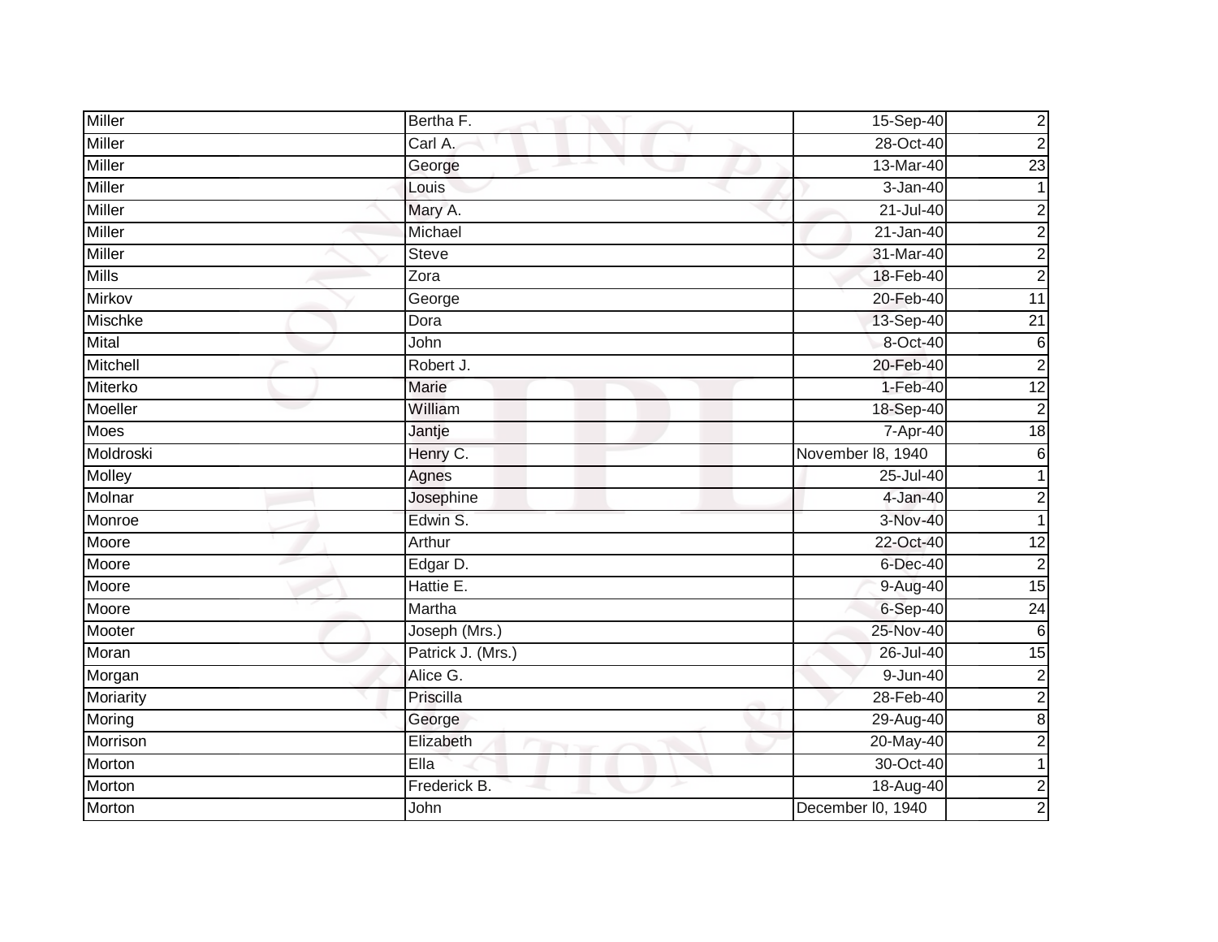| | | | |
|---|---|---|---|
| Miller | Bertha F. | 15-Sep-40 | 2 |
| Miller | Carl A. | 28-Oct-40 | 2 |
| Miller | George | 13-Mar-40 | 23 |
| Miller | Louis | 3-Jan-40 | 1 |
| Miller | Mary A. | 21-Jul-40 | 2 |
| Miller | Michael | 21-Jan-40 | 2 |
| Miller | Steve | 31-Mar-40 | 2 |
| Mills | Zora | 18-Feb-40 | 2 |
| Mirkov | George | 20-Feb-40 | 11 |
| Mischke | Dora | 13-Sep-40 | 21 |
| Mital | John | 8-Oct-40 | 6 |
| Mitchell | Robert J. | 20-Feb-40 | 2 |
| Miterko | Marie | 1-Feb-40 | 12 |
| Moeller | William | 18-Sep-40 | 2 |
| Moes | Jantje | 7-Apr-40 | 18 |
| Moldroski | Henry C. | November l8, 1940 | 6 |
| Molley | Agnes | 25-Jul-40 | 1 |
| Molnar | Josephine | 4-Jan-40 | 2 |
| Monroe | Edwin S. | 3-Nov-40 | 1 |
| Moore | Arthur | 22-Oct-40 | 12 |
| Moore | Edgar D. | 6-Dec-40 | 2 |
| Moore | Hattie E. | 9-Aug-40 | 15 |
| Moore | Martha | 6-Sep-40 | 24 |
| Mooter | Joseph (Mrs.) | 25-Nov-40 | 6 |
| Moran | Patrick J. (Mrs.) | 26-Jul-40 | 15 |
| Morgan | Alice G. | 9-Jun-40 | 2 |
| Moriarity | Priscilla | 28-Feb-40 | 2 |
| Moring | George | 29-Aug-40 | 8 |
| Morrison | Elizabeth | 20-May-40 | 2 |
| Morton | Ella | 30-Oct-40 | 1 |
| Morton | Frederick B. | 18-Aug-40 | 2 |
| Morton | John | December l0, 1940 | 2 |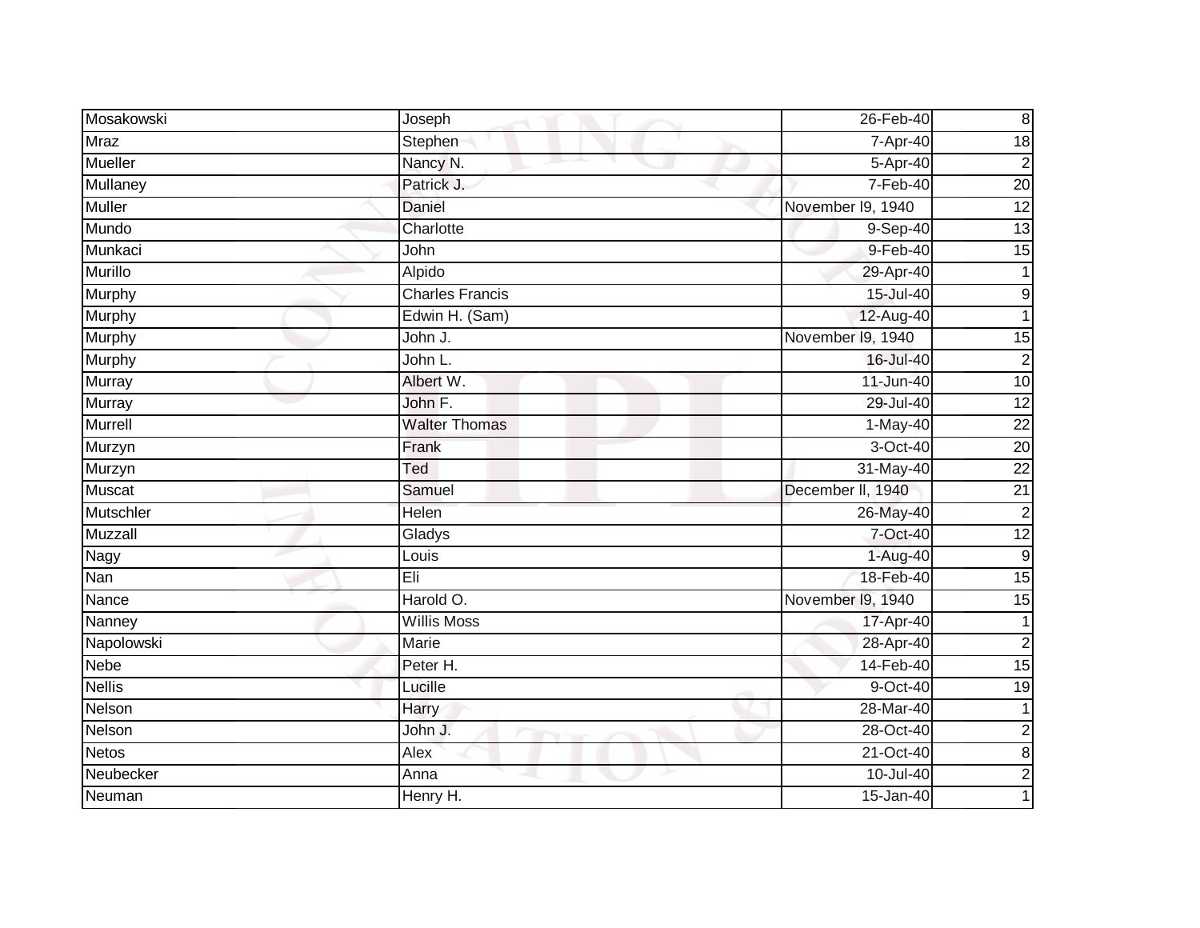| Mosakowski | Joseph | 26-Feb-40 | 8 |
|---|---|---|---|
| Mraz | Stephen | 7-Apr-40 | 18 |
| Mueller | Nancy N. | 5-Apr-40 | 2 |
| Mullaney | Patrick J. | 7-Feb-40 | 20 |
| Muller | Daniel | November l9, 1940 | 12 |
| Mundo | Charlotte | 9-Sep-40 | 13 |
| Munkaci | John | 9-Feb-40 | 15 |
| Murillo | Alpido | 29-Apr-40 | 1 |
| Murphy | Charles Francis | 15-Jul-40 | 9 |
| Murphy | Edwin H. (Sam) | 12-Aug-40 | 1 |
| Murphy | John J. | November l9, 1940 | 15 |
| Murphy | John L. | 16-Jul-40 | 2 |
| Murray | Albert W. | 11-Jun-40 | 10 |
| Murray | John F. | 29-Jul-40 | 12 |
| Murrell | Walter Thomas | 1-May-40 | 22 |
| Murzyn | Frank | 3-Oct-40 | 20 |
| Murzyn | Ted | 31-May-40 | 22 |
| Muscat | Samuel | December ll, 1940 | 21 |
| Mutschler | Helen | 26-May-40 | 2 |
| Muzzall | Gladys | 7-Oct-40 | 12 |
| Nagy | Louis | 1-Aug-40 | 9 |
| Nan | Eli | 18-Feb-40 | 15 |
| Nance | Harold O. | November l9, 1940 | 15 |
| Nanney | Willis Moss | 17-Apr-40 | 1 |
| Napolowski | Marie | 28-Apr-40 | 2 |
| Nebe | Peter H. | 14-Feb-40 | 15 |
| Nellis | Lucille | 9-Oct-40 | 19 |
| Nelson | Harry | 28-Mar-40 | 1 |
| Nelson | John J. | 28-Oct-40 | 2 |
| Netos | Alex | 21-Oct-40 | 8 |
| Neubecker | Anna | 10-Jul-40 | 2 |
| Neuman | Henry H. | 15-Jan-40 | 1 |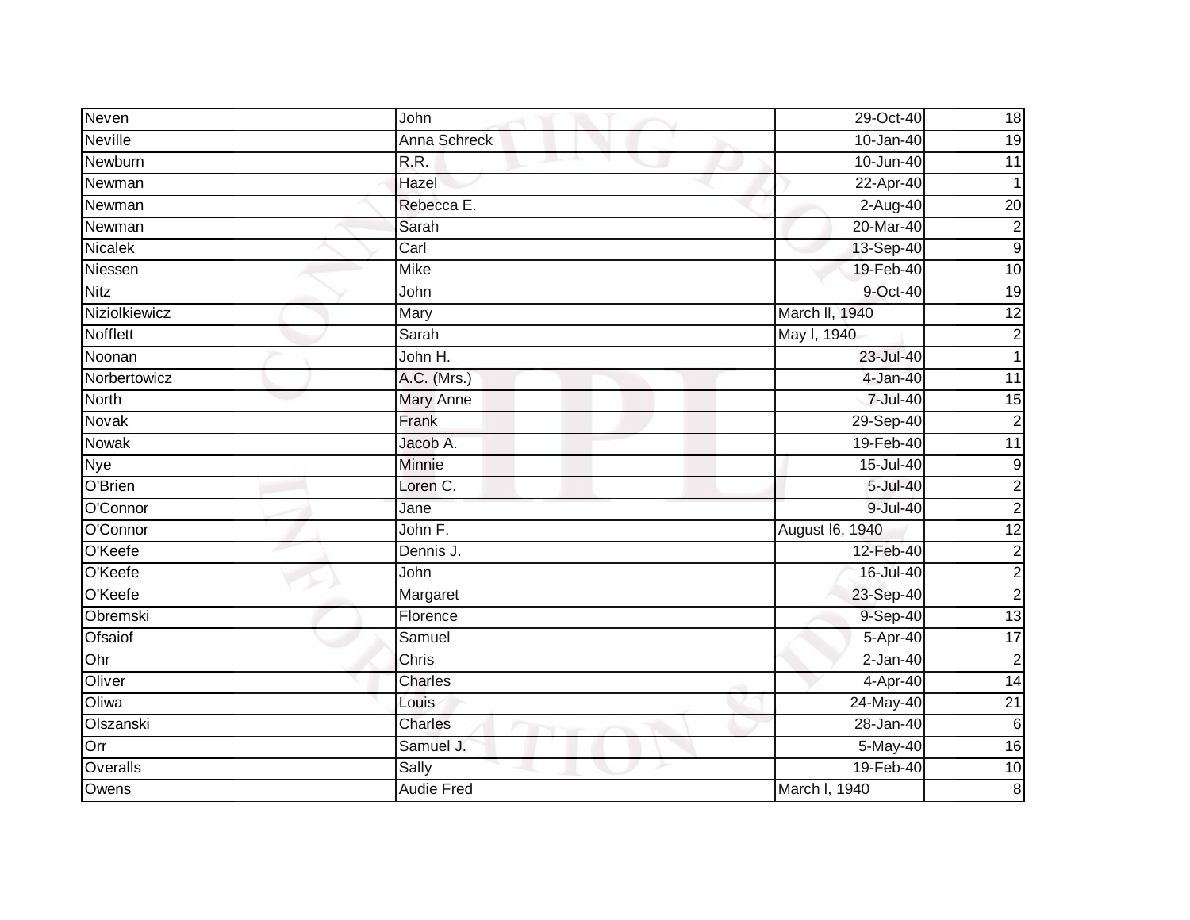| Neven | John | 29-Oct-40 | 18 |
|---|---|---|---|
| Neville | Anna Schreck | 10-Jan-40 | 19 |
| Newburn | R.R. | 10-Jun-40 | 11 |
| Newman | Hazel | 22-Apr-40 | 1 |
| Newman | Rebecca E. | 2-Aug-40 | 20 |
| Newman | Sarah | 20-Mar-40 | 2 |
| Nicalek | Carl | 13-Sep-40 | 9 |
| Niessen | Mike | 19-Feb-40 | 10 |
| Nitz | John | 9-Oct-40 | 19 |
| Niziolkiewicz | Mary | March ll, 1940 | 12 |
| Nofflett | Sarah | May l, 1940 | 2 |
| Noonan | John H. | 23-Jul-40 | 1 |
| Norbertowicz | A.C. (Mrs.) | 4-Jan-40 | 11 |
| North | Mary Anne | 7-Jul-40 | 15 |
| Novak | Frank | 29-Sep-40 | 2 |
| Nowak | Jacob A. | 19-Feb-40 | 11 |
| Nye | Minnie | 15-Jul-40 | 9 |
| O'Brien | Loren C. | 5-Jul-40 | 2 |
| O'Connor | Jane | 9-Jul-40 | 2 |
| O'Connor | John F. | August l6, 1940 | 12 |
| O'Keefe | Dennis J. | 12-Feb-40 | 2 |
| O'Keefe | John | 16-Jul-40 | 2 |
| O'Keefe | Margaret | 23-Sep-40 | 2 |
| Obremski | Florence | 9-Sep-40 | 13 |
| Ofsaiof | Samuel | 5-Apr-40 | 17 |
| Ohr | Chris | 2-Jan-40 | 2 |
| Oliver | Charles | 4-Apr-40 | 14 |
| Oliwa | Louis | 24-May-40 | 21 |
| Olszanski | Charles | 28-Jan-40 | 6 |
| Orr | Samuel J. | 5-May-40 | 16 |
| Overalls | Sally | 19-Feb-40 | 10 |
| Owens | Audie Fred | March l, 1940 | 8 |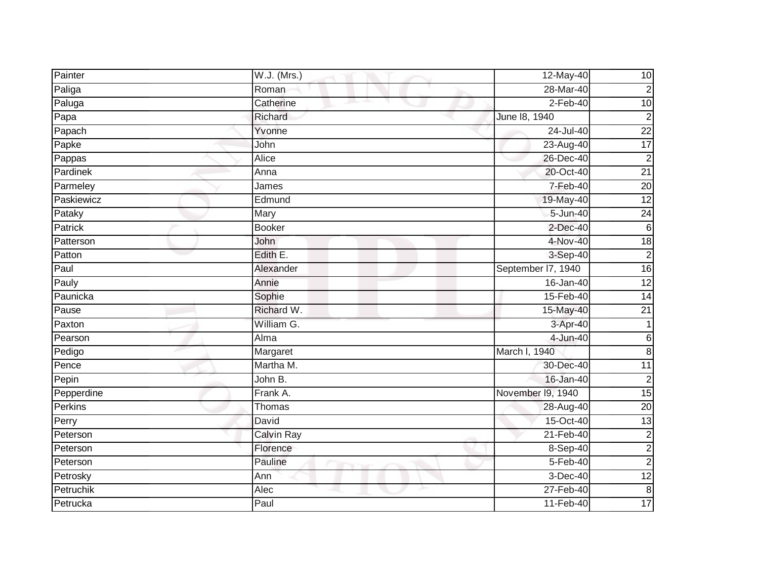| | | | |
|---|---|---|---|
| Painter | W.J. (Mrs.) | 12-May-40 | 10 |
| Paliga | Roman | 28-Mar-40 | 2 |
| Paluga | Catherine | 2-Feb-40 | 10 |
| Papa | Richard | June l8, 1940 | 2 |
| Papach | Yvonne | 24-Jul-40 | 22 |
| Papke | John | 23-Aug-40 | 17 |
| Pappas | Alice | 26-Dec-40 | 2 |
| Pardinek | Anna | 20-Oct-40 | 21 |
| Parmeley | James | 7-Feb-40 | 20 |
| Paskiewicz | Edmund | 19-May-40 | 12 |
| Pataky | Mary | 5-Jun-40 | 24 |
| Patrick | Booker | 2-Dec-40 | 6 |
| Patterson | John | 4-Nov-40 | 18 |
| Patton | Edith E. | 3-Sep-40 | 2 |
| Paul | Alexander | September l7, 1940 | 16 |
| Pauly | Annie | 16-Jan-40 | 12 |
| Paunicka | Sophie | 15-Feb-40 | 14 |
| Pause | Richard W. | 15-May-40 | 21 |
| Paxton | William G. | 3-Apr-40 | 1 |
| Pearson | Alma | 4-Jun-40 | 6 |
| Pedigo | Margaret | March l, 1940 | 8 |
| Pence | Martha M. | 30-Dec-40 | 11 |
| Pepin | John B. | 16-Jan-40 | 2 |
| Pepperdine | Frank A. | November l9, 1940 | 15 |
| Perkins | Thomas | 28-Aug-40 | 20 |
| Perry | David | 15-Oct-40 | 13 |
| Peterson | Calvin Ray | 21-Feb-40 | 2 |
| Peterson | Florence | 8-Sep-40 | 2 |
| Peterson | Pauline | 5-Feb-40 | 2 |
| Petrosky | Ann | 3-Dec-40 | 12 |
| Petruchik | Alec | 27-Feb-40 | 8 |
| Petrucka | Paul | 11-Feb-40 | 17 |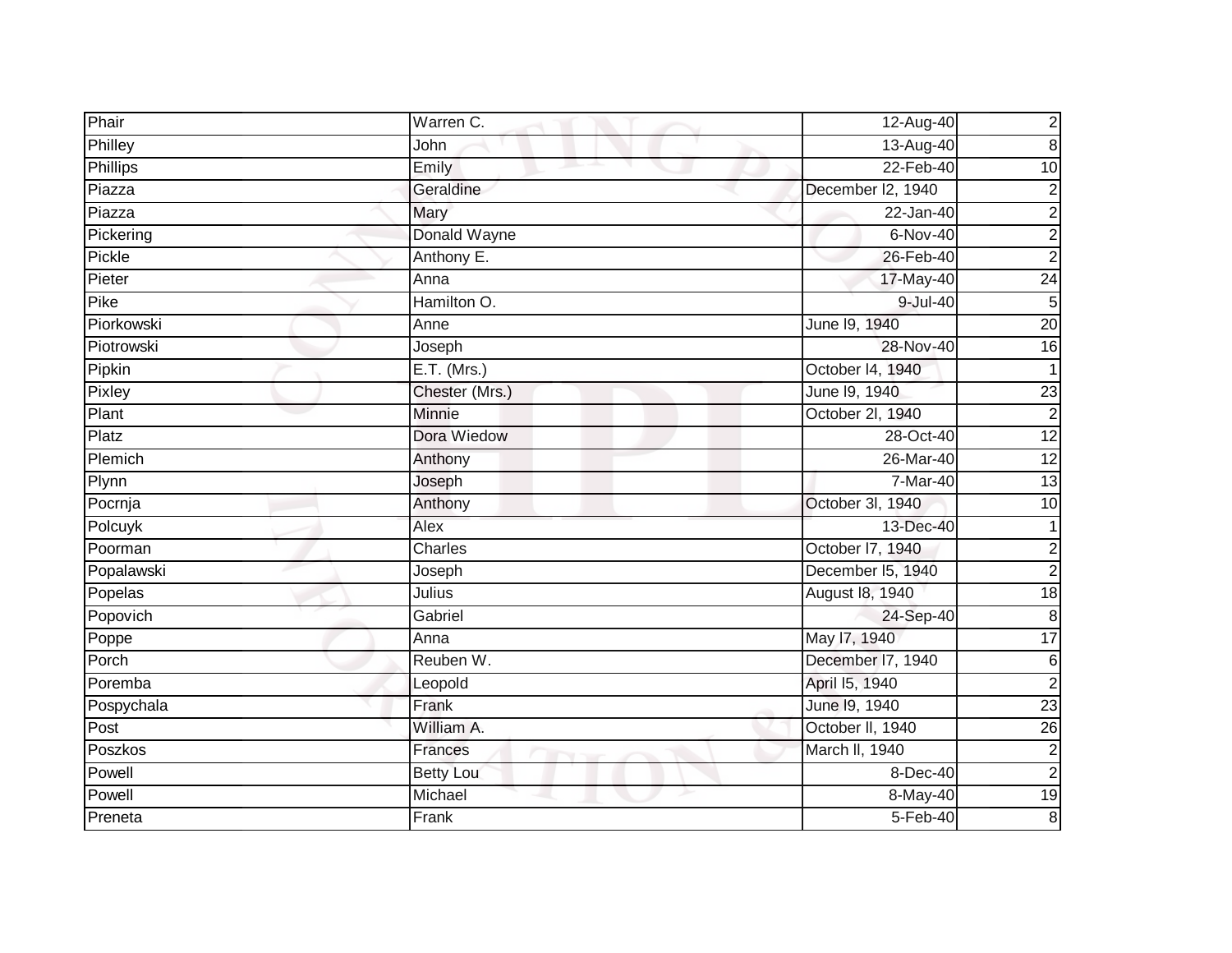| Phair | Warren C. | 12-Aug-40 | 2 |
|---|---|---|---|
| Philley | John | 13-Aug-40 | 8 |
| Phillips | Emily | 22-Feb-40 | 10 |
| Piazza | Geraldine | December l2, 1940 | 2 |
| Piazza | Mary | 22-Jan-40 | 2 |
| Pickering | Donald Wayne | 6-Nov-40 | 2 |
| Pickle | Anthony E. | 26-Feb-40 | 2 |
| Pieter | Anna | 17-May-40 | 24 |
| Pike | Hamilton O. | 9-Jul-40 | 5 |
| Piorkowski | Anne | June l9, 1940 | 20 |
| Piotrowski | Joseph | 28-Nov-40 | 16 |
| Pipkin | E.T. (Mrs.) | October l4, 1940 | 1 |
| Pixley | Chester (Mrs.) | June l9, 1940 | 23 |
| Plant | Minnie | October 2l, 1940 | 2 |
| Platz | Dora Wiedow | 28-Oct-40 | 12 |
| Plemich | Anthony | 26-Mar-40 | 12 |
| Plynn | Joseph | 7-Mar-40 | 13 |
| Pocrnja | Anthony | October 3l, 1940 | 10 |
| Polcuyk | Alex | 13-Dec-40 | 1 |
| Poorman | Charles | October l7, 1940 | 2 |
| Popalawski | Joseph | December l5, 1940 | 2 |
| Popelas | Julius | August l8, 1940 | 18 |
| Popovich | Gabriel | 24-Sep-40 | 8 |
| Poppe | Anna | May l7, 1940 | 17 |
| Porch | Reuben W. | December l7, 1940 | 6 |
| Poremba | Leopold | April l5, 1940 | 2 |
| Pospychala | Frank | June l9, 1940 | 23 |
| Post | William A. | October ll, 1940 | 26 |
| Poszkos | Frances | March ll, 1940 | 2 |
| Powell | Betty Lou | 8-Dec-40 | 2 |
| Powell | Michael | 8-May-40 | 19 |
| Preneta | Frank | 5-Feb-40 | 8 |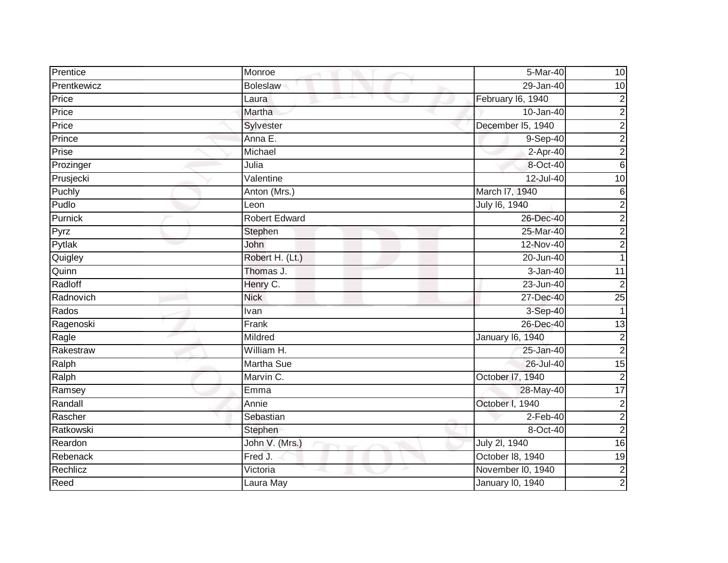| Prentice | Monroe | 5-Mar-40 | 10 |
|---|---|---|---|
| Prentkewicz | Boleslaw | 29-Jan-40 | 10 |
| Price | Laura | February l6, 1940 | 2 |
| Price | Martha | 10-Jan-40 | 2 |
| Price | Sylvester | December l5, 1940 | 2 |
| Prince | Anna E. | 9-Sep-40 | 2 |
| Prise | Michael | 2-Apr-40 | 2 |
| Prozinger | Julia | 8-Oct-40 | 6 |
| Prusjecki | Valentine | 12-Jul-40 | 10 |
| Puchly | Anton (Mrs.) | March l7, 1940 | 6 |
| Pudlo | Leon | July l6, 1940 | 2 |
| Purnick | Robert Edward | 26-Dec-40 | 2 |
| Pyrz | Stephen | 25-Mar-40 | 2 |
| Pytlak | John | 12-Nov-40 | 2 |
| Quigley | Robert H. (Lt.) | 20-Jun-40 | 1 |
| Quinn | Thomas J. | 3-Jan-40 | 11 |
| Radloff | Henry C. | 23-Jun-40 | 2 |
| Radnovich | Nick | 27-Dec-40 | 25 |
| Rados | Ivan | 3-Sep-40 | 1 |
| Ragenoski | Frank | 26-Dec-40 | 13 |
| Ragle | Mildred | January l6, 1940 | 2 |
| Rakestraw | William H. | 25-Jan-40 | 2 |
| Ralph | Martha Sue | 26-Jul-40 | 15 |
| Ralph | Marvin C. | October l7, 1940 | 2 |
| Ramsey | Emma | 28-May-40 | 17 |
| Randall | Annie | October l, 1940 | 2 |
| Rascher | Sebastian | 2-Feb-40 | 2 |
| Ratkowski | Stephen | 8-Oct-40 | 2 |
| Reardon | John V. (Mrs.) | July 2l, 1940 | 16 |
| Rebenack | Fred J. | October l8, 1940 | 19 |
| Rechlicz | Victoria | November l0, 1940 | 2 |
| Reed | Laura May | January l0, 1940 | 2 |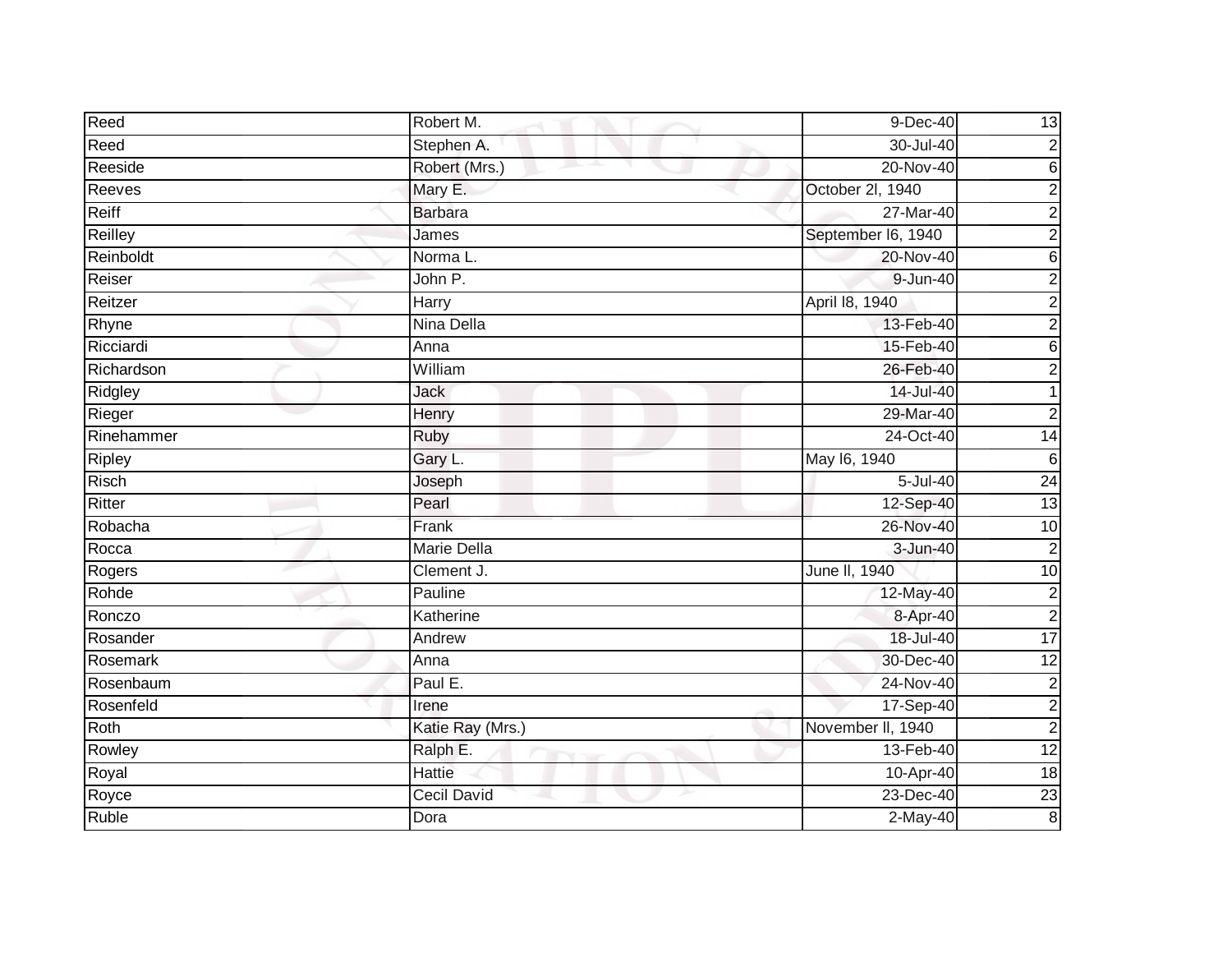| | | | |
|---|---|---|---|
| Reed | Robert M. | 9-Dec-40 | 13 |
| Reed | Stephen A. | 30-Jul-40 | 2 |
| Reeside | Robert (Mrs.) | 20-Nov-40 | 6 |
| Reeves | Mary E. | October 2l, 1940 | 2 |
| Reiff | Barbara | 27-Mar-40 | 2 |
| Reilley | James | September l6, 1940 | 2 |
| Reinboldt | Norma L. | 20-Nov-40 | 6 |
| Reiser | John P. | 9-Jun-40 | 2 |
| Reitzer | Harry | April l8, 1940 | 2 |
| Rhyne | Nina Della | 13-Feb-40 | 2 |
| Ricciardi | Anna | 15-Feb-40 | 6 |
| Richardson | William | 26-Feb-40 | 2 |
| Ridgley | Jack | 14-Jul-40 | 1 |
| Rieger | Henry | 29-Mar-40 | 2 |
| Rinehammer | Ruby | 24-Oct-40 | 14 |
| Ripley | Gary L. | May l6, 1940 | 6 |
| Risch | Joseph | 5-Jul-40 | 24 |
| Ritter | Pearl | 12-Sep-40 | 13 |
| Robacha | Frank | 26-Nov-40 | 10 |
| Rocca | Marie Della | 3-Jun-40 | 2 |
| Rogers | Clement J. | June ll, 1940 | 10 |
| Rohde | Pauline | 12-May-40 | 2 |
| Ronczo | Katherine | 8-Apr-40 | 2 |
| Rosander | Andrew | 18-Jul-40 | 17 |
| Rosemark | Anna | 30-Dec-40 | 12 |
| Rosenbaum | Paul E. | 24-Nov-40 | 2 |
| Rosenfeld | Irene | 17-Sep-40 | 2 |
| Roth | Katie Ray (Mrs.) | November ll, 1940 | 2 |
| Rowley | Ralph E. | 13-Feb-40 | 12 |
| Royal | Hattie | 10-Apr-40 | 18 |
| Royce | Cecil David | 23-Dec-40 | 23 |
| Ruble | Dora | 2-May-40 | 8 |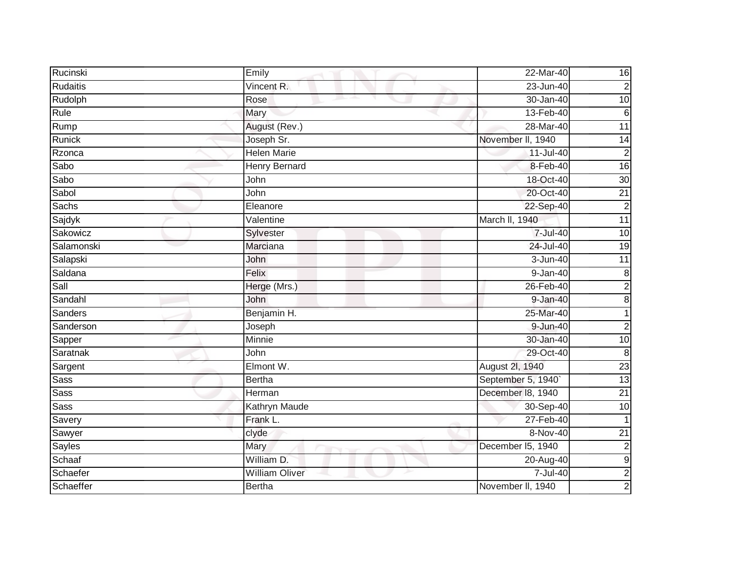| | | | |
|---|---|---|---|
| Rucinski | Emily | 22-Mar-40 | 16 |
| Rudaitis | Vincent R. | 23-Jun-40 | 2 |
| Rudolph | Rose | 30-Jan-40 | 10 |
| Rule | Mary | 13-Feb-40 | 6 |
| Rump | August (Rev.) | 28-Mar-40 | 11 |
| Runick | Joseph Sr. | November ll, 1940 | 14 |
| Rzonca | Helen Marie | 11-Jul-40 | 2 |
| Sabo | Henry Bernard | 8-Feb-40 | 16 |
| Sabo | John | 18-Oct-40 | 30 |
| Sabol | John | 20-Oct-40 | 21 |
| Sachs | Eleanore | 22-Sep-40 | 2 |
| Sajdyk | Valentine | March ll, 1940 | 11 |
| Sakowicz | Sylvester | 7-Jul-40 | 10 |
| Salamonski | Marciana | 24-Jul-40 | 19 |
| Salapski | John | 3-Jun-40 | 11 |
| Saldana | Felix | 9-Jan-40 | 8 |
| Sall | Herge (Mrs.) | 26-Feb-40 | 2 |
| Sandahl | John | 9-Jan-40 | 8 |
| Sanders | Benjamin H. | 25-Mar-40 | 1 |
| Sanderson | Joseph | 9-Jun-40 | 2 |
| Sapper | Minnie | 30-Jan-40 | 10 |
| Saratnak | John | 29-Oct-40 | 8 |
| Sargent | Elmont W. | August 2l, 1940 | 23 |
| Sass | Bertha | September 5, 1940` | 13 |
| Sass | Herman | December l8, 1940 | 21 |
| Sass | Kathryn Maude | 30-Sep-40 | 10 |
| Savery | Frank L. | 27-Feb-40 | 1 |
| Sawyer | clyde | 8-Nov-40 | 21 |
| Sayles | Mary | December l5, 1940 | 2 |
| Schaaf | William D. | 20-Aug-40 | 9 |
| Schaefer | William Oliver | 7-Jul-40 | 2 |
| Schaeffer | Bertha | November ll, 1940 | 2 |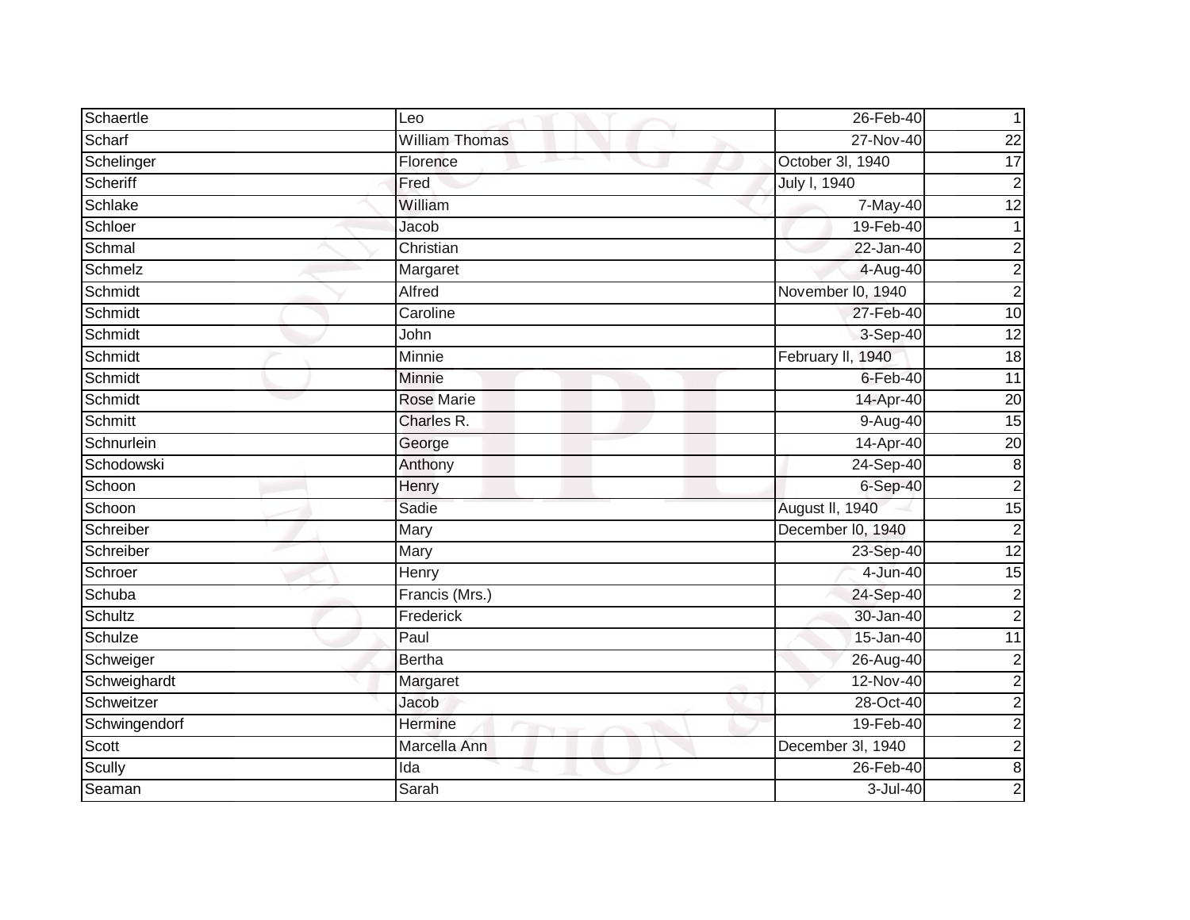| Schaertle | Leo | 26-Feb-40 | 1 |
|---|---|---|---|
| Scharf | William Thomas | 27-Nov-40 | 22 |
| Schelinger | Florence | October 3l, 1940 | 17 |
| Scheriff | Fred | July l, 1940 | 2 |
| Schlake | William | 7-May-40 | 12 |
| Schloer | Jacob | 19-Feb-40 | 1 |
| Schmal | Christian | 22-Jan-40 | 2 |
| Schmelz | Margaret | 4-Aug-40 | 2 |
| Schmidt | Alfred | November l0, 1940 | 2 |
| Schmidt | Caroline | 27-Feb-40 | 10 |
| Schmidt | John | 3-Sep-40 | 12 |
| Schmidt | Minnie | February ll, 1940 | 18 |
| Schmidt | Minnie | 6-Feb-40 | 11 |
| Schmidt | Rose Marie | 14-Apr-40 | 20 |
| Schmitt | Charles R. | 9-Aug-40 | 15 |
| Schnurlein | George | 14-Apr-40 | 20 |
| Schodowski | Anthony | 24-Sep-40 | 8 |
| Schoon | Henry | 6-Sep-40 | 2 |
| Schoon | Sadie | August ll, 1940 | 15 |
| Schreiber | Mary | December l0, 1940 | 2 |
| Schreiber | Mary | 23-Sep-40 | 12 |
| Schroer | Henry | 4-Jun-40 | 15 |
| Schuba | Francis (Mrs.) | 24-Sep-40 | 2 |
| Schultz | Frederick | 30-Jan-40 | 2 |
| Schulze | Paul | 15-Jan-40 | 11 |
| Schweiger | Bertha | 26-Aug-40 | 2 |
| Schweighardt | Margaret | 12-Nov-40 | 2 |
| Schweitzer | Jacob | 28-Oct-40 | 2 |
| Schwingendorf | Hermine | 19-Feb-40 | 2 |
| Scott | Marcella Ann | December 3l, 1940 | 2 |
| Scully | Ida | 26-Feb-40 | 8 |
| Seaman | Sarah | 3-Jul-40 | 2 |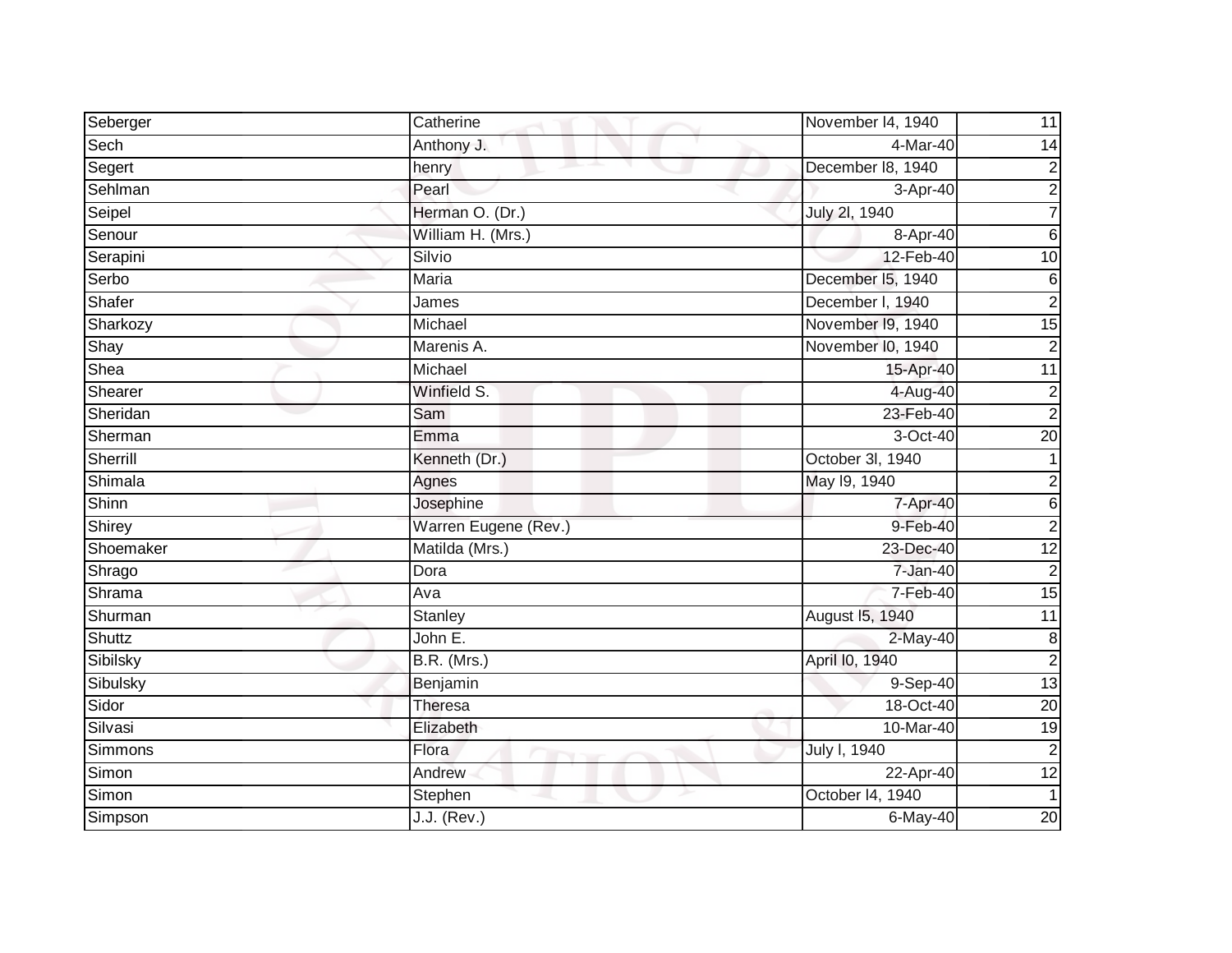| Seberger | Catherine | November l4, 1940 | 11 |
|---|---|---|---|
| Sech | Anthony J. | 4-Mar-40 | 14 |
| Segert | henry | December l8, 1940 | 2 |
| Sehlman | Pearl | 3-Apr-40 | 2 |
| Seipel | Herman O. (Dr.) | July 2l, 1940 | 7 |
| Senour | William H. (Mrs.) | 8-Apr-40 | 6 |
| Serapini | Silvio | 12-Feb-40 | 10 |
| Serbo | Maria | December l5, 1940 | 6 |
| Shafer | James | December l, 1940 | 2 |
| Sharkozy | Michael | November l9, 1940 | 15 |
| Shay | Marenis A. | November l0, 1940 | 2 |
| Shea | Michael | 15-Apr-40 | 11 |
| Shearer | Winfield S. | 4-Aug-40 | 2 |
| Sheridan | Sam | 23-Feb-40 | 2 |
| Sherman | Emma | 3-Oct-40 | 20 |
| Sherrill | Kenneth (Dr.) | October 3l, 1940 | 1 |
| Shimala | Agnes | May l9, 1940 | 2 |
| Shinn | Josephine | 7-Apr-40 | 6 |
| Shirey | Warren Eugene (Rev.) | 9-Feb-40 | 2 |
| Shoemaker | Matilda (Mrs.) | 23-Dec-40 | 12 |
| Shrago | Dora | 7-Jan-40 | 2 |
| Shrama | Ava | 7-Feb-40 | 15 |
| Shurman | Stanley | August l5, 1940 | 11 |
| Shuttz | John E. | 2-May-40 | 8 |
| Sibilsky | B.R. (Mrs.) | April l0, 1940 | 2 |
| Sibulsky | Benjamin | 9-Sep-40 | 13 |
| Sidor | Theresa | 18-Oct-40 | 20 |
| Silvasi | Elizabeth | 10-Mar-40 | 19 |
| Simmons | Flora | July l, 1940 | 2 |
| Simon | Andrew | 22-Apr-40 | 12 |
| Simon | Stephen | October l4, 1940 | 1 |
| Simpson | J.J. (Rev.) | 6-May-40 | 20 |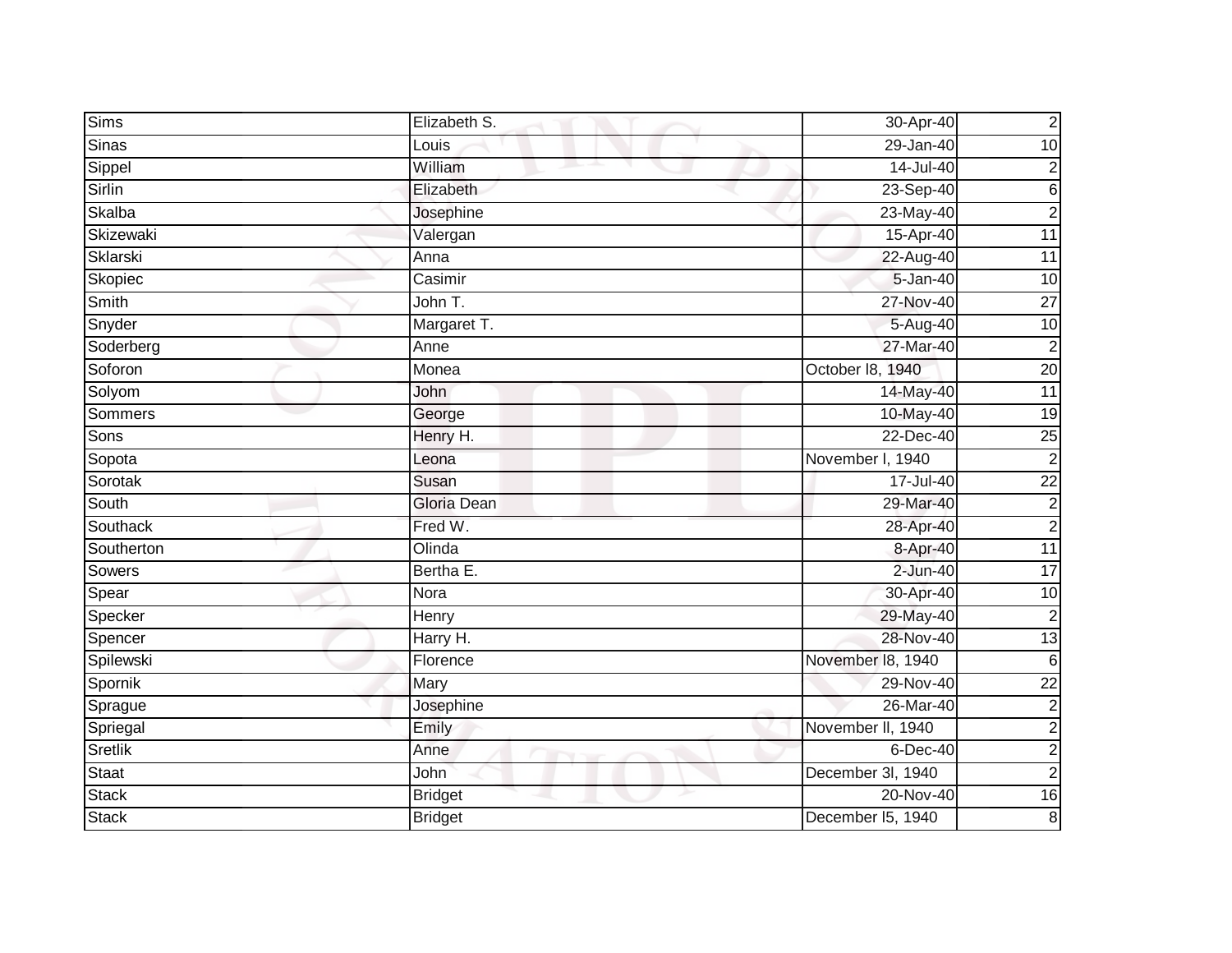| Sims | Elizabeth S. | 30-Apr-40 | 2 |
|---|---|---|---|
| Sinas | Louis | 29-Jan-40 | 10 |
| Sippel | William | 14-Jul-40 | 2 |
| Sirlin | Elizabeth | 23-Sep-40 | 6 |
| Skalba | Josephine | 23-May-40 | 2 |
| Skizewaki | Valergan | 15-Apr-40 | 11 |
| Sklarski | Anna | 22-Aug-40 | 11 |
| Skopiec | Casimir | 5-Jan-40 | 10 |
| Smith | John T. | 27-Nov-40 | 27 |
| Snyder | Margaret T. | 5-Aug-40 | 10 |
| Soderberg | Anne | 27-Mar-40 | 2 |
| Soforon | Monea | October l8, 1940 | 20 |
| Solyom | John | 14-May-40 | 11 |
| Sommers | George | 10-May-40 | 19 |
| Sons | Henry H. | 22-Dec-40 | 25 |
| Sopota | Leona | November l, 1940 | 2 |
| Sorotak | Susan | 17-Jul-40 | 22 |
| South | Gloria Dean | 29-Mar-40 | 2 |
| Southack | Fred W. | 28-Apr-40 | 2 |
| Southerton | Olinda | 8-Apr-40 | 11 |
| Sowers | Bertha E. | 2-Jun-40 | 17 |
| Spear | Nora | 30-Apr-40 | 10 |
| Specker | Henry | 29-May-40 | 2 |
| Spencer | Harry H. | 28-Nov-40 | 13 |
| Spilewski | Florence | November l8, 1940 | 6 |
| Spornik | Mary | 29-Nov-40 | 22 |
| Sprague | Josephine | 26-Mar-40 | 2 |
| Spriegal | Emily | November ll, 1940 | 2 |
| Sretlik | Anne | 6-Dec-40 | 2 |
| Staat | John | December 3l, 1940 | 2 |
| Stack | Bridget | 20-Nov-40 | 16 |
| Stack | Bridget | December l5, 1940 | 8 |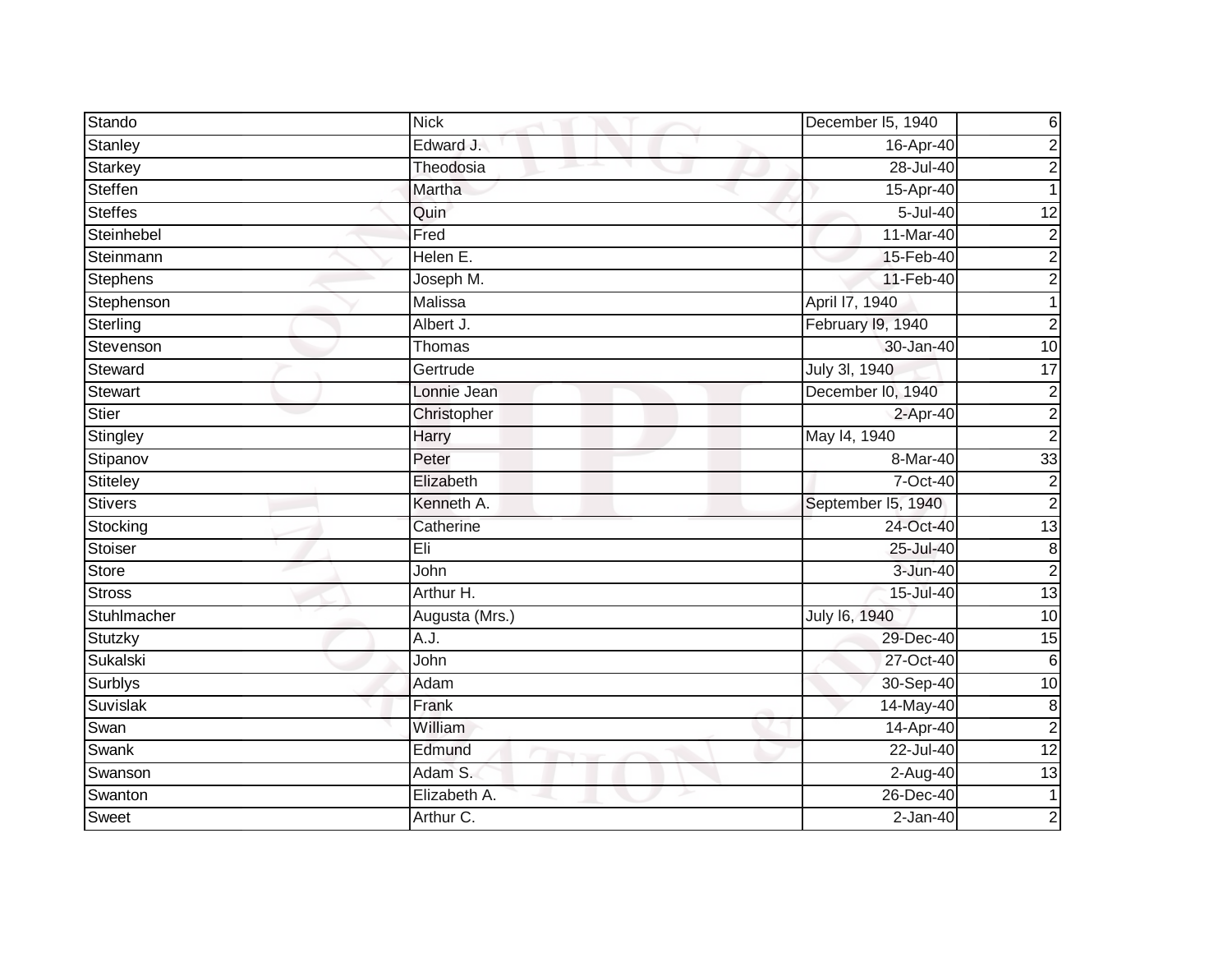| | | | |
|---|---|---|---|
| Stando | Nick | December l5, 1940 | 6 |
| Stanley | Edward J. | 16-Apr-40 | 2 |
| Starkey | Theodosia | 28-Jul-40 | 2 |
| Steffen | Martha | 15-Apr-40 | 1 |
| Steffes | Quin | 5-Jul-40 | 12 |
| Steinhebel | Fred | 11-Mar-40 | 2 |
| Steinmann | Helen E. | 15-Feb-40 | 2 |
| Stephens | Joseph M. | 11-Feb-40 | 2 |
| Stephenson | Malissa | April l7, 1940 | 1 |
| Sterling | Albert J. | February l9, 1940 | 2 |
| Stevenson | Thomas | 30-Jan-40 | 10 |
| Steward | Gertrude | July 3l, 1940 | 17 |
| Stewart | Lonnie Jean | December l0, 1940 | 2 |
| Stier | Christopher | 2-Apr-40 | 2 |
| Stingley | Harry | May l4, 1940 | 2 |
| Stipanov | Peter | 8-Mar-40 | 33 |
| Stiteley | Elizabeth | 7-Oct-40 | 2 |
| Stivers | Kenneth A. | September l5, 1940 | 2 |
| Stocking | Catherine | 24-Oct-40 | 13 |
| Stoiser | Eli | 25-Jul-40 | 8 |
| Store | John | 3-Jun-40 | 2 |
| Stross | Arthur H. | 15-Jul-40 | 13 |
| Stuhlmacher | Augusta (Mrs.) | July l6, 1940 | 10 |
| Stutzky | A.J. | 29-Dec-40 | 15 |
| Sukalski | John | 27-Oct-40 | 6 |
| Surblys | Adam | 30-Sep-40 | 10 |
| Suvislak | Frank | 14-May-40 | 8 |
| Swan | William | 14-Apr-40 | 2 |
| Swank | Edmund | 22-Jul-40 | 12 |
| Swanson | Adam S. | 2-Aug-40 | 13 |
| Swanton | Elizabeth A. | 26-Dec-40 | 1 |
| Sweet | Arthur C. | 2-Jan-40 | 2 |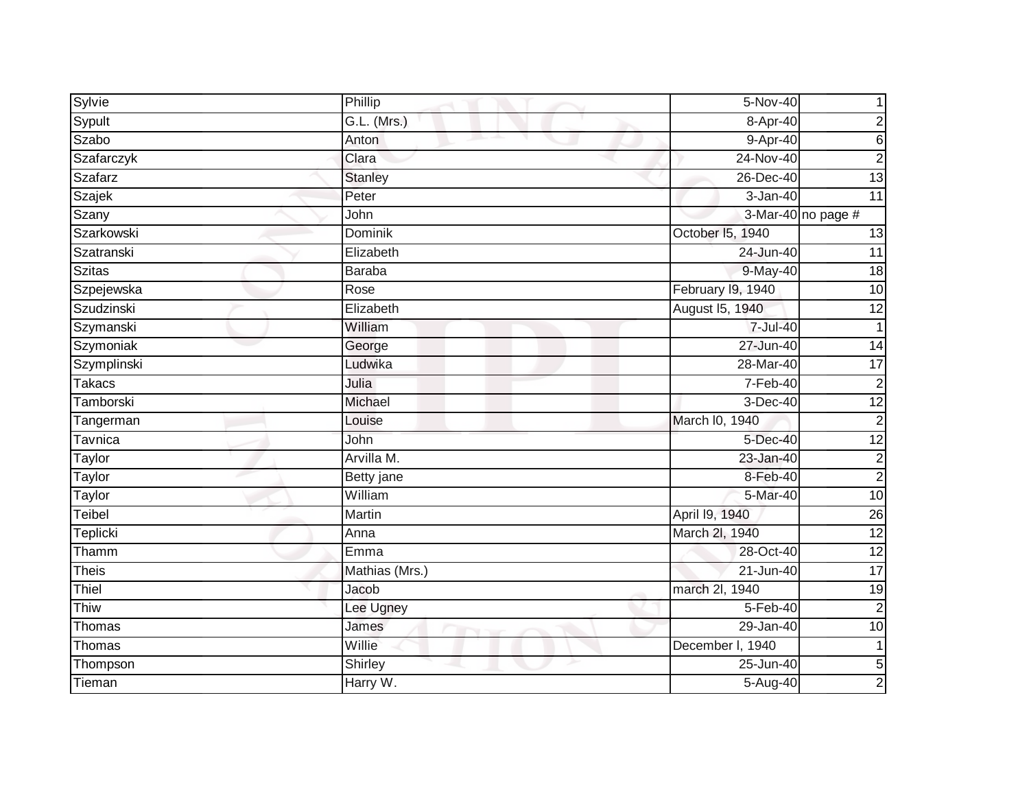| Sylvie | Phillip | 5-Nov-40 | 1 |
|---|---|---|---|
| Sypult | G.L. (Mrs.) | 8-Apr-40 | 2 |
| Szabo | Anton | 9-Apr-40 | 6 |
| Szafarczyk | Clara | 24-Nov-40 | 2 |
| Szafarz | Stanley | 26-Dec-40 | 13 |
| Szajek | Peter | 3-Jan-40 | 11 |
| Szany | John | 3-Mar-40 | no page # |
| Szarkowski | Dominik | October l5, 1940 | 13 |
| Szatranski | Elizabeth | 24-Jun-40 | 11 |
| Szitas | Baraba | 9-May-40 | 18 |
| Szpejewska | Rose | February l9, 1940 | 10 |
| Szudzinski | Elizabeth | August l5, 1940 | 12 |
| Szymanski | William | 7-Jul-40 | 1 |
| Szymoniak | George | 27-Jun-40 | 14 |
| Szymplinski | Ludwika | 28-Mar-40 | 17 |
| Takacs | Julia | 7-Feb-40 | 2 |
| Tamborski | Michael | 3-Dec-40 | 12 |
| Tangerman | Louise | March l0, 1940 | 2 |
| Tavnica | John | 5-Dec-40 | 12 |
| Taylor | Arvilla M. | 23-Jan-40 | 2 |
| Taylor | Betty jane | 8-Feb-40 | 2 |
| Taylor | William | 5-Mar-40 | 10 |
| Teibel | Martin | April l9, 1940 | 26 |
| Teplicki | Anna | March 2l, 1940 | 12 |
| Thamm | Emma | 28-Oct-40 | 12 |
| Theis | Mathias (Mrs.) | 21-Jun-40 | 17 |
| Thiel | Jacob | march 2l, 1940 | 19 |
| Thiw | Lee Ugney | 5-Feb-40 | 2 |
| Thomas | James | 29-Jan-40 | 10 |
| Thomas | Willie | December l, 1940 | 1 |
| Thompson | Shirley | 25-Jun-40 | 5 |
| Tieman | Harry W. | 5-Aug-40 | 2 |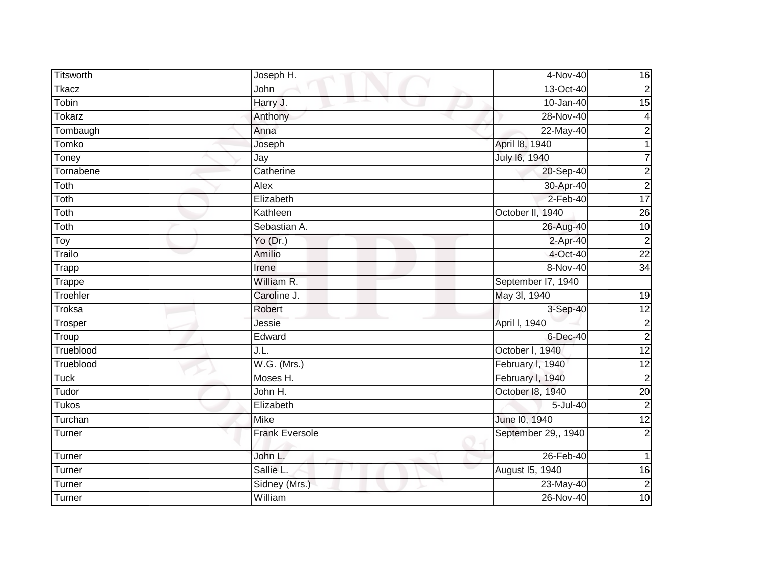| Titsworth | Joseph H. | 4-Nov-40 | 16 |
|---|---|---|---|
| Tkacz | John | 13-Oct-40 | 2 |
| Tobin | Harry J. | 10-Jan-40 | 15 |
| Tokarz | Anthony | 28-Nov-40 | 4 |
| Tombaugh | Anna | 22-May-40 | 2 |
| Tomko | Joseph | April l8, 1940 | 1 |
| Toney | Jay | July l6, 1940 | 7 |
| Tornabene | Catherine | 20-Sep-40 | 2 |
| Toth | Alex | 30-Apr-40 | 2 |
| Toth | Elizabeth | 2-Feb-40 | 17 |
| Toth | Kathleen | October ll, 1940 | 26 |
| Toth | Sebastian A. | 26-Aug-40 | 10 |
| Toy | Yo (Dr.) | 2-Apr-40 | 2 |
| Trailo | Amilio | 4-Oct-40 | 22 |
| Trapp | Irene | 8-Nov-40 | 34 |
| Trappe | William R. | September l7, 1940 | |
| Troehler | Caroline J. | May 3l, 1940 | 19 |
| Troksa | Robert | 3-Sep-40 | 12 |
| Trosper | Jessie | April l, 1940 | 2 |
| Troup | Edward | 6-Dec-40 | 2 |
| Trueblood | J.L. | October l, 1940 | 12 |
| Trueblood | W.G. (Mrs.) | February l, 1940 | 12 |
| Tuck | Moses H. | February l, 1940 | 2 |
| Tudor | John H. | October l8, 1940 | 20 |
| Tukos | Elizabeth | 5-Jul-40 | 2 |
| Turchan | Mike | June l0, 1940 | 12 |
| Turner | Frank Eversole | September 29,, 1940 | 2 |
| Turner | John L. | 26-Feb-40 | 1 |
| Turner | Sallie L. | August l5, 1940 | 16 |
| Turner | Sidney (Mrs.) | 23-May-40 | 2 |
| Turner | William | 26-Nov-40 | 10 |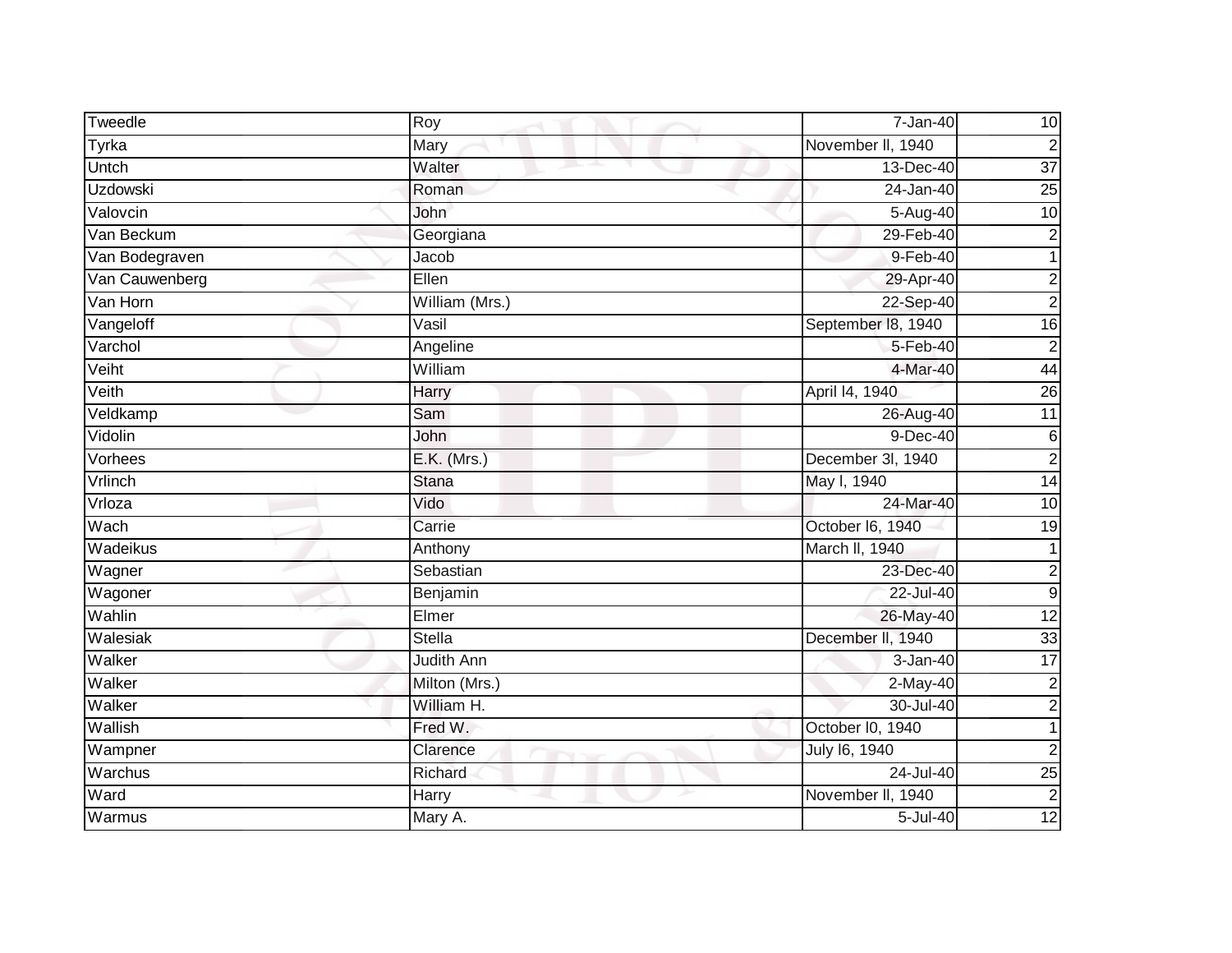| Tweedle | Roy | 7-Jan-40 | 10 |
|---|---|---|---|
| Tyrka | Mary | November ll, 1940 | 2 |
| Untch | Walter | 13-Dec-40 | 37 |
| Uzdowski | Roman | 24-Jan-40 | 25 |
| Valovcin | John | 5-Aug-40 | 10 |
| Van Beckum | Georgiana | 29-Feb-40 | 2 |
| Van Bodegraven | Jacob | 9-Feb-40 | 1 |
| Van Cauwenberg | Ellen | 29-Apr-40 | 2 |
| Van Horn | William (Mrs.) | 22-Sep-40 | 2 |
| Vangeloff | Vasil | September l8, 1940 | 16 |
| Varchol | Angeline | 5-Feb-40 | 2 |
| Veiht | William | 4-Mar-40 | 44 |
| Veith | Harry | April l4, 1940 | 26 |
| Veldkamp | Sam | 26-Aug-40 | 11 |
| Vidolin | John | 9-Dec-40 | 6 |
| Vorhees | E.K. (Mrs.) | December 3l, 1940 | 2 |
| Vrlinch | Stana | May l, 1940 | 14 |
| Vrloza | Vido | 24-Mar-40 | 10 |
| Wach | Carrie | October l6, 1940 | 19 |
| Wadeikus | Anthony | March ll, 1940 | 1 |
| Wagner | Sebastian | 23-Dec-40 | 2 |
| Wagoner | Benjamin | 22-Jul-40 | 9 |
| Wahlin | Elmer | 26-May-40 | 12 |
| Walesiak | Stella | December ll, 1940 | 33 |
| Walker | Judith Ann | 3-Jan-40 | 17 |
| Walker | Milton (Mrs.) | 2-May-40 | 2 |
| Walker | William H. | 30-Jul-40 | 2 |
| Wallish | Fred W. | October l0, 1940 | 1 |
| Wampner | Clarence | July l6, 1940 | 2 |
| Warchus | Richard | 24-Jul-40 | 25 |
| Ward | Harry | November ll, 1940 | 2 |
| Warmus | Mary A. | 5-Jul-40 | 12 |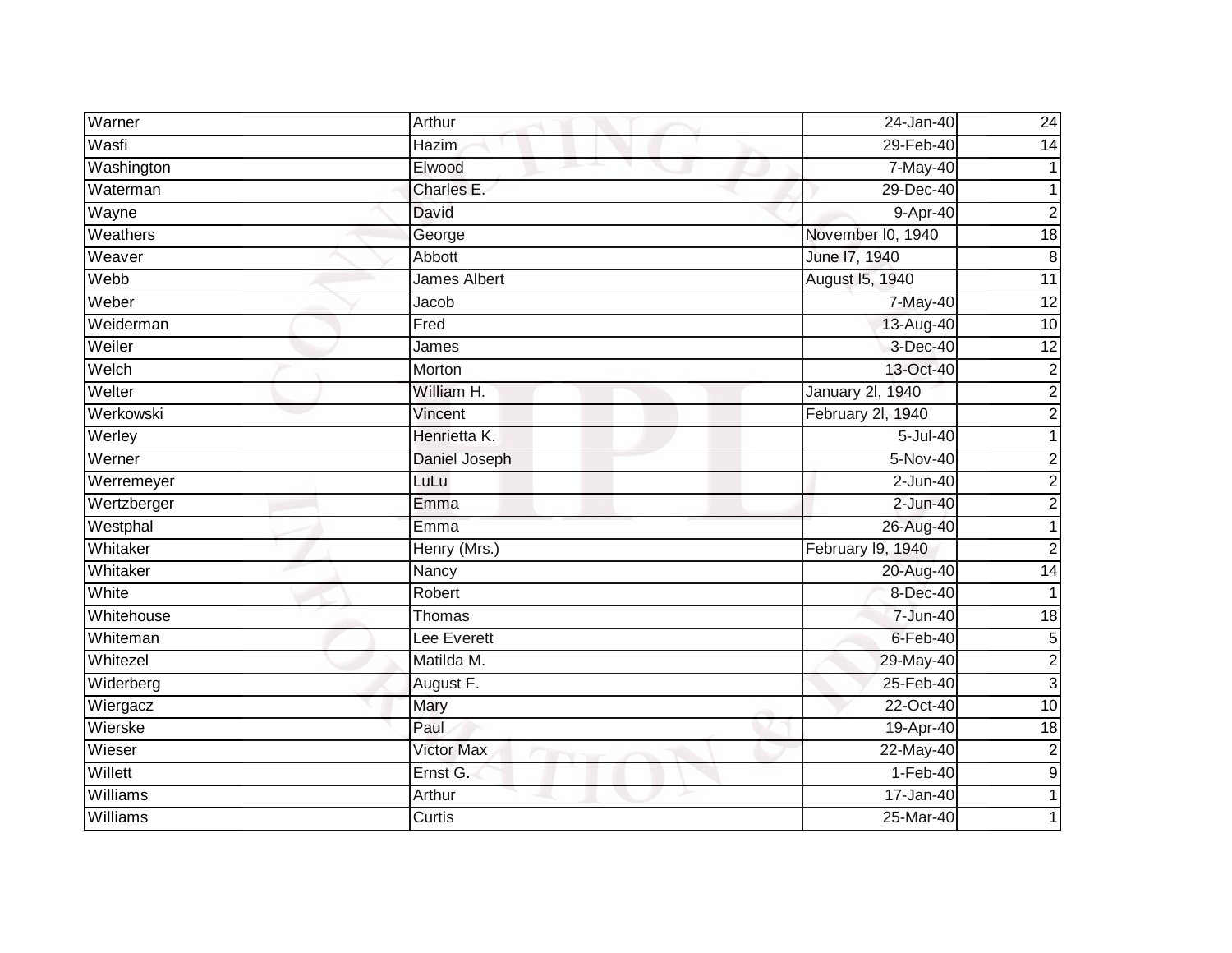| | | | |
|---|---|---|---|
| Warner | Arthur | 24-Jan-40 | 24 |
| Wasfi | Hazim | 29-Feb-40 | 14 |
| Washington | Elwood | 7-May-40 | 1 |
| Waterman | Charles E. | 29-Dec-40 | 1 |
| Wayne | David | 9-Apr-40 | 2 |
| Weathers | George | November l0, 1940 | 18 |
| Weaver | Abbott | June l7, 1940 | 8 |
| Webb | James Albert | August l5, 1940 | 11 |
| Weber | Jacob | 7-May-40 | 12 |
| Weiderman | Fred | 13-Aug-40 | 10 |
| Weiler | James | 3-Dec-40 | 12 |
| Welch | Morton | 13-Oct-40 | 2 |
| Welter | William H. | January 2l, 1940 | 2 |
| Werkowski | Vincent | February 2l, 1940 | 2 |
| Werley | Henrietta K. | 5-Jul-40 | 1 |
| Werner | Daniel Joseph | 5-Nov-40 | 2 |
| Werremeyer | LuLu | 2-Jun-40 | 2 |
| Wertzberger | Emma | 2-Jun-40 | 2 |
| Westphal | Emma | 26-Aug-40 | 1 |
| Whitaker | Henry (Mrs.) | February l9, 1940 | 2 |
| Whitaker | Nancy | 20-Aug-40 | 14 |
| White | Robert | 8-Dec-40 | 1 |
| Whitehouse | Thomas | 7-Jun-40 | 18 |
| Whiteman | Lee Everett | 6-Feb-40 | 5 |
| Whitezel | Matilda M. | 29-May-40 | 2 |
| Widerberg | August F. | 25-Feb-40 | 3 |
| Wiergacz | Mary | 22-Oct-40 | 10 |
| Wierske | Paul | 19-Apr-40 | 18 |
| Wieser | Victor Max | 22-May-40 | 2 |
| Willett | Ernst G. | 1-Feb-40 | 9 |
| Williams | Arthur | 17-Jan-40 | 1 |
| Williams | Curtis | 25-Mar-40 | 1 |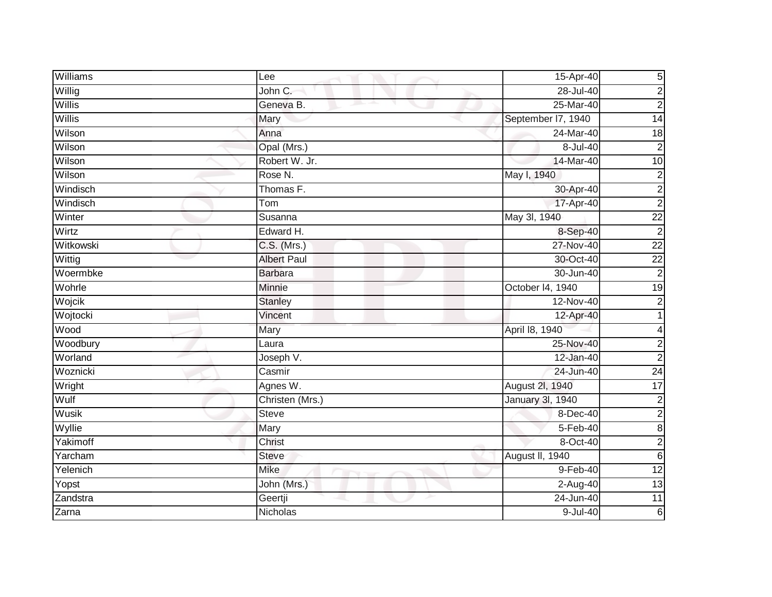| | | | |
|---|---|---|---|
| Williams | Lee | 15-Apr-40 | 5 |
| Willig | John C. | 28-Jul-40 | 2 |
| Willis | Geneva B. | 25-Mar-40 | 2 |
| Willis | Mary | September l7, 1940 | 14 |
| Wilson | Anna | 24-Mar-40 | 18 |
| Wilson | Opal (Mrs.) | 8-Jul-40 | 2 |
| Wilson | Robert W. Jr. | 14-Mar-40 | 10 |
| Wilson | Rose N. | May l, 1940 | 2 |
| Windisch | Thomas F. | 30-Apr-40 | 2 |
| Windisch | Tom | 17-Apr-40 | 2 |
| Winter | Susanna | May 3l, 1940 | 22 |
| Wirtz | Edward H. | 8-Sep-40 | 2 |
| Witkowski | C.S. (Mrs.) | 27-Nov-40 | 22 |
| Wittig | Albert Paul | 30-Oct-40 | 22 |
| Woermbke | Barbara | 30-Jun-40 | 2 |
| Wohrle | Minnie | October l4, 1940 | 19 |
| Wojcik | Stanley | 12-Nov-40 | 2 |
| Wojtocki | Vincent | 12-Apr-40 | 1 |
| Wood | Mary | April l8, 1940 | 4 |
| Woodbury | Laura | 25-Nov-40 | 2 |
| Worland | Joseph V. | 12-Jan-40 | 2 |
| Woznicki | Casmir | 24-Jun-40 | 24 |
| Wright | Agnes W. | August 2l, 1940 | 17 |
| Wulf | Christen (Mrs.) | January 3l, 1940 | 2 |
| Wusik | Steve | 8-Dec-40 | 2 |
| Wyllie | Mary | 5-Feb-40 | 8 |
| Yakimoff | Christ | 8-Oct-40 | 2 |
| Yarcham | Steve | August ll, 1940 | 6 |
| Yelenich | Mike | 9-Feb-40 | 12 |
| Yopst | John (Mrs.) | 2-Aug-40 | 13 |
| Zandstra | Geertji | 24-Jun-40 | 11 |
| Zarna | Nicholas | 9-Jul-40 | 6 |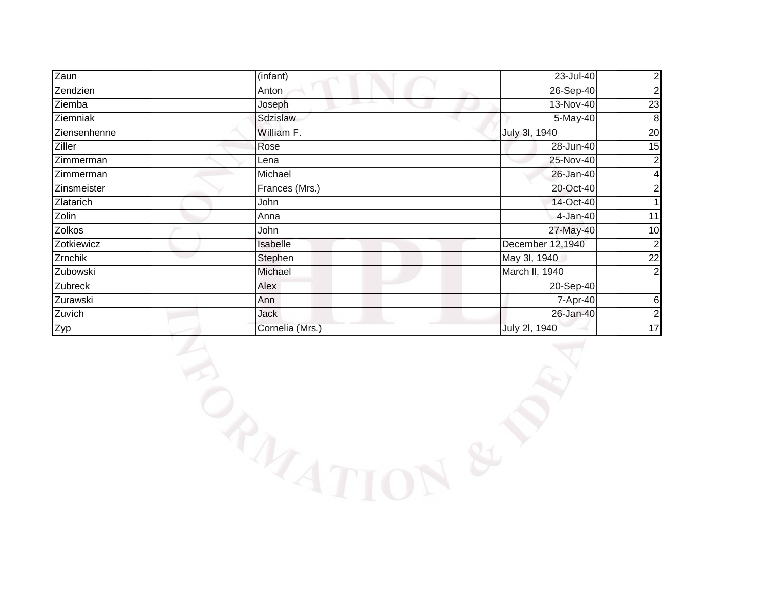| | | | |
|---|---|---|---|
| Zaun | (infant) | 23-Jul-40 | 2 |
| Zendzien | Anton | 26-Sep-40 | 2 |
| Ziemba | Joseph | 13-Nov-40 | 23 |
| Ziemniak | Sdzislaw | 5-May-40 | 8 |
| Ziensenhenne | William F. | July 3l, 1940 | 20 |
| Ziller | Rose | 28-Jun-40 | 15 |
| Zimmerman | Lena | 25-Nov-40 | 2 |
| Zimmerman | Michael | 26-Jan-40 | 4 |
| Zinsmeister | Frances (Mrs.) | 20-Oct-40 | 2 |
| Zlatarich | John | 14-Oct-40 | 1 |
| Zolin | Anna | 4-Jan-40 | 11 |
| Zolkos | John | 27-May-40 | 10 |
| Zotkiewicz | Isabelle | December 12,1940 | 2 |
| Zrnchik | Stephen | May 3l, 1940 | 22 |
| Zubowski | Michael | March ll, 1940 | 2 |
| Zubreck | Alex | 20-Sep-40 | |
| Zurawski | Ann | 7-Apr-40 | 6 |
| Zuvich | Jack | 26-Jan-40 | 2 |
| Zyp | Cornelia (Mrs.) | July 2l, 1940 | 17 |